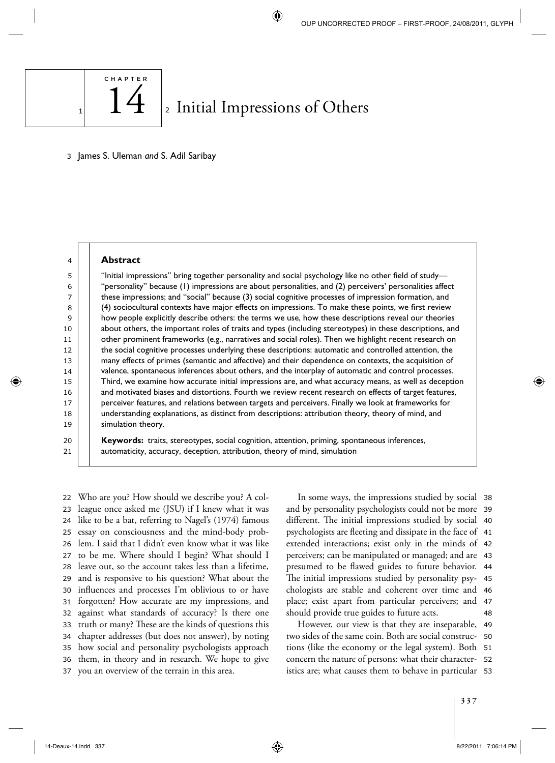CHAPTER 14

# Initial Impressions of Others

James S. Uleman *and* S. Adil Saribay

## Abstract

"Initial impressions" bring together personality and social psychology like no other field of study—"personality" because (1) impressions are about personalities, and (2) perceivers' personalities affect these impressions; and "social" because (3) social cognitive processes of impression formation, and (4) sociocultural contexts have major effects on impressions. To make these points, we first review how people explicitly describe others: the terms we use, how these descriptions reveal our theories about others, the important roles of traits and types (including stereotypes) in these descriptions, and other prominent frameworks (e.g., narratives and social roles). Then we highlight recent research on the social cognitive processes underlying these descriptions: automatic and controlled attention, the many effects of primes (semantic and affective) and their dependence on contexts, the acquisition of valence, spontaneous inferences about others, and the interplay of automatic and control processes. Third, we examine how accurate initial impressions are, and what accuracy means, as well as deception and motivated biases and distortions. Fourth we review recent research on effects of target features, perceiver features, and relations between targets and perceivers. Finally we look at frameworks for understanding explanations, as distinct from descriptions: attribution theory, theory of mind, and simulation theory.

**Keywords:** traits, stereotypes, social cognition, attention, priming, spontaneous inferences, automaticity, accuracy, deception, attribution, theory of mind, simulation

Who are you? How should we describe you? A colleague once asked me (JSU) if I knew what it was like to be a bat, referring to Nagel's (1974) famous essay on consciousness and the mind-body problem. I said that I didn't even know what it was like to be me. Where should I begin? What should I leave out, so the account takes less than a lifetime, and is responsive to his question? What about the influences and processes I'm oblivious to or have forgotten? How accurate are my impressions, and against what standards of accuracy? Is there one truth or many? These are the kinds of questions this chapter addresses (but does not answer), by noting how social and personality psychologists approach them, in theory and in research. We hope to give you an overview of the terrain in this area.

In some ways, the impressions studied by social and by personality psychologists could not be more different. The initial impressions studied by social psychologists are fleeting and dissipate in the face of extended interactions; exist only in the minds of perceivers; can be manipulated or managed; and are presumed to be flawed guides to future behavior. The initial impressions studied by personality psychologists are stable and coherent over time and place; exist apart from particular perceivers; and should provide true guides to future acts.

However, our view is that they are inseparable, two sides of the same coin. Both are social constructions (like the economy or the legal system). Both concern the nature of persons: what their characteristics are; what causes them to behave in particular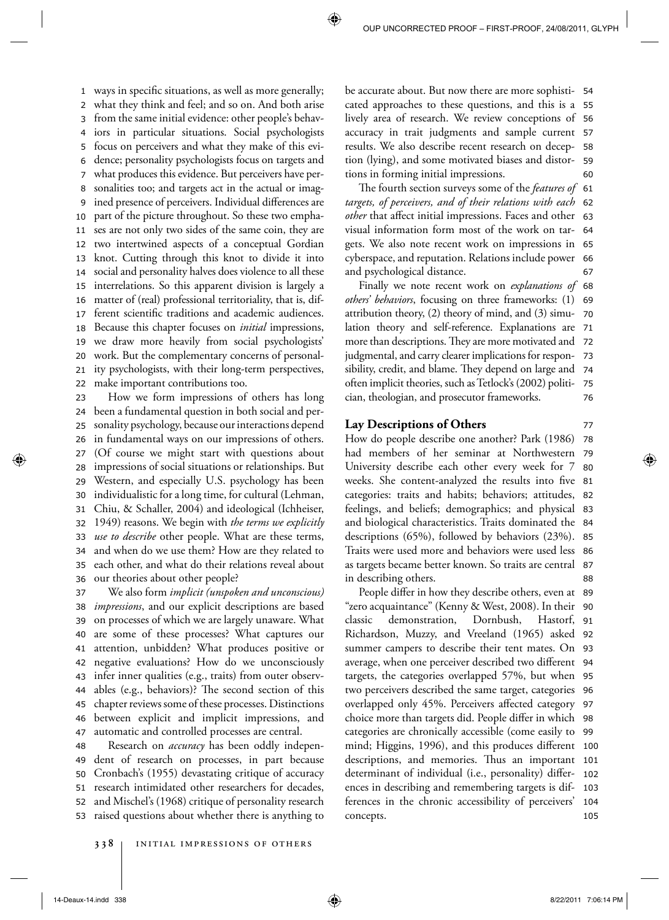ways in specific situations, as well as more generally; what they think and feel; and so on. And both arise from the same initial evidence: other people's behaviors in particular situations. Social psychologists focus on perceivers and what they make of this evidence; personality psychologists focus on targets and what produces this evidence. But perceivers have personalities too; and targets act in the actual or imagined presence of perceivers. Individual differences are part of the picture throughout. So these two emphases are not only two sides of the same coin, they are two intertwined aspects of a conceptual Gordian knot. Cutting through this knot to divide it into social and personality halves does violence to all these interrelations. So this apparent division is largely a matter of (real) professional territoriality, that is, different scientific traditions and academic audiences. Because this chapter focuses on *initial* impressions, we draw more heavily from social psychologists' work. But the complementary concerns of personality psychologists, with their long-term perspectives, make important contributions too.

How we form impressions of others has long been a fundamental question in both social and personality psychology, because our interactions depend in fundamental ways on our impressions of others. (Of course we might start with questions about impressions of social situations or relationships. But Western, and especially U.S. psychology has been individualistic for a long time, for cultural (Lehman, Chiu, & Schaller, 2004) and ideological (Ichheiser, 1949) reasons. We begin with *the terms we explicitly use to describe* other people. What are these terms, and when do we use them? How are they related to each other, and what do their relations reveal about our theories about other people?

We also form *implicit (unspoken and unconscious) impressions*, and our explicit descriptions are based on processes of which we are largely unaware. What are some of these processes? What captures our attention, unbidden? What produces positive or negative evaluations? How do we unconsciously infer inner qualities (e.g., traits) from outer observables (e.g., behaviors)? The second section of this chapter reviews some of these processes. Distinctions between explicit and implicit impressions, and automatic and controlled processes are central.

Research on *accuracy* has been oddly independent of research on processes, in part because Cronbach's (1955) devastating critique of accuracy research intimidated other researchers for decades, and Mischel's (1968) critique of personality research raised questions about whether there is anything to be accurate about. But now there are more sophisticated approaches to these questions, and this is a lively area of research. We review conceptions of accuracy in trait judgments and sample current results. We also describe recent research on deception (lying), and some motivated biases and distortions in forming initial impressions.

The fourth section surveys some of the *features of targets, of perceivers, and of their relations with each other* that affect initial impressions. Faces and other visual information form most of the work on targets. We also note recent work on impressions in cyberspace, and reputation. Relations include power and psychological distance.

Finally we note recent work on *explanations of others' behaviors*, focusing on three frameworks: (1) attribution theory, (2) theory of mind, and (3) simulation theory and self-reference. Explanations are more than descriptions. They are more motivated and judgmental, and carry clearer implications for responsibility, credit, and blame. They depend on large and often implicit theories, such as Tetlock's (2002) politician, theologian, and prosecutor frameworks.

## Lay Descriptions of Others

How do people describe one another? Park (1986) had members of her seminar at Northwestern University describe each other every week for 7 weeks. She content-analyzed the results into five categories: traits and habits; behaviors; attitudes, feelings, and beliefs; demographics; and physical and biological characteristics. Traits dominated the descriptions (65%), followed by behaviors (23%). Traits were used more and behaviors were used less as targets became better known. So traits are central in describing others.

People differ in how they describe others, even at "zero acquaintance" (Kenny & West, 2008). In their classic demonstration, Dornbush, Hastorf, Richardson, Muzzy, and Vreeland (1965) asked summer campers to describe their tent mates. On average, when one perceiver described two different targets, the categories overlapped 57%, but when two perceivers described the same target, categories overlapped only 45%. Perceivers affected category choice more than targets did. People differ in which categories are chronically accessible (come easily to mind; Higgins, 1996), and this produces different descriptions, and memories. Thus an important determinant of individual (i.e., personality) differences in describing and remembering targets is differences in the chronic accessibility of perceivers' concepts.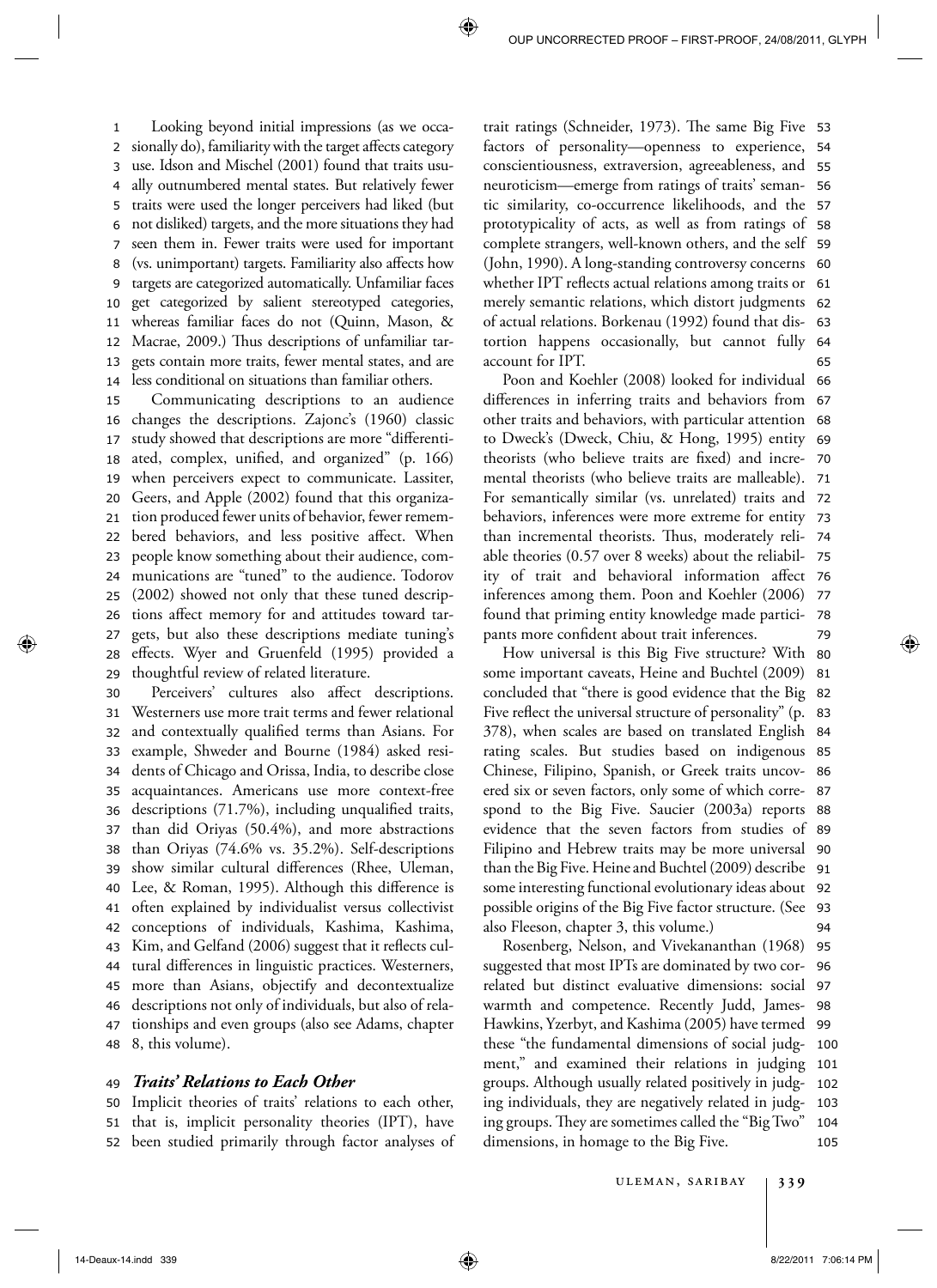Looking beyond initial impressions (as we occasionally do), familiarity with the target affects category use. Idson and Mischel (2001) found that traits usually outnumbered mental states. But relatively fewer traits were used the longer perceivers had liked (but not disliked) targets, and the more situations they had seen them in. Fewer traits were used for important (vs. unimportant) targets. Familiarity also affects how targets are categorized automatically. Unfamiliar faces get categorized by salient stereotyped categories, whereas familiar faces do not (Quinn, Mason, & Macrae, 2009.) Thus descriptions of unfamiliar targets contain more traits, fewer mental states, and are less conditional on situations than familiar others.

Communicating descriptions to an audience changes the descriptions. Zajonc's (1960) classic study showed that descriptions are more "differentiated, complex, unified, and organized" (p. 166) when perceivers expect to communicate. Lassiter, Geers, and Apple (2002) found that this organization produced fewer units of behavior, fewer remembered behaviors, and less positive affect. When people know something about their audience, communications are "tuned" to the audience. Todorov (2002) showed not only that these tuned descriptions affect memory for and attitudes toward targets, but also these descriptions mediate tuning's effects. Wyer and Gruenfeld (1995) provided a thoughtful review of related literature.

Perceivers' cultures also affect descriptions. Westerners use more trait terms and fewer relational and contextually qualified terms than Asians. For example, Shweder and Bourne (1984) asked residents of Chicago and Orissa, India, to describe close acquaintances. Americans use more context-free descriptions (71.7%), including unqualified traits, than did Oriyas (50.4%), and more abstractions than Oriyas (74.6% vs. 35.2%). Self-descriptions show similar cultural differences (Rhee, Uleman, Lee, & Roman, 1995). Although this difference is often explained by individualist versus collectivist conceptions of individuals, Kashima, Kashima, Kim, and Gelfand (2006) suggest that it reflects cultural differences in linguistic practices. Westerners, more than Asians, objectify and decontextualize descriptions not only of individuals, but also of relationships and even groups (also see Adams, chapter 8, this volume).

### *Traits' Relations to Each Other*

Implicit theories of traits' relations to each other, that is, implicit personality theories (IPT), have been studied primarily through factor analyses of trait ratings (Schneider, 1973). The same Big Five factors of personality—openness to experience, conscientiousness, extraversion, agreeableness, and neuroticism—emerge from ratings of traits' semantic similarity, co-occurrence likelihoods, and the prototypicality of acts, as well as from ratings of complete strangers, well-known others, and the self (John, 1990). A long-standing controversy concerns whether IPT reflects actual relations among traits or merely semantic relations, which distort judgments of actual relations. Borkenau (1992) found that distortion happens occasionally, but cannot fully account for IPT.

Poon and Koehler (2008) looked for individual differences in inferring traits and behaviors from other traits and behaviors, with particular attention to Dweck's (Dweck, Chiu, & Hong, 1995) entity theorists (who believe traits are fixed) and incremental theorists (who believe traits are malleable). For semantically similar (vs. unrelated) traits and behaviors, inferences were more extreme for entity than incremental theorists. Thus, moderately reliable theories (0.57 over 8 weeks) about the reliability of trait and behavioral information affect inferences among them. Poon and Koehler (2006) found that priming entity knowledge made participants more confident about trait inferences.

How universal is this Big Five structure? With some important caveats, Heine and Buchtel (2009) concluded that "there is good evidence that the Big Five reflect the universal structure of personality" (p. 378), when scales are based on translated English rating scales. But studies based on indigenous Chinese, Filipino, Spanish, or Greek traits uncovered six or seven factors, only some of which correspond to the Big Five. Saucier (2003a) reports evidence that the seven factors from studies of Filipino and Hebrew traits may be more universal than the Big Five. Heine and Buchtel (2009) describe some interesting functional evolutionary ideas about possible origins of the Big Five factor structure. (See also Fleeson, chapter 3, this volume.)

Rosenberg, Nelson, and Vivekananthan (1968) suggested that most IPTs are dominated by two correlated but distinct evaluative dimensions: social warmth and competence. Recently Judd, James-Hawkins, Yzerbyt, and Kashima (2005) have termed these "the fundamental dimensions of social judgment," and examined their relations in judging groups. Although usually related positively in judging individuals, they are negatively related in judging groups. They are sometimes called the "Big Two" dimensions, in homage to the Big Five.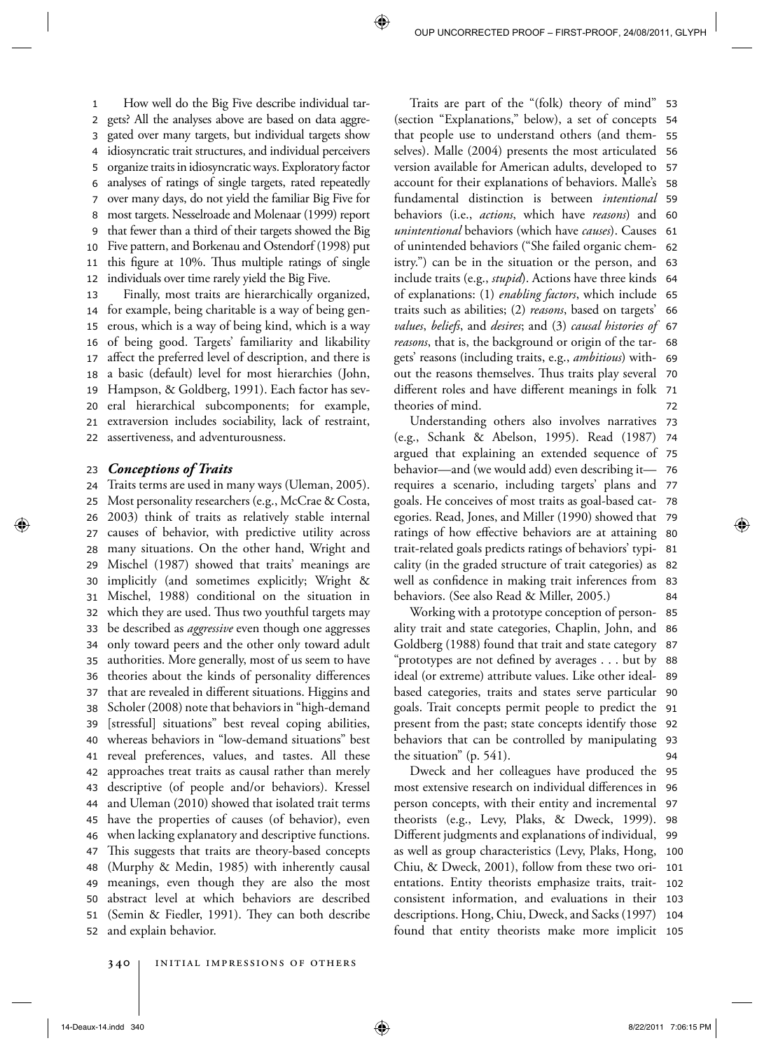How well do the Big Five describe individual targets? All the analyses above are based on data aggregated over many targets, but individual targets show idiosyncratic trait structures, and individual perceivers organize traits in idiosyncratic ways. Exploratory factor analyses of ratings of single targets, rated repeatedly over many days, do not yield the familiar Big Five for most targets. Nesselroade and Molenaar (1999) report that fewer than a third of their targets showed the Big Five pattern, and Borkenau and Ostendorf (1998) put this figure at 10%. Thus multiple ratings of single individuals over time rarely yield the Big Five.

Finally, most traits are hierarchically organized, for example, being charitable is a way of being generous, which is a way of being kind, which is a way of being good. Targets' familiarity and likability affect the preferred level of description, and there is a basic (default) level for most hierarchies (John, Hampson, & Goldberg, 1991). Each factor has several hierarchical subcomponents; for example, extraversion includes sociability, lack of restraint, assertiveness, and adventurousness.

### *Conceptions of Traits*

Traits terms are used in many ways (Uleman, 2005). Most personality researchers (e.g., McCrae & Costa, 2003) think of traits as relatively stable internal causes of behavior, with predictive utility across many situations. On the other hand, Wright and Mischel (1987) showed that traits' meanings are implicitly (and sometimes explicitly; Wright & Mischel, 1988) conditional on the situation in which they are used. Thus two youthful targets may be described as *aggressive* even though one aggresses only toward peers and the other only toward adult authorities. More generally, most of us seem to have theories about the kinds of personality differences that are revealed in different situations. Higgins and Scholer (2008) note that behaviors in "high-demand [stressful] situations" best reveal coping abilities, whereas behaviors in "low-demand situations" best reveal preferences, values, and tastes. All these approaches treat traits as causal rather than merely descriptive (of people and/or behaviors). Kressel and Uleman (2010) showed that isolated trait terms have the properties of causes (of behavior), even when lacking explanatory and descriptive functions. This suggests that traits are theory-based concepts (Murphy & Medin, 1985) with inherently causal meanings, even though they are also the most abstract level at which behaviors are described (Semin & Fiedler, 1991). They can both describe and explain behavior.

Traits are part of the "(folk) theory of mind" (section "Explanations," below), a set of concepts that people use to understand others (and themselves). Malle (2004) presents the most articulated version available for American adults, developed to account for their explanations of behaviors. Malle's fundamental distinction is between *intentional* behaviors (i.e., *actions*, which have *reasons*) and *unintentional* behaviors (which have *causes*). Causes of unintended behaviors ("She failed organic chemistry.") can be in the situation or the person, and include traits (e.g., *stupid*). Actions have three kinds of explanations: (1) *enabling factors*, which include traits such as abilities; (2) *reasons*, based on targets' *values*, *beliefs*, and *desires*; and (3) *causal histories of reasons*, that is, the background or origin of the targets' reasons (including traits, e.g., *ambitious*) without the reasons themselves. Thus traits play several different roles and have different meanings in folk theories of mind.

Understanding others also involves narratives (e.g., Schank & Abelson, 1995). Read (1987) argued that explaining an extended sequence of behavior—and (we would add) even describing it—requires a scenario, including targets' plans and goals. He conceives of most traits as goal-based categories. Read, Jones, and Miller (1990) showed that ratings of how effective behaviors are at attaining trait-related goals predicts ratings of behaviors' typicality (in the graded structure of trait categories) as well as confidence in making trait inferences from behaviors. (See also Read & Miller, 2005.)

Working with a prototype conception of personality trait and state categories, Chaplin, John, and Goldberg (1988) found that trait and state category "prototypes are not defined by averages . . . but by ideal (or extreme) attribute values. Like other ideal-based categories, traits and states serve particular goals. Trait concepts permit people to predict the present from the past; state concepts identify those behaviors that can be controlled by manipulating the situation" (p. 541).

Dweck and her colleagues have produced the most extensive research on individual differences in person concepts, with their entity and incremental theorists (e.g., Levy, Plaks, & Dweck, 1999). Different judgments and explanations of individual, as well as group characteristics (Levy, Plaks, Hong, Chiu, & Dweck, 2001), follow from these two orientations. Entity theorists emphasize traits, trait-consistent information, and evaluations in their descriptions. Hong, Chiu, Dweck, and Sacks (1997) found that entity theorists make more implicit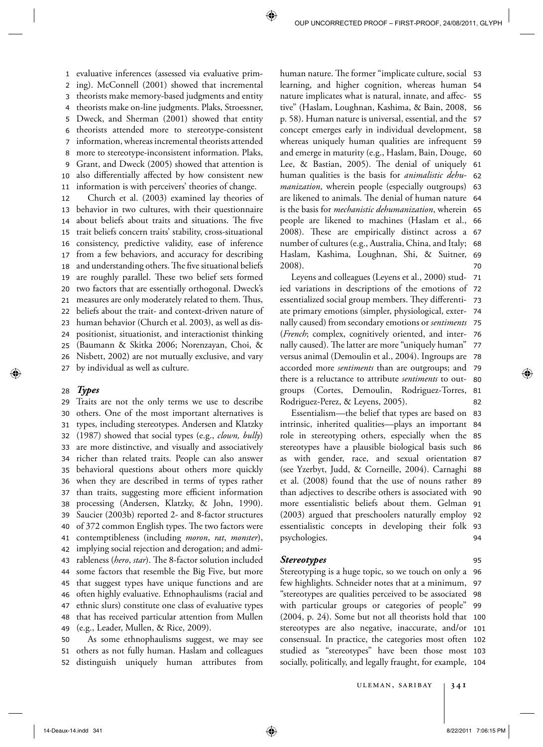evaluative inferences (assessed via evaluative priming). McConnell (2001) showed that incremental theorists make memory-based judgments and entity theorists make on-line judgments. Plaks, Stroessner, Dweck, and Sherman (2001) showed that entity theorists attended more to stereotype-consistent information, whereas incremental theorists attended more to stereotype-inconsistent information. Plaks, Grant, and Dweck (2005) showed that attention is also differentially affected by how consistent new information is with perceivers' theories of change.

Church et al. (2003) examined lay theories of behavior in two cultures, with their questionnaire about beliefs about traits and situations. The five trait beliefs concern traits' stability, cross-situational consistency, predictive validity, ease of inference from a few behaviors, and accuracy for describing and understanding others. The five situational beliefs are roughly parallel. These two belief sets formed two factors that are essentially orthogonal. Dweck's measures are only moderately related to them. Thus, beliefs about the trait- and context-driven nature of human behavior (Church et al. 2003), as well as dispositionist, situationist, and interactionist thinking (Baumann & Skitka 2006; Norenzayan, Choi, & Nisbett, 2002) are not mutually exclusive, and vary by individual as well as culture.

## *Types*

Traits are not the only terms we use to describe others. One of the most important alternatives is types, including stereotypes. Andersen and Klatzky (1987) showed that social types (e.g., *clown, bully*) are more distinctive, and visually and associatively richer than related traits. People can also answer behavioral questions about others more quickly when they are described in terms of types rather than traits, suggesting more efficient information processing (Andersen, Klatzky, & John, 1990). Saucier (2003b) reported 2- and 8-factor structures of 372 common English types. The two factors were contemptibleness (including *moron*, *rat*, *monster*), implying social rejection and derogation; and admirableness (*hero*, *star*). The 8-factor solution included some factors that resemble the Big Five, but more that suggest types have unique functions and are often highly evaluative. Ethnophaulisms (racial and ethnic slurs) constitute one class of evaluative types that has received particular attention from Mullen (e.g., Leader, Mullen, & Rice, 2009).

As some ethnophaulisms suggest, we may see others as not fully human. Haslam and colleagues distinguish uniquely human attributes from human nature. The former "implicate culture, social learning, and higher cognition, whereas human nature implicates what is natural, innate, and affective" (Haslam, Loughnan, Kashima, & Bain, 2008, p. 58). Human nature is universal, essential, and the concept emerges early in individual development, whereas uniquely human qualities are infrequent and emerge in maturity (e.g., Haslam, Bain, Douge, Lee, & Bastian, 2005). The denial of uniquely human qualities is the basis for *animalistic dehumanization*, wherein people (especially outgroups) are likened to animals. The denial of human nature is the basis for *mechanistic dehumanization*, wherein people are likened to machines (Haslam et al., 2008). These are empirically distinct across a number of cultures (e.g., Australia, China, and Italy; Haslam, Kashima, Loughnan, Shi, & Suitner, 2008).

Leyens and colleagues (Leyens et al., 2000) studied variations in descriptions of the emotions of essentialized social group members. They differentiate primary emotions (simpler, physiological, externally caused) from secondary emotions or *sentiments* (*French*; complex, cognitively oriented, and internally caused). The latter are more "uniquely human" versus animal (Demoulin et al., 2004). Ingroups are accorded more *sentiments* than are outgroups; and there is a reluctance to attribute *sentiments* to outgroups (Cortes, Demoulin, Rodriguez-Torres, Rodriguez-Perez, & Leyens, 2005).

Essentialism—the belief that types are based on intrinsic, inherited qualities—plays an important role in stereotyping others, especially when the stereotypes have a plausible biological basis such as with gender, race, and sexual orientation (see Yzerbyt, Judd, & Corneille, 2004). Carnaghi et al. (2008) found that the use of nouns rather than adjectives to describe others is associated with more essentialistic beliefs about them. Gelman (2003) argued that preschoolers naturally employ essentialistic concepts in developing their folk psychologies.

## *Stereotypes*

Stereotyping is a huge topic, so we touch on only a few highlights. Schneider notes that at a minimum, "stereotypes are qualities perceived to be associated with particular groups or categories of people" (2004, p. 24). Some but not all theorists hold that stereotypes are also negative, inaccurate, and/or consensual. In practice, the categories most often studied as "stereotypes" have been those most socially, politically, and legally fraught, for example,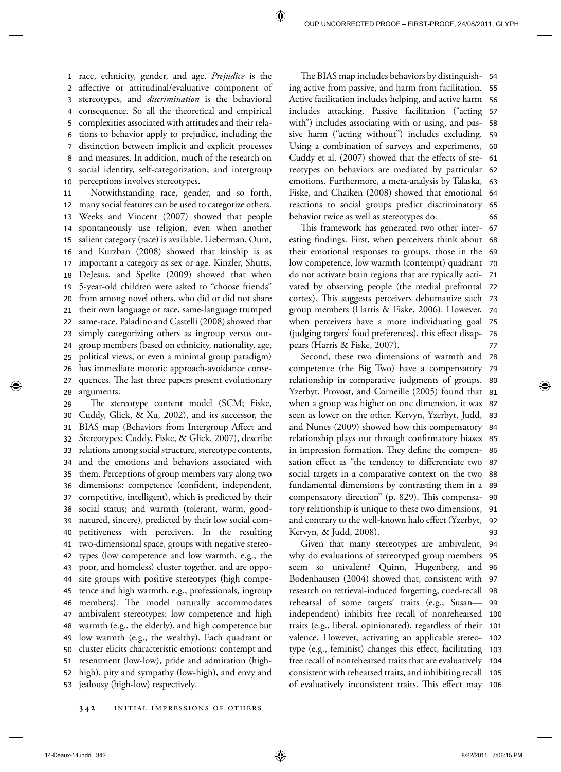race, ethnicity, gender, and age. *Prejudice* is the affective or attitudinal/evaluative component of stereotypes, and *discrimination* is the behavioral consequence. So all the theoretical and empirical complexities associated with attitudes and their relations to behavior apply to prejudice, including the distinction between implicit and explicit processes and measures. In addition, much of the research on social identity, self-categorization, and intergroup perceptions involves stereotypes.

Notwithstanding race, gender, and so forth, many social features can be used to categorize others. Weeks and Vincent (2007) showed that people spontaneously use religion, even when another salient category (race) is available. Lieberman, Oum, and Kurzban (2008) showed that kinship is as important a category as sex or age. Kinzler, Shutts, DeJesus, and Spelke (2009) showed that when 5-year-old children were asked to "choose friends" from among novel others, who did or did not share their own language or race, same-language trumped same-race. Paladino and Castelli (2008) showed that simply categorizing others as ingroup versus outgroup members (based on ethnicity, nationality, age, political views, or even a minimal group paradigm) has immediate motoric approach-avoidance consequences. The last three papers present evolutionary arguments.

The stereotype content model (SCM; Fiske, Cuddy, Glick, & Xu, 2002), and its successor, the BIAS map (Behaviors from Intergroup Affect and Stereotypes; Cuddy, Fiske, & Glick, 2007), describe relations among social structure, stereotype contents, and the emotions and behaviors associated with them. Perceptions of group members vary along two dimensions: competence (confident, independent, competitive, intelligent), which is predicted by their social status; and warmth (tolerant, warm, good-natured, sincere), predicted by their low social competitiveness with perceivers. In the resulting two-dimensional space, groups with negative stereotypes (low competence and low warmth, e.g., the poor, and homeless) cluster together, and are opposite groups with positive stereotypes (high competence and high warmth, e.g., professionals, ingroup members). The model naturally accommodates ambivalent stereotypes: low competence and high warmth (e.g., the elderly), and high competence but low warmth (e.g., the wealthy). Each quadrant or cluster elicits characteristic emotions: contempt and resentment (low-low), pride and admiration (high-high), pity and sympathy (low-high), and envy and jealousy (high-low) respectively.

The BIAS map includes behaviors by distinguishing active from passive, and harm from facilitation. Active facilitation includes helping, and active harm includes attacking. Passive facilitation ("acting with") includes associating with or using, and passive harm ("acting without") includes excluding. Using a combination of surveys and experiments, Cuddy et al. (2007) showed that the effects of stereotypes on behaviors are mediated by particular emotions. Furthermore, a meta-analysis by Talaska, Fiske, and Chaiken (2008) showed that emotional reactions to social groups predict discriminatory behavior twice as well as stereotypes do.

This framework has generated two other interesting findings. First, when perceivers think about their emotional responses to groups, those in the low competence, low warmth (contempt) quadrant do not activate brain regions that are typically activated by observing people (the medial prefrontal cortex). This suggests perceivers dehumanize such group members (Harris & Fiske, 2006). However, when perceivers have a more individuating goal (judging targets' food preferences), this effect disappears (Harris & Fiske, 2007).

Second, these two dimensions of warmth and competence (the Big Two) have a compensatory relationship in comparative judgments of groups. Yzerbyt, Provost, and Corneille (2005) found that when a group was higher on one dimension, it was seen as lower on the other. Kervyn, Yzerbyt, Judd, and Nunes (2009) showed how this compensatory relationship plays out through confirmatory biases in impression formation. They define the compensation effect as "the tendency to differentiate two social targets in a comparative context on the two fundamental dimensions by contrasting them in a compensatory direction" (p. 829). This compensatory relationship is unique to these two dimensions, and contrary to the well-known halo effect (Yzerbyt, Kervyn, & Judd, 2008).

Given that many stereotypes are ambivalent, why do evaluations of stereotyped group members seem so univalent? Quinn, Hugenberg, and Bodenhausen (2004) showed that, consistent with research on retrieval-induced forgetting, cued-recall rehearsal of some targets' traits (e.g., Susan—independent) inhibits free recall of nonrehearsed traits (e.g., liberal, opinionated), regardless of their valence. However, activating an applicable stereotype (e.g., feminist) changes this effect, facilitating free recall of nonrehearsed traits that are evaluatively consistent with rehearsed traits, and inhibiting recall of evaluatively inconsistent traits. This effect may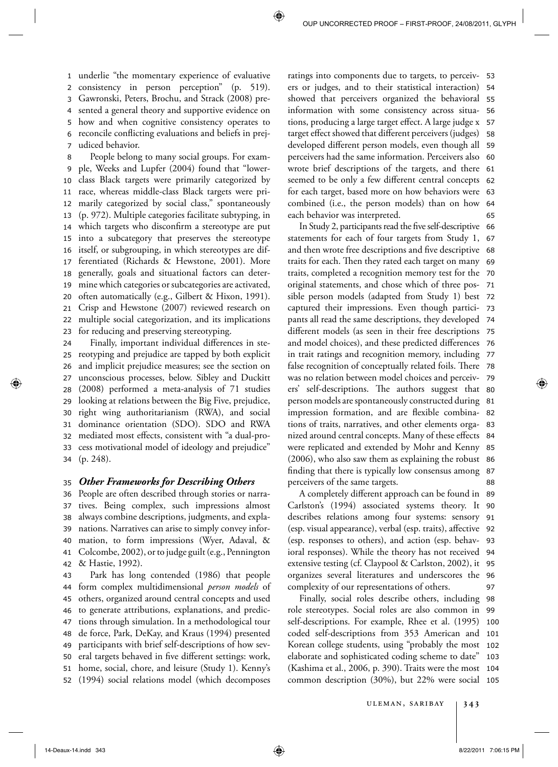underlie "the momentary experience of evaluative consistency in person perception" (p. 519). Gawronski, Peters, Brochu, and Strack (2008) presented a general theory and supportive evidence on how and when cognitive consistency operates to reconcile conflicting evaluations and beliefs in prejudiced behavior.

People belong to many social groups. For example, Weeks and Lupfer (2004) found that "lower-class Black targets were primarily categorized by race, whereas middle-class Black targets were primarily categorized by social class," spontaneously (p. 972). Multiple categories facilitate subtyping, in which targets who disconfirm a stereotype are put into a subcategory that preserves the stereotype itself, or subgrouping, in which stereotypes are differentiated (Richards & Hewstone, 2001). More generally, goals and situational factors can determine which categories or subcategories are activated, often automatically (e.g., Gilbert & Hixon, 1991). Crisp and Hewstone (2007) reviewed research on multiple social categorization, and its implications for reducing and preserving stereotyping.

Finally, important individual differences in stereotyping and prejudice are tapped by both explicit and implicit prejudice measures; see the section on unconscious processes, below. Sibley and Duckitt (2008) performed a meta-analysis of 71 studies looking at relations between the Big Five, prejudice, right wing authoritarianism (RWA), and social dominance orientation (SDO). SDO and RWA mediated most effects, consistent with "a dual-process motivational model of ideology and prejudice" (p. 248).

### *Other Frameworks for Describing Others*

People are often described through stories or narratives. Being complex, such impressions almost always combine descriptions, judgments, and explanations. Narratives can arise to simply convey information, to form impressions (Wyer, Adaval, & Colcombe, 2002), or to judge guilt (e.g., Pennington & Hastie, 1992).

Park has long contended (1986) that people form complex multidimensional *person models* of others, organized around central concepts and used to generate attributions, explanations, and predictions through simulation. In a methodological tour de force, Park, DeKay, and Kraus (1994) presented participants with brief self-descriptions of how several targets behaved in five different settings: work, home, social, chore, and leisure (Study 1). Kenny's (1994) social relations model (which decomposes ratings into components due to targets, to perceivers or judges, and to their statistical interaction) showed that perceivers organized the behavioral information with some consistency across situations, producing a large target effect. A large judge x target effect showed that different perceivers (judges) developed different person models, even though all perceivers had the same information. Perceivers also wrote brief descriptions of the targets, and there seemed to be only a few different central concepts for each target, based more on how behaviors were combined (i.e., the person models) than on how each behavior was interpreted.

In Study 2, participants read the five self-descriptive statements for each of four targets from Study 1, and then wrote free descriptions and five descriptive traits for each. Then they rated each target on many traits, completed a recognition memory test for the original statements, and chose which of three possible person models (adapted from Study 1) best captured their impressions. Even though participants all read the same descriptions, they developed different models (as seen in their free descriptions and model choices), and these predicted differences in trait ratings and recognition memory, including false recognition of conceptually related foils. There was no relation between model choices and perceivers' self-descriptions. The authors suggest that person models are spontaneously constructed during impression formation, and are flexible combinations of traits, narratives, and other elements organized around central concepts. Many of these effects were replicated and extended by Mohr and Kenny (2006), who also saw them as explaining the robust finding that there is typically low consensus among perceivers of the same targets.

A completely different approach can be found in Carlston's (1994) associated systems theory. It describes relations among four systems: sensory (esp. visual appearance), verbal (esp. traits), affective (esp. responses to others), and action (esp. behavioral responses). While the theory has not received extensive testing (cf. Claypool & Carlston, 2002), it organizes several literatures and underscores the complexity of our representations of others.

Finally, social roles describe others, including role stereotypes. Social roles are also common in self-descriptions. For example, Rhee et al. (1995) coded self-descriptions from 353 American and Korean college students, using "probably the most elaborate and sophisticated coding scheme to date" (Kashima et al., 2006, p. 390). Traits were the most common description (30%), but 22% were social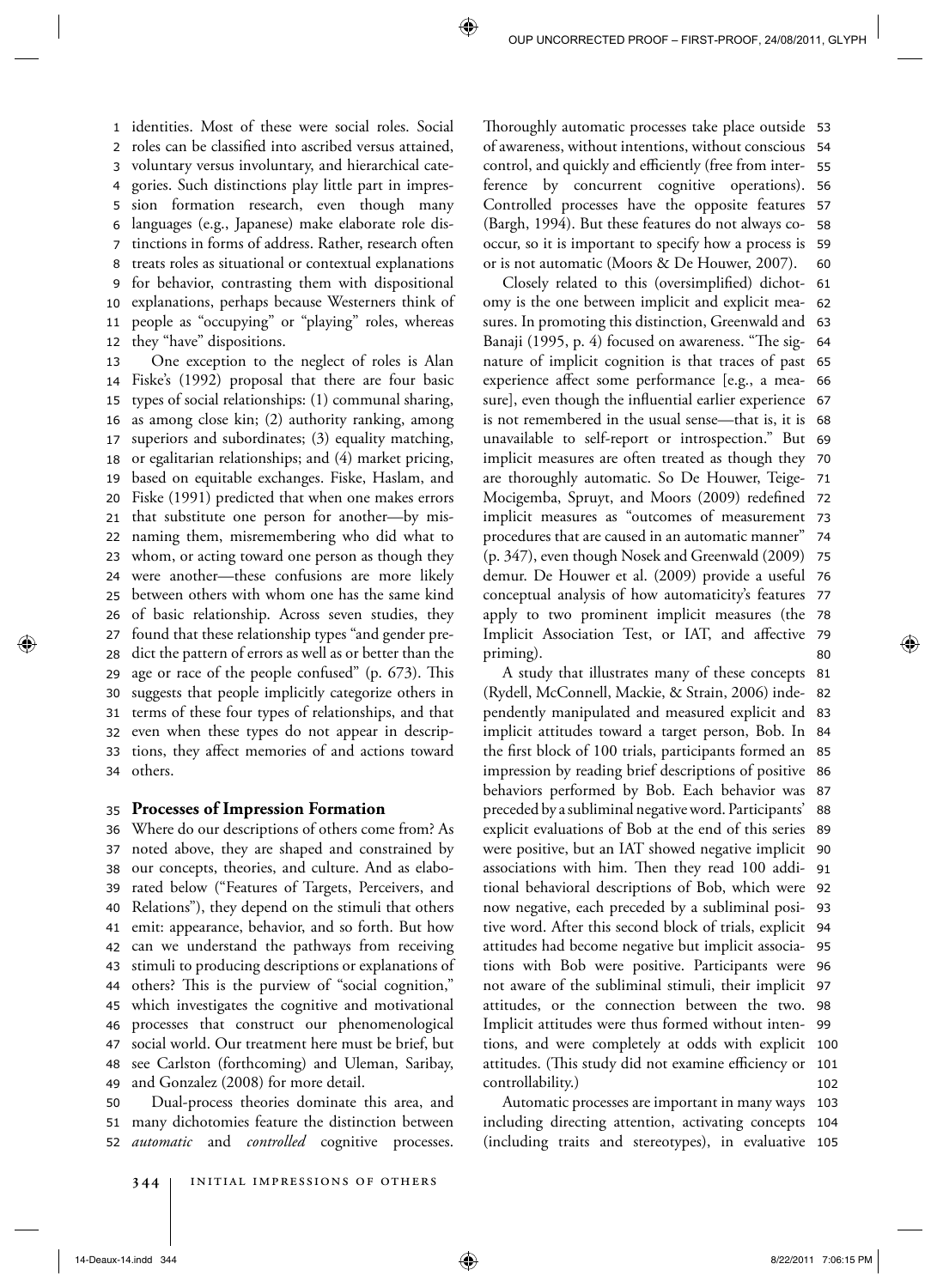identities. Most of these were social roles. Social roles can be classified into ascribed versus attained, voluntary versus involuntary, and hierarchical categories. Such distinctions play little part in impression formation research, even though many languages (e.g., Japanese) make elaborate role distinctions in forms of address. Rather, research often treats roles as situational or contextual explanations for behavior, contrasting them with dispositional explanations, perhaps because Westerners think of people as "occupying" or "playing" roles, whereas they "have" dispositions.

One exception to the neglect of roles is Alan Fiske's (1992) proposal that there are four basic types of social relationships: (1) communal sharing, as among close kin; (2) authority ranking, among superiors and subordinates; (3) equality matching, or egalitarian relationships; and (4) market pricing, based on equitable exchanges. Fiske, Haslam, and Fiske (1991) predicted that when one makes errors that substitute one person for another—by misnaming them, misremembering who did what to whom, or acting toward one person as though they were another—these confusions are more likely between others with whom one has the same kind of basic relationship. Across seven studies, they found that these relationship types "and gender predict the pattern of errors as well as or better than the age or race of the people confused" (p. 673). This suggests that people implicitly categorize others in terms of these four types of relationships, and that even when these types do not appear in descriptions, they affect memories of and actions toward others.

## Processes of Impression Formation

Where do our descriptions of others come from? As noted above, they are shaped and constrained by our concepts, theories, and culture. And as elaborated below ("Features of Targets, Perceivers, and Relations"), they depend on the stimuli that others emit: appearance, behavior, and so forth. But how can we understand the pathways from receiving stimuli to producing descriptions or explanations of others? This is the purview of "social cognition," which investigates the cognitive and motivational processes that construct our phenomenological social world. Our treatment here must be brief, but see Carlston (forthcoming) and Uleman, Saribay, and Gonzalez (2008) for more detail.

Dual-process theories dominate this area, and many dichotomies feature the distinction between *automatic* and *controlled* cognitive processes. Thoroughly automatic processes take place outside of awareness, without intentions, without conscious control, and quickly and efficiently (free from interference by concurrent cognitive operations). Controlled processes have the opposite features (Bargh, 1994). But these features do not always co-occur, so it is important to specify how a process is or is not automatic (Moors & De Houwer, 2007).

Closely related to this (oversimplified) dichotomy is the one between implicit and explicit measures. In promoting this distinction, Greenwald and Banaji (1995, p. 4) focused on awareness. "The signature of implicit cognition is that traces of past experience affect some performance [e.g., a measure], even though the influential earlier experience is not remembered in the usual sense—that is, it is unavailable to self-report or introspection." But implicit measures are often treated as though they are thoroughly automatic. So De Houwer, Teige-Mocigemba, Spruyt, and Moors (2009) redefined implicit measures as "outcomes of measurement procedures that are caused in an automatic manner" (p. 347), even though Nosek and Greenwald (2009) demur. De Houwer et al. (2009) provide a useful conceptual analysis of how automaticity's features apply to two prominent implicit measures (the Implicit Association Test, or IAT, and affective priming).

A study that illustrates many of these concepts (Rydell, McConnell, Mackie, & Strain, 2006) independently manipulated and measured explicit and implicit attitudes toward a target person, Bob. In the first block of 100 trials, participants formed an impression by reading brief descriptions of positive behaviors performed by Bob. Each behavior was preceded by a subliminal negative word. Participants' explicit evaluations of Bob at the end of this series were positive, but an IAT showed negative implicit associations with him. Then they read 100 additional behavioral descriptions of Bob, which were now negative, each preceded by a subliminal positive word. After this second block of trials, explicit attitudes had become negative but implicit associations with Bob were positive. Participants were not aware of the subliminal stimuli, their implicit attitudes, or the connection between the two. Implicit attitudes were thus formed without intentions, and were completely at odds with explicit attitudes. (This study did not examine efficiency or controllability.)

Automatic processes are important in many ways including directing attention, activating concepts (including traits and stereotypes), in evaluative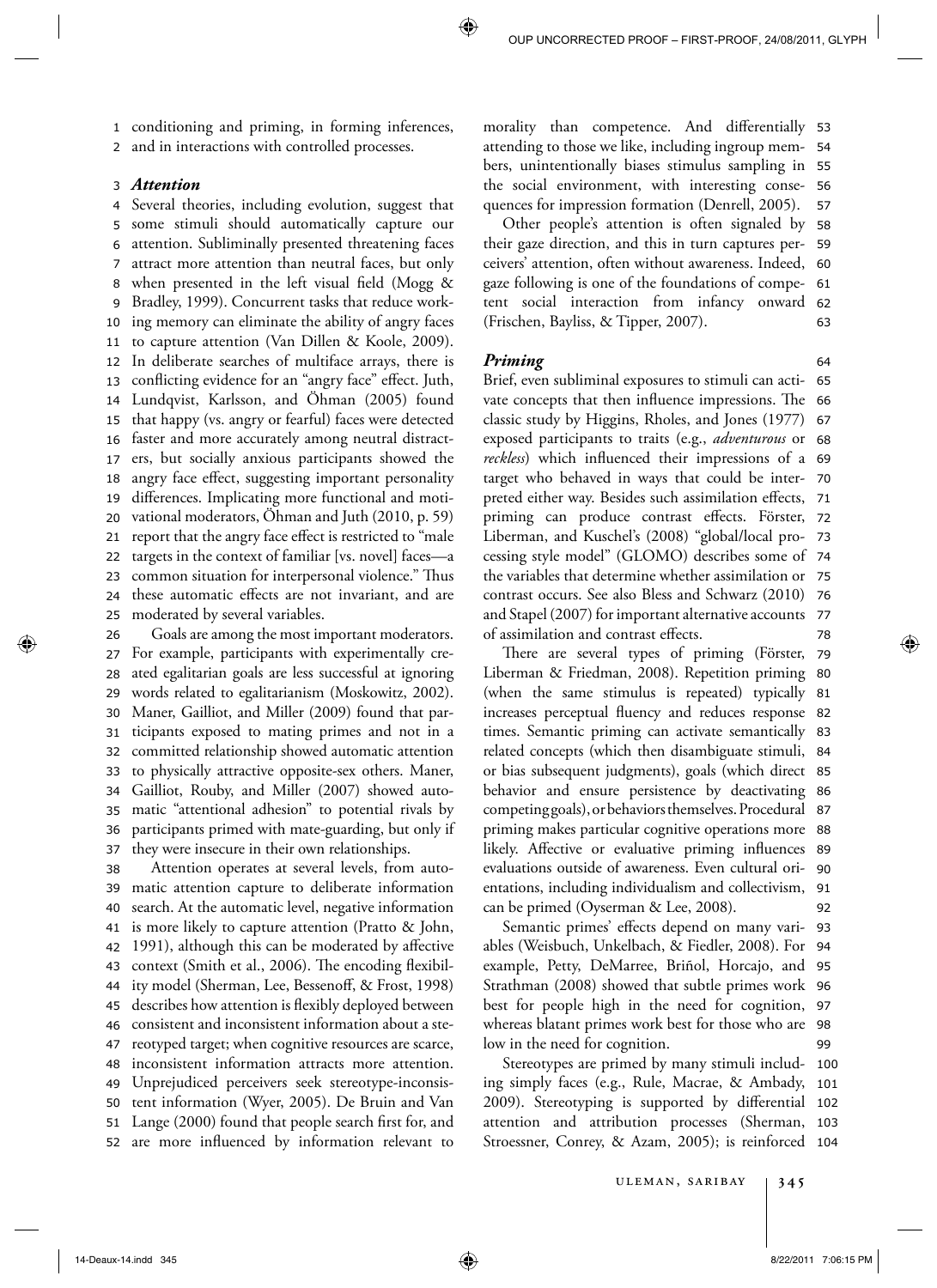conditioning and priming, in forming inferences, and in interactions with controlled processes.

### *Attention*

Several theories, including evolution, suggest that some stimuli should automatically capture our attention. Subliminally presented threatening faces attract more attention than neutral faces, but only when presented in the left visual field (Mogg & Bradley, 1999). Concurrent tasks that reduce working memory can eliminate the ability of angry faces to capture attention (Van Dillen & Koole, 2009). In deliberate searches of multiface arrays, there is conflicting evidence for an "angry face" effect. Juth, Lundqvist, Karlsson, and Öhman (2005) found that happy (vs. angry or fearful) faces were detected faster and more accurately among neutral distracters, but socially anxious participants showed the angry face effect, suggesting important personality differences. Implicating more functional and motivational moderators, Öhman and Juth (2010, p. 59) report that the angry face effect is restricted to "male targets in the context of familiar [vs. novel] faces—a common situation for interpersonal violence." Thus these automatic effects are not invariant, and are moderated by several variables.

Goals are among the most important moderators. For example, participants with experimentally created egalitarian goals are less successful at ignoring words related to egalitarianism (Moskowitz, 2002). Maner, Gailliot, and Miller (2009) found that participants exposed to mating primes and not in a committed relationship showed automatic attention to physically attractive opposite-sex others. Maner, Gailliot, Rouby, and Miller (2007) showed automatic "attentional adhesion" to potential rivals by participants primed with mate-guarding, but only if they were insecure in their own relationships.

Attention operates at several levels, from automatic attention capture to deliberate information search. At the automatic level, negative information is more likely to capture attention (Pratto & John, 1991), although this can be moderated by affective context (Smith et al., 2006). The encoding flexibility model (Sherman, Lee, Bessenoff, & Frost, 1998) describes how attention is flexibly deployed between consistent and inconsistent information about a stereotyped target; when cognitive resources are scarce, inconsistent information attracts more attention. Unprejudiced perceivers seek stereotype-inconsistent information (Wyer, 2005). De Bruin and Van Lange (2000) found that people search first for, and are more influenced by information relevant to morality than competence. And differentially attending to those we like, including ingroup members, unintentionally biases stimulus sampling in the social environment, with interesting consequences for impression formation (Denrell, 2005).

Other people's attention is often signaled by their gaze direction, and this in turn captures perceivers' attention, often without awareness. Indeed, gaze following is one of the foundations of competent social interaction from infancy onward (Frischen, Bayliss, & Tipper, 2007).

### *Priming*

Brief, even subliminal exposures to stimuli can activate concepts that then influence impressions. The classic study by Higgins, Rholes, and Jones (1977) exposed participants to traits (e.g., *adventurous* or *reckless*) which influenced their impressions of a target who behaved in ways that could be interpreted either way. Besides such assimilation effects, priming can produce contrast effects. Förster, Liberman, and Kuschel's (2008) "global/local processing style model" (GLOMO) describes some of the variables that determine whether assimilation or contrast occurs. See also Bless and Schwarz (2010) and Stapel (2007) for important alternative accounts of assimilation and contrast effects.

There are several types of priming (Förster, Liberman & Friedman, 2008). Repetition priming (when the same stimulus is repeated) typically increases perceptual fluency and reduces response times. Semantic priming can activate semantically related concepts (which then disambiguate stimuli, or bias subsequent judgments), goals (which direct behavior and ensure persistence by deactivating competing goals), or behaviors themselves. Procedural priming makes particular cognitive operations more likely. Affective or evaluative priming influences evaluations outside of awareness. Even cultural orientations, including individualism and collectivism, can be primed (Oyserman & Lee, 2008).

Semantic primes' effects depend on many variables (Weisbuch, Unkelbach, & Fiedler, 2008). For example, Petty, DeMarree, Briñol, Horcajo, and Strathman (2008) showed that subtle primes work best for people high in the need for cognition, whereas blatant primes work best for those who are low in the need for cognition.

Stereotypes are primed by many stimuli including simply faces (e.g., Rule, Macrae, & Ambady, 2009). Stereotyping is supported by differential attention and attribution processes (Sherman, Stroessner, Conrey, & Azam, 2005); is reinforced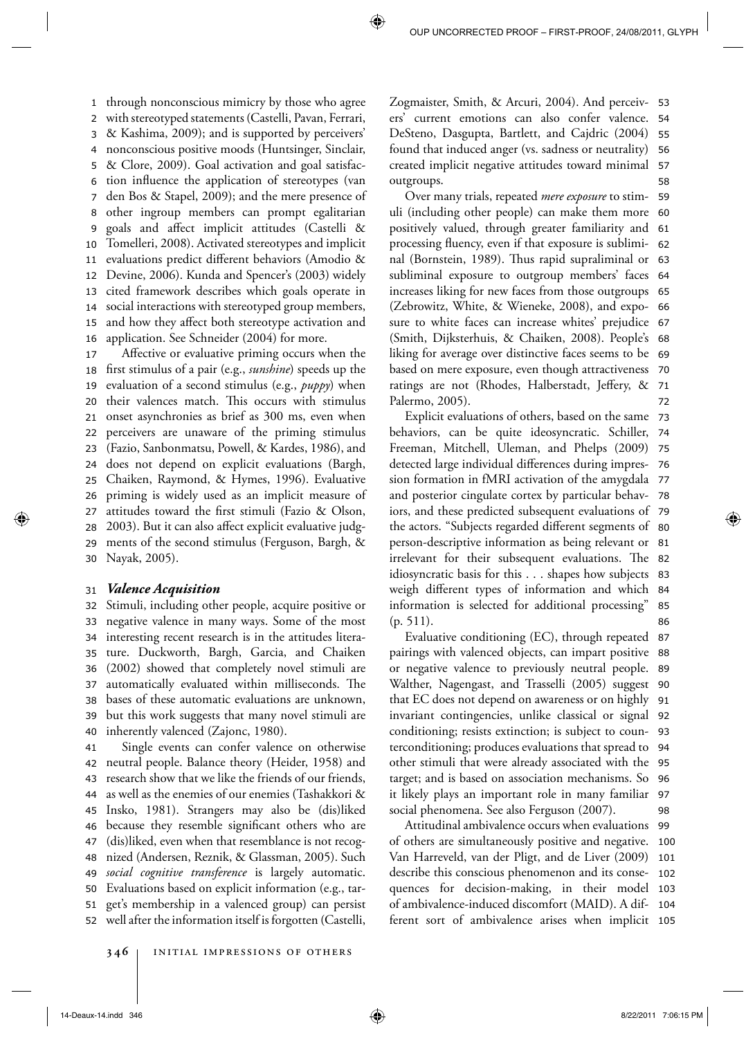through nonconscious mimicry by those who agree with stereotyped statements (Castelli, Pavan, Ferrari, & Kashima, 2009); and is supported by perceivers' nonconscious positive moods (Huntsinger, Sinclair, & Clore, 2009). Goal activation and goal satisfaction influence the application of stereotypes (van den Bos & Stapel, 2009); and the mere presence of other ingroup members can prompt egalitarian goals and affect implicit attitudes (Castelli & Tomelleri, 2008). Activated stereotypes and implicit evaluations predict different behaviors (Amodio & Devine, 2006). Kunda and Spencer's (2003) widely cited framework describes which goals operate in social interactions with stereotyped group members, and how they affect both stereotype activation and application. See Schneider (2004) for more.

Affective or evaluative priming occurs when the first stimulus of a pair (e.g., *sunshine*) speeds up the evaluation of a second stimulus (e.g., *puppy*) when their valences match. This occurs with stimulus onset asynchronies as brief as 300 ms, even when perceivers are unaware of the priming stimulus (Fazio, Sanbonmatsu, Powell, & Kardes, 1986), and does not depend on explicit evaluations (Bargh, Chaiken, Raymond, & Hymes, 1996). Evaluative priming is widely used as an implicit measure of attitudes toward the first stimuli (Fazio & Olson, 2003). But it can also affect explicit evaluative judgments of the second stimulus (Ferguson, Bargh, & Nayak, 2005).

### *Valence Acquisition*

Stimuli, including other people, acquire positive or negative valence in many ways. Some of the most interesting recent research is in the attitudes literature. Duckworth, Bargh, Garcia, and Chaiken (2002) showed that completely novel stimuli are automatically evaluated within milliseconds. The bases of these automatic evaluations are unknown, but this work suggests that many novel stimuli are inherently valenced (Zajonc, 1980).

Single events can confer valence on otherwise neutral people. Balance theory (Heider, 1958) and research show that we like the friends of our friends, as well as the enemies of our enemies (Tashakkori & Insko, 1981). Strangers may also be (dis)liked because they resemble significant others who are (dis)liked, even when that resemblance is not recognized (Andersen, Reznik, & Glassman, 2005). Such *social cognitive transference* is largely automatic. Evaluations based on explicit information (e.g., target's membership in a valenced group) can persist well after the information itself is forgotten (Castelli, Zogmaister, Smith, & Arcuri, 2004). And perceivers' current emotions can also confer valence. DeSteno, Dasgupta, Bartlett, and Cajdric (2004) found that induced anger (vs. sadness or neutrality) created implicit negative attitudes toward minimal outgroups.

Over many trials, repeated *mere exposure* to stimuli (including other people) can make them more positively valued, through greater familiarity and processing fluency, even if that exposure is subliminal (Bornstein, 1989). Thus rapid supraliminal or subliminal exposure to outgroup members' faces increases liking for new faces from those outgroups (Zebrowitz, White, & Wieneke, 2008), and exposure to white faces can increase whites' prejudice (Smith, Dijksterhuis, & Chaiken, 2008). People's liking for average over distinctive faces seems to be based on mere exposure, even though attractiveness ratings are not (Rhodes, Halberstadt, Jeffery, & Palermo, 2005).

Explicit evaluations of others, based on the same behaviors, can be quite ideosyncratic. Schiller, Freeman, Mitchell, Uleman, and Phelps (2009) detected large individual differences during impression formation in fMRI activation of the amygdala and posterior cingulate cortex by particular behaviors, and these predicted subsequent evaluations of the actors. "Subjects regarded different segments of person-descriptive information as being relevant or irrelevant for their subsequent evaluations. The idiosyncratic basis for this . . . shapes how subjects weigh different types of information and which information is selected for additional processing" (p. 511).

Evaluative conditioning (EC), through repeated pairings with valenced objects, can impart positive or negative valence to previously neutral people. Walther, Nagengast, and Trasselli (2005) suggest that EC does not depend on awareness or on highly invariant contingencies, unlike classical or signal conditioning; resists extinction; is subject to counterconditioning; produces evaluations that spread to other stimuli that were already associated with the target; and is based on association mechanisms. So it likely plays an important role in many familiar social phenomena. See also Ferguson (2007).

Attitudinal ambivalence occurs when evaluations of others are simultaneously positive and negative. Van Harreveld, van der Pligt, and de Liver (2009) describe this conscious phenomenon and its consequences for decision-making, in their model of ambivalence-induced discomfort (MAID). A different sort of ambivalence arises when implicit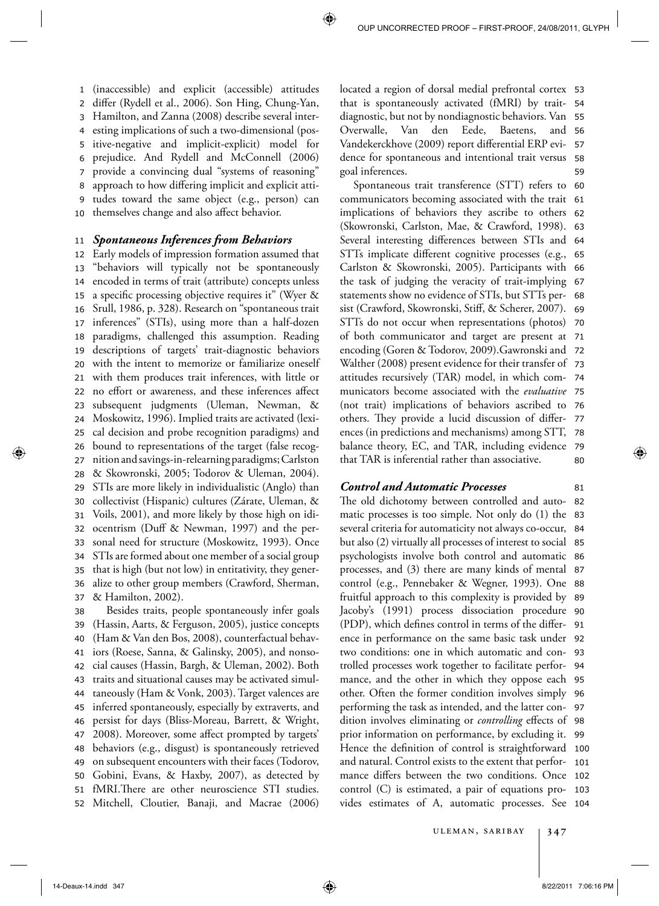(inaccessible) and explicit (accessible) attitudes differ (Rydell et al., 2006). Son Hing, Chung-Yan, Hamilton, and Zanna (2008) describe several interesting implications of such a two-dimensional (positive-negative and implicit-explicit) model for prejudice. And Rydell and McConnell (2006) provide a convincing dual "systems of reasoning" approach to how differing implicit and explicit attitudes toward the same object (e.g., person) can themselves change and also affect behavior.

### *Spontaneous Inferences from Behaviors*

Early models of impression formation assumed that "behaviors will typically not be spontaneously encoded in terms of trait (attribute) concepts unless a specific processing objective requires it" (Wyer & Srull, 1986, p. 328). Research on "spontaneous trait inferences" (STIs), using more than a half-dozen paradigms, challenged this assumption. Reading descriptions of targets' trait-diagnostic behaviors with the intent to memorize or familiarize oneself with them produces trait inferences, with little or no effort or awareness, and these inferences affect subsequent judgments (Uleman, Newman, & Moskowitz, 1996). Implied traits are activated (lexical decision and probe recognition paradigms) and bound to representations of the target (false recognition and savings-in-relearning paradigms; Carlston & Skowronski, 2005; Todorov & Uleman, 2004). STIs are more likely in individualistic (Anglo) than collectivist (Hispanic) cultures (Zárate, Uleman, & Voils, 2001), and more likely by those high on idiocentrism (Duff & Newman, 1997) and the personal need for structure (Moskowitz, 1993). Once STIs are formed about one member of a social group that is high (but not low) in entitativity, they generalize to other group members (Crawford, Sherman, & Hamilton, 2002).

Besides traits, people spontaneously infer goals (Hassin, Aarts, & Ferguson, 2005), justice concepts (Ham & Van den Bos, 2008), counterfactual behaviors (Roese, Sanna, & Galinsky, 2005), and nonsocial causes (Hassin, Bargh, & Uleman, 2002). Both traits and situational causes may be activated simultaneously (Ham & Vonk, 2003). Target valences are inferred spontaneously, especially by extraverts, and persist for days (Bliss-Moreau, Barrett, & Wright, 2008). Moreover, some affect prompted by targets' behaviors (e.g., disgust) is spontaneously retrieved on subsequent encounters with their faces (Todorov, Gobini, Evans, & Haxby, 2007), as detected by fMRI. There are other neuroscience STI studies. Mitchell, Cloutier, Banaji, and Macrae (2006) located a region of dorsal medial prefrontal cortex that is spontaneously activated (fMRI) by trait-diagnostic, but not by nondiagnostic behaviors. Van Overwalle, Van den Eede, Baetens, and Vandekerckhove (2009) report differential ERP evidence for spontaneous and intentional trait versus goal inferences.

Spontaneous trait transference (STT) refers to communicators becoming associated with the trait implications of behaviors they ascribe to others (Skowronski, Carlston, Mae, & Crawford, 1998). Several interesting differences between STIs and STTs implicate different cognitive processes (e.g., Carlston & Skowronski, 2005). Participants with the task of judging the veracity of trait-implying statements show no evidence of STIs, but STTs persist (Crawford, Skowronski, Stiff, & Scherer, 2007). STTs do not occur when representations (photos) of both communicator and target are present at encoding (Goren & Todorov, 2009). Gawronski and Walther (2008) present evidence for their transfer of attitudes recursively (TAR) model, in which communicators become associated with the *evaluative* (not trait) implications of behaviors ascribed to others. They provide a lucid discussion of differences (in predictions and mechanisms) among STT, balance theory, EC, and TAR, including evidence that TAR is inferential rather than associative.

### *Control and Automatic Processes*

The old dichotomy between controlled and automatic processes is too simple. Not only do (1) the several criteria for automaticity not always co-occur, but also (2) virtually all processes of interest to social psychologists involve both control and automatic processes, and (3) there are many kinds of mental control (e.g., Pennebaker & Wegner, 1993). One fruitful approach to this complexity is provided by Jacoby's (1991) process dissociation procedure (PDP), which defines control in terms of the difference in performance on the same basic task under two conditions: one in which automatic and controlled processes work together to facilitate performance, and the other in which they oppose each other. Often the former condition involves simply performing the task as intended, and the latter condition involves eliminating or *controlling* effects of prior information on performance, by excluding it. Hence the definition of control is straightforward and natural. Control exists to the extent that performance differs between the two conditions. Once control (C) is estimated, a pair of equations provides estimates of A, automatic processes. See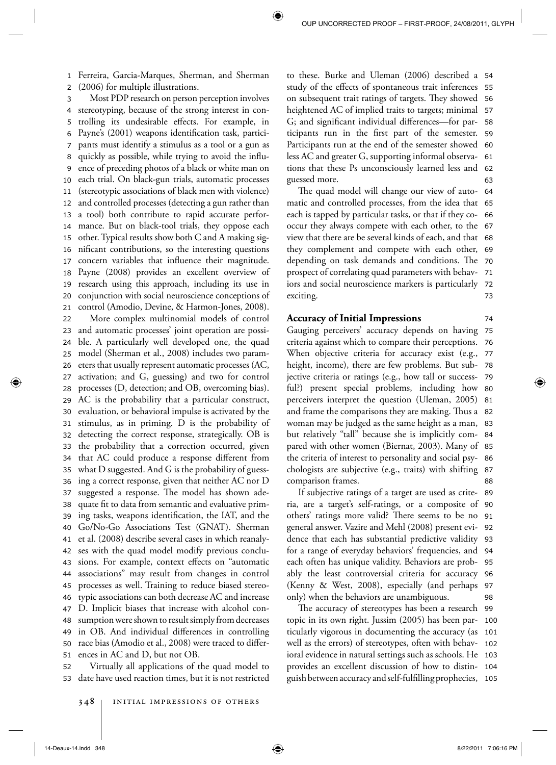Ferreira, Garcia-Marques, Sherman, and Sherman (2006) for multiple illustrations.

Most PDP research on person perception involves stereotyping, because of the strong interest in controlling its undesirable effects. For example, in Payne's (2001) weapons identification task, participants must identify a stimulus as a tool or a gun as quickly as possible, while trying to avoid the influence of preceding photos of a black or white man on each trial. On black-gun trials, automatic processes (stereotypic associations of black men with violence) and controlled processes (detecting a gun rather than a tool) both contribute to rapid accurate performance. But on black-tool trials, they oppose each other. Typical results show both C and A making significant contributions, so the interesting questions concern variables that influence their magnitude. Payne (2008) provides an excellent overview of research using this approach, including its use in conjunction with social neuroscience conceptions of control (Amodio, Devine, & Harmon-Jones, 2008).

More complex multinomial models of control and automatic processes' joint operation are possible. A particularly well developed one, the quad model (Sherman et al., 2008) includes two parameters that usually represent automatic processes (AC, activation; and G, guessing) and two for control processes (D, detection; and OB, overcoming bias). AC is the probability that a particular construct, evaluation, or behavioral impulse is activated by the stimulus, as in priming. D is the probability of detecting the correct response, strategically. OB is the probability that a correction occurred, given that AC could produce a response different from what D suggested. And G is the probability of guessing a correct response, given that neither AC nor D suggested a response. The model has shown adequate fit to data from semantic and evaluative priming tasks, weapons identification, the IAT, and the Go/No-Go Associations Test (GNAT). Sherman et al. (2008) describe several cases in which reanalyses with the quad model modify previous conclusions. For example, context effects on "automatic associations" may result from changes in control processes as well. Training to reduce biased stereotypic associations can both decrease AC and increase D. Implicit biases that increase with alcohol consumption were shown to result simply from decreases in OB. And individual differences in controlling race bias (Amodio et al., 2008) were traced to differences in AC and D, but not OB.

Virtually all applications of the quad model to date have used reaction times, but it is not restricted to these. Burke and Uleman (2006) described a study of the effects of spontaneous trait inferences on subsequent trait ratings of targets. They showed heightened AC of implied traits to targets; minimal G; and significant individual differences—for participants run in the first part of the semester. Participants run at the end of the semester showed less AC and greater G, supporting informal observations that these Ps unconsciously learned less and guessed more.

The quad model will change our view of automatic and controlled processes, from the idea that each is tapped by particular tasks, or that if they co-occur they always compete with each other, to the view that there are be several kinds of each, and that they complement and compete with each other, depending on task demands and conditions. The prospect of correlating quad parameters with behaviors and social neuroscience markers is particularly exciting.

## Accuracy of Initial Impressions

Gauging perceivers' accuracy depends on having criteria against which to compare their perceptions. When objective criteria for accuracy exist (e.g., height, income), there are few problems. But subjective criteria or ratings (e.g., how tall or successful?) present special problems, including how perceivers interpret the question (Uleman, 2005) and frame the comparisons they are making. Thus a woman may be judged as the same height as a man, but relatively "tall" because she is implicitly compared with other women (Biernat, 2003). Many of the criteria of interest to personality and social psychologists are subjective (e.g., traits) with shifting comparison frames.

If subjective ratings of a target are used as criteria, are a target's self-ratings, or a composite of others' ratings more valid? There seems to be no general answer. Vazire and Mehl (2008) present evidence that each has substantial predictive validity for a range of everyday behaviors' frequencies, and each often has unique validity. Behaviors are probably the least controversial criteria for accuracy (Kenny & West, 2008), especially (and perhaps only) when the behaviors are unambiguous.

The accuracy of stereotypes has been a research topic in its own right. Jussim (2005) has been particularly vigorous in documenting the accuracy (as well as the errors) of stereotypes, often with behavioral evidence in natural settings such as schools. He provides an excellent discussion of how to distinguish between accuracy and self-fulfilling prophecies,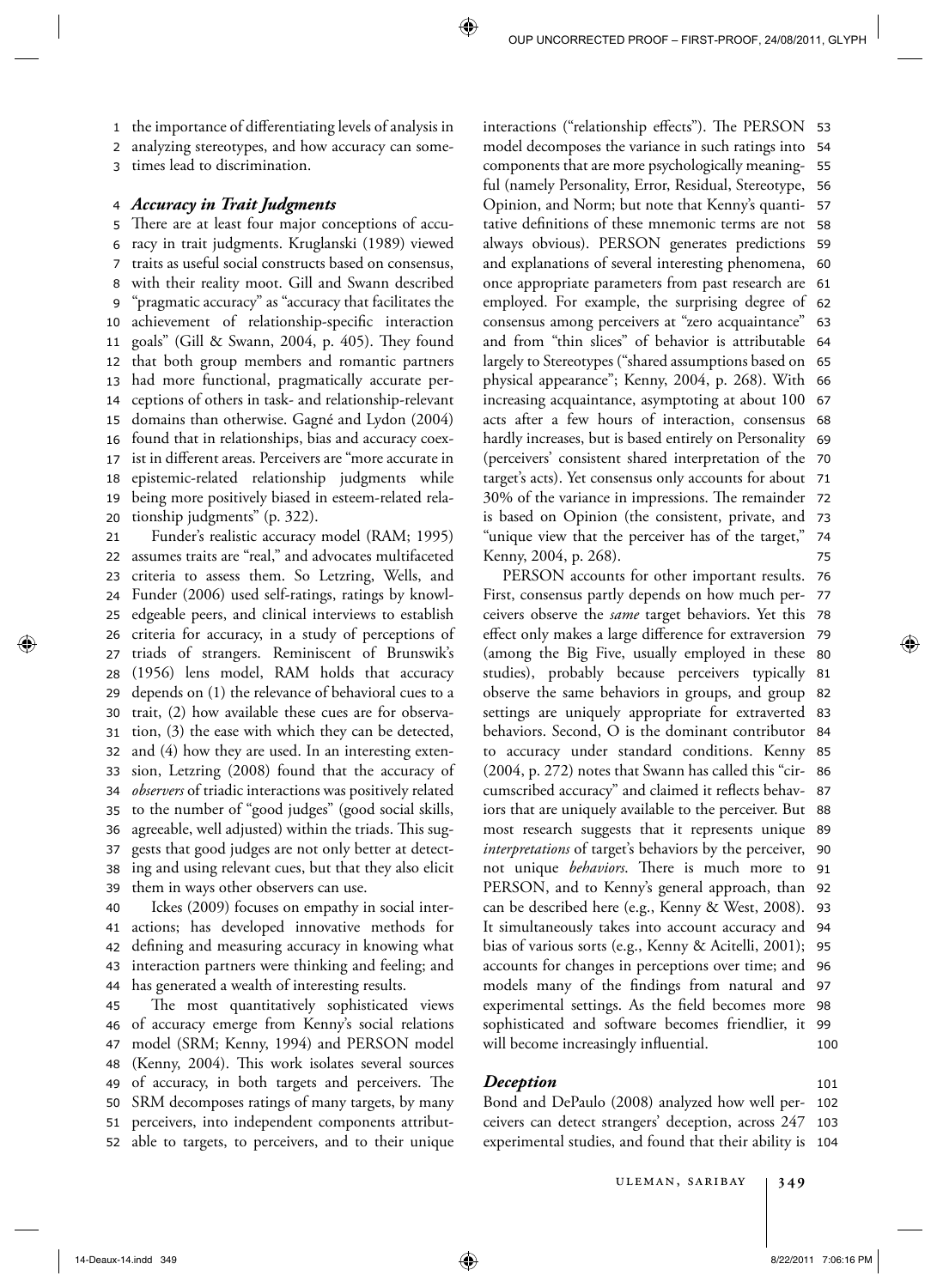the importance of differentiating levels of analysis in analyzing stereotypes, and how accuracy can sometimes lead to discrimination.

### *Accuracy in Trait Judgments*

There are at least four major conceptions of accuracy in trait judgments. Kruglanski (1989) viewed traits as useful social constructs based on consensus, with their reality moot. Gill and Swann described "pragmatic accuracy" as "accuracy that facilitates the achievement of relationship-specific interaction goals" (Gill & Swann, 2004, p. 405). They found that both group members and romantic partners had more functional, pragmatically accurate perceptions of others in task- and relationship-relevant domains than otherwise. Gagné and Lydon (2004) found that in relationships, bias and accuracy coexist in different areas. Perceivers are "more accurate in epistemic-related relationship judgments while being more positively biased in esteem-related relationship judgments" (p. 322).

Funder's realistic accuracy model (RAM; 1995) assumes traits are "real," and advocates multifaceted criteria to assess them. So Letzring, Wells, and Funder (2006) used self-ratings, ratings by knowledgeable peers, and clinical interviews to establish criteria for accuracy, in a study of perceptions of triads of strangers. Reminiscent of Brunswik's (1956) lens model, RAM holds that accuracy depends on (1) the relevance of behavioral cues to a trait, (2) how available these cues are for observation, (3) the ease with which they can be detected, and (4) how they are used. In an interesting extension, Letzring (2008) found that the accuracy of *observers* of triadic interactions was positively related to the number of "good judges" (good social skills, agreeable, well adjusted) within the triads. This suggests that good judges are not only better at detecting and using relevant cues, but that they also elicit them in ways other observers can use.

Ickes (2009) focuses on empathy in social interactions; has developed innovative methods for defining and measuring accuracy in knowing what interaction partners were thinking and feeling; and has generated a wealth of interesting results.

The most quantitatively sophisticated views of accuracy emerge from Kenny's social relations model (SRM; Kenny, 1994) and PERSON model (Kenny, 2004). This work isolates several sources of accuracy, in both targets and perceivers. The SRM decomposes ratings of many targets, by many perceivers, into independent components attributable to targets, to perceivers, and to their unique interactions ("relationship effects"). The PERSON model decomposes the variance in such ratings into components that are more psychologically meaningful (namely Personality, Error, Residual, Stereotype, Opinion, and Norm; but note that Kenny's quantitative definitions of these mnemonic terms are not always obvious). PERSON generates predictions and explanations of several interesting phenomena, once appropriate parameters from past research are employed. For example, the surprising degree of consensus among perceivers at "zero acquaintance" and from "thin slices" of behavior is attributable largely to Stereotypes ("shared assumptions based on physical appearance"; Kenny, 2004, p. 268). With increasing acquaintance, asymptoting at about 100 acts after a few hours of interaction, consensus hardly increases, but is based entirely on Personality (perceivers' consistent shared interpretation of the target's acts). Yet consensus only accounts for about 30% of the variance in impressions. The remainder is based on Opinion (the consistent, private, and "unique view that the perceiver has of the target," Kenny, 2004, p. 268).

PERSON accounts for other important results. First, consensus partly depends on how much perceivers observe the *same* target behaviors. Yet this effect only makes a large difference for extraversion (among the Big Five, usually employed in these studies), probably because perceivers typically observe the same behaviors in groups, and group settings are uniquely appropriate for extraverted behaviors. Second, O is the dominant contributor to accuracy under standard conditions. Kenny (2004, p. 272) notes that Swann has called this "circumscribed accuracy" and claimed it reflects behaviors that are uniquely available to the perceiver. But most research suggests that it represents unique *interpretations* of target's behaviors by the perceiver, not unique *behaviors*. There is much more to PERSON, and to Kenny's general approach, than can be described here (e.g., Kenny & West, 2008). It simultaneously takes into account accuracy and bias of various sorts (e.g., Kenny & Acitelli, 2001); accounts for changes in perceptions over time; and models many of the findings from natural and experimental settings. As the field becomes more sophisticated and software becomes friendlier, it will become increasingly influential.

### *Deception*

Bond and DePaulo (2008) analyzed how well perceivers can detect strangers' deception, across 247 experimental studies, and found that their ability is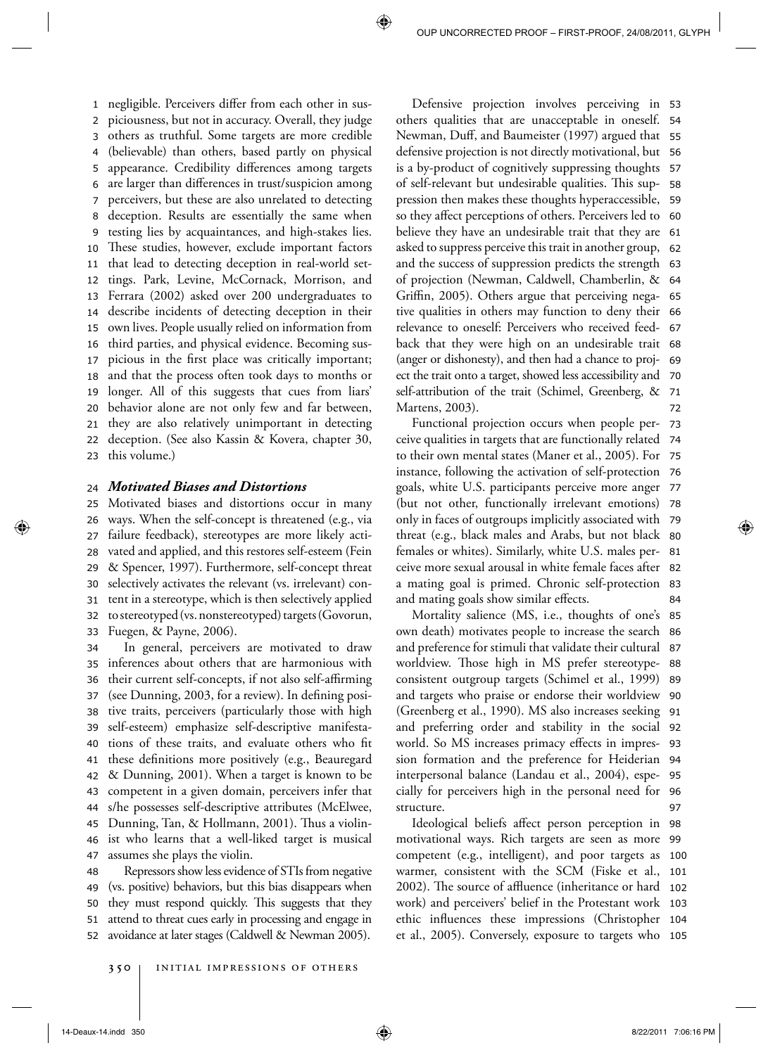negligible. Perceivers differ from each other in suspiciousness, but not in accuracy. Overall, they judge others as truthful. Some targets are more credible (believable) than others, based partly on physical appearance. Credibility differences among targets are larger than differences in trust/suspicion among perceivers, but these are also unrelated to detecting deception. Results are essentially the same when testing lies by acquaintances, and high-stakes lies. These studies, however, exclude important factors that lead to detecting deception in real-world settings. Park, Levine, McCornack, Morrison, and Ferrara (2002) asked over 200 undergraduates to describe incidents of detecting deception in their own lives. People usually relied on information from third parties, and physical evidence. Becoming suspicious in the first place was critically important; and that the process often took days to months or longer. All of this suggests that cues from liars' behavior alone are not only few and far between, they are also relatively unimportant in detecting deception. (See also Kassin & Kovera, chapter 30, this volume.)

### *Motivated Biases and Distortions*

Motivated biases and distortions occur in many ways. When the self-concept is threatened (e.g., via failure feedback), stereotypes are more likely activated and applied, and this restores self-esteem (Fein & Spencer, 1997). Furthermore, self-concept threat selectively activates the relevant (vs. irrelevant) content in a stereotype, which is then selectively applied to stereotyped (vs. nonstereotyped) targets (Govorun, Fuegen, & Payne, 2006).

In general, perceivers are motivated to draw inferences about others that are harmonious with their current self-concepts, if not also self-affirming (see Dunning, 2003, for a review). In defining positive traits, perceivers (particularly those with high self-esteem) emphasize self-descriptive manifestations of these traits, and evaluate others who fit these definitions more positively (e.g., Beauregard & Dunning, 2001). When a target is known to be competent in a given domain, perceivers infer that s/he possesses self-descriptive attributes (McElwee, Dunning, Tan, & Hollmann, 2001). Thus a violinist who learns that a well-liked target is musical assumes she plays the violin.

Repressors show less evidence of STIs from negative (vs. positive) behaviors, but this bias disappears when they must respond quickly. This suggests that they attend to threat cues early in processing and engage in avoidance at later stages (Caldwell & Newman 2005).

Defensive projection involves perceiving in others qualities that are unacceptable in oneself. Newman, Duff, and Baumeister (1997) argued that defensive projection is not directly motivational, but is a by-product of cognitively suppressing thoughts of self-relevant but undesirable qualities. This suppression then makes these thoughts hyperaccessible, so they affect perceptions of others. Perceivers led to believe they have an undesirable trait that they are asked to suppress perceive this trait in another group, and the success of suppression predicts the strength of projection (Newman, Caldwell, Chamberlin, & Griffin, 2005). Others argue that perceiving negative qualities in others may function to deny their relevance to oneself: Perceivers who received feedback that they were high on an undesirable trait (anger or dishonesty), and then had a chance to project the trait onto a target, showed less accessibility and self-attribution of the trait (Schimel, Greenberg, & Martens, 2003).

Functional projection occurs when people perceive qualities in targets that are functionally related to their own mental states (Maner et al., 2005). For instance, following the activation of self-protection goals, white U.S. participants perceive more anger (but not other, functionally irrelevant emotions) only in faces of outgroups implicitly associated with threat (e.g., black males and Arabs, but not black females or whites). Similarly, white U.S. males perceive more sexual arousal in white female faces after a mating goal is primed. Chronic self-protection and mating goals show similar effects.

Mortality salience (MS, i.e., thoughts of one's own death) motivates people to increase the search and preference for stimuli that validate their cultural worldview. Those high in MS prefer stereotype-consistent outgroup targets (Schimel et al., 1999) and targets who praise or endorse their worldview (Greenberg et al., 1990). MS also increases seeking and preferring order and stability in the social world. So MS increases primacy effects in impression formation and the preference for Heiderian interpersonal balance (Landau et al., 2004), especially for perceivers high in the personal need for structure.

Ideological beliefs affect person perception in motivational ways. Rich targets are seen as more competent (e.g., intelligent), and poor targets as warmer, consistent with the SCM (Fiske et al., 2002). The source of affluence (inheritance or hard work) and perceivers' belief in the Protestant work ethic influences these impressions (Christopher et al., 2005). Conversely, exposure to targets who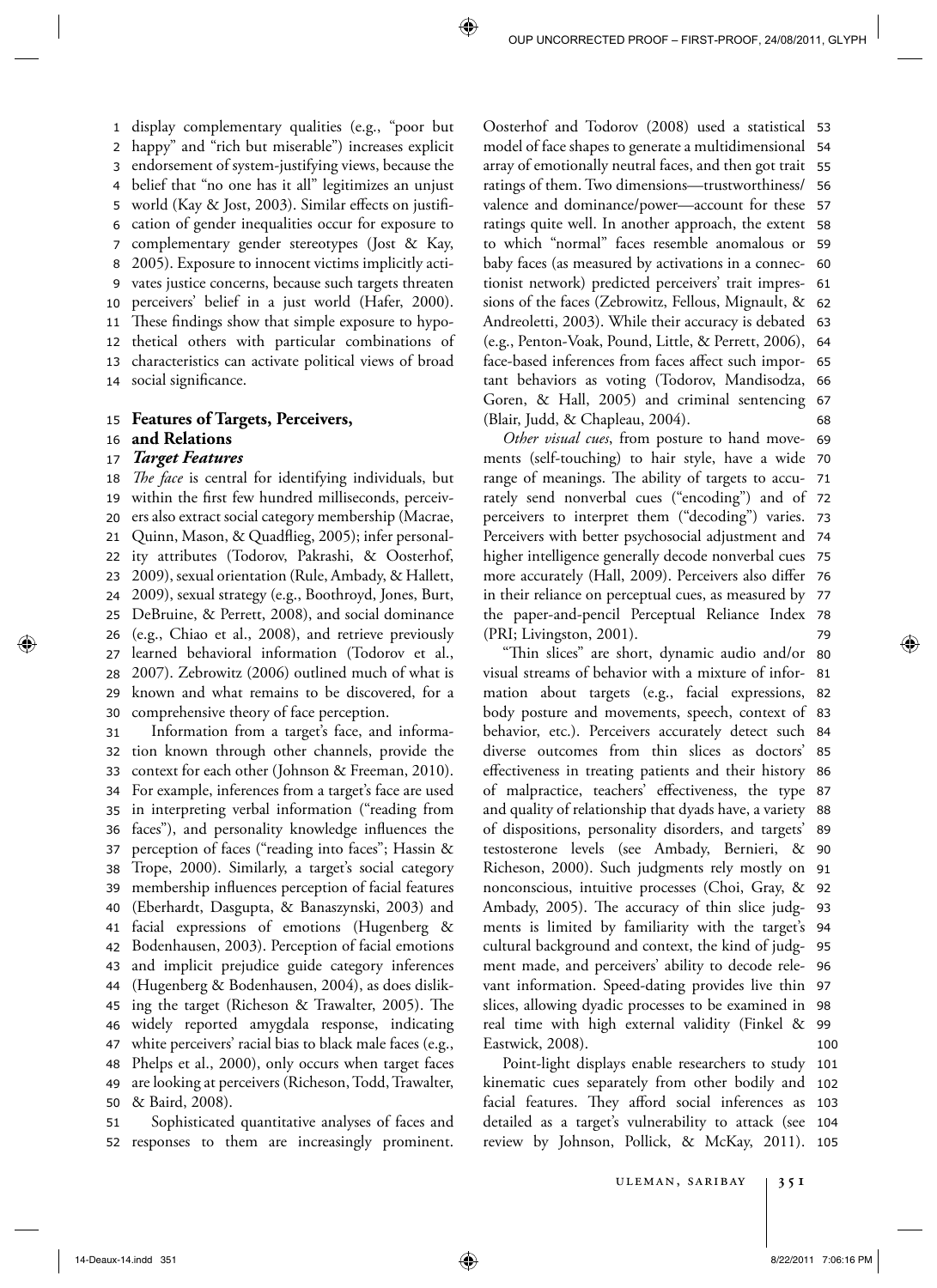display complementary qualities (e.g., "poor but happy" and "rich but miserable") increases explicit endorsement of system-justifying views, because the belief that "no one has it all" legitimizes an unjust world (Kay & Jost, 2003). Similar effects on justification of gender inequalities occur for exposure to complementary gender stereotypes (Jost & Kay, 2005). Exposure to innocent victims implicitly activates justice concerns, because such targets threaten perceivers' belief in a just world (Hafer, 2000). These findings show that simple exposure to hypothetical others with particular combinations of characteristics can activate political views of broad social significance.

## Features of Targets, Perceivers, and Relations

### *Target Features*

*The face* is central for identifying individuals, but within the first few hundred milliseconds, perceivers also extract social category membership (Macrae, Quinn, Mason, & Quadflieg, 2005); infer personality attributes (Todorov, Pakrashi, & Oosterhof, 2009), sexual orientation (Rule, Ambady, & Hallett, 2009), sexual strategy (e.g., Boothroyd, Jones, Burt, DeBruine, & Perrett, 2008), and social dominance (e.g., Chiao et al., 2008), and retrieve previously learned behavioral information (Todorov et al., 2007). Zebrowitz (2006) outlined much of what is known and what remains to be discovered, for a comprehensive theory of face perception.

Information from a target's face, and information known through other channels, provide the context for each other (Johnson & Freeman, 2010). For example, inferences from a target's face are used in interpreting verbal information ("reading from faces"), and personality knowledge influences the perception of faces ("reading into faces"; Hassin & Trope, 2000). Similarly, a target's social category membership influences perception of facial features (Eberhardt, Dasgupta, & Banaszynski, 2003) and facial expressions of emotions (Hugenberg & Bodenhausen, 2003). Perception of facial emotions and implicit prejudice guide category inferences (Hugenberg & Bodenhausen, 2004), as does disliking the target (Richeson & Trawalter, 2005). The widely reported amygdala response, indicating white perceivers' racial bias to black male faces (e.g., Phelps et al., 2000), only occurs when target faces are looking at perceivers (Richeson, Todd, Trawalter, & Baird, 2008).

Sophisticated quantitative analyses of faces and responses to them are increasingly prominent. Oosterhof and Todorov (2008) used a statistical model of face shapes to generate a multidimensional array of emotionally neutral faces, and then got trait ratings of them. Two dimensions—trustworthiness/valence and dominance/power—account for these ratings quite well. In another approach, the extent to which "normal" faces resemble anomalous or baby faces (as measured by activations in a connectionist network) predicted perceivers' trait impressions of the faces (Zebrowitz, Fellous, Mignault, & Andreoletti, 2003). While their accuracy is debated (e.g., Penton-Voak, Pound, Little, & Perrett, 2006), face-based inferences from faces affect such important behaviors as voting (Todorov, Mandisodza, Goren, & Hall, 2005) and criminal sentencing (Blair, Judd, & Chapleau, 2004).

*Other visual cues*, from posture to hand movements (self-touching) to hair style, have a wide range of meanings. The ability of targets to accurately send nonverbal cues ("encoding") and of perceivers to interpret them ("decoding") varies. Perceivers with better psychosocial adjustment and higher intelligence generally decode nonverbal cues more accurately (Hall, 2009). Perceivers also differ in their reliance on perceptual cues, as measured by the paper-and-pencil Perceptual Reliance Index (PRI; Livingston, 2001).

"Thin slices" are short, dynamic audio and/or visual streams of behavior with a mixture of information about targets (e.g., facial expressions, body posture and movements, speech, context of behavior, etc.). Perceivers accurately detect such diverse outcomes from thin slices as doctors' effectiveness in treating patients and their history of malpractice, teachers' effectiveness, the type and quality of relationship that dyads have, a variety of dispositions, personality disorders, and targets' testosterone levels (see Ambady, Bernieri, & Richeson, 2000). Such judgments rely mostly on nonconscious, intuitive processes (Choi, Gray, & Ambady, 2005). The accuracy of thin slice judgments is limited by familiarity with the target's cultural background and context, the kind of judgment made, and perceivers' ability to decode relevant information. Speed-dating provides live thin slices, allowing dyadic processes to be examined in real time with high external validity (Finkel & Eastwick, 2008).

Point-light displays enable researchers to study kinematic cues separately from other bodily and facial features. They afford social inferences as detailed as a target's vulnerability to attack (see review by Johnson, Pollick, & McKay, 2011).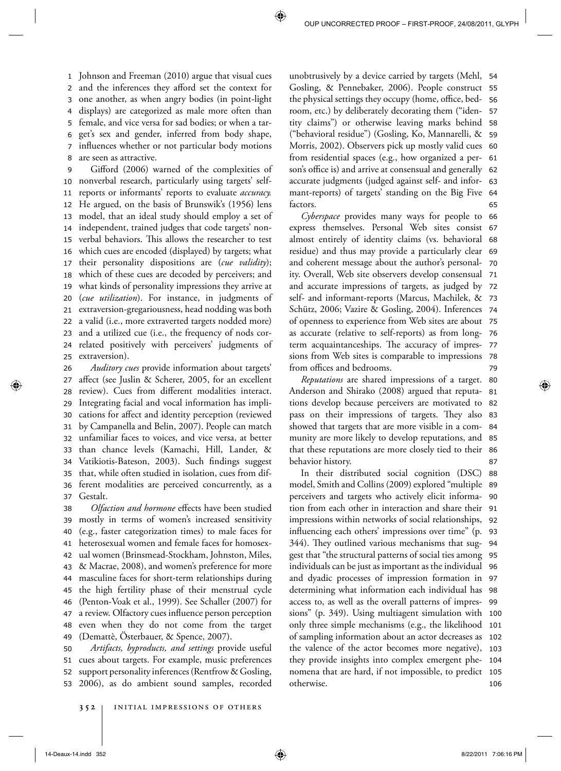Johnson and Freeman (2010) argue that visual cues and the inferences they afford set the context for one another, as when angry bodies (in point-light displays) are categorized as male more often than female, and vice versa for sad bodies; or when a target's sex and gender, inferred from body shape, influences whether or not particular body motions are seen as attractive.

Gifford (2006) warned of the complexities of nonverbal research, particularly using targets' self-reports or informants' reports to evaluate *accuracy.* He argued, on the basis of Brunswik's (1956) lens model, that an ideal study should employ a set of independent, trained judges that code targets' nonverbal behaviors. This allows the researcher to test which cues are encoded (displayed) by targets; what their personality dispositions are (*cue validity*); which of these cues are decoded by perceivers; and what kinds of personality impressions they arrive at (*cue utilization*). For instance, in judgments of extraversion-gregariousness, head nodding was both a valid (i.e., more extraverted targets nodded more) and a utilized cue (i.e., the frequency of nods correlated positively with perceivers' judgments of extraversion).

*Auditory cues* provide information about targets' affect (see Juslin & Scherer, 2005, for an excellent review). Cues from different modalities interact. Integrating facial and vocal information has implications for affect and identity perception (reviewed by Campanella and Belin, 2007). People can match unfamiliar faces to voices, and vice versa, at better than chance levels (Kamachi, Hill, Lander, & Vatikiotis-Bateson, 2003). Such findings suggest that, while often studied in isolation, cues from different modalities are perceived concurrently, as a Gestalt.

*Olfaction and hormone* effects have been studied mostly in terms of women's increased sensitivity (e.g., faster categorization times) to male faces for heterosexual women and female faces for homosexual women (Brinsmead-Stockham, Johnston, Miles, & Macrae, 2008), and women's preference for more masculine faces for short-term relationships during the high fertility phase of their menstrual cycle (Penton-Voak et al., 1999). See Schaller (2007) for a review. Olfactory cues influence person perception even when they do not come from the target (Demattè, Österbauer, & Spence, 2007).

*Artifacts, byproducts, and settings* provide useful cues about targets. For example, music preferences support personality inferences (Rentfrow & Gosling, 2006), as do ambient sound samples, recorded unobtrusively by a device carried by targets (Mehl, Gosling, & Pennebaker, 2006). People construct the physical settings they occupy (home, office, bedroom, etc.) by deliberately decorating them ("identity claims") or otherwise leaving marks behind ("behavioral residue") (Gosling, Ko, Mannarelli, & Morris, 2002). Observers pick up mostly valid cues from residential spaces (e.g., how organized a person's office is) and arrive at consensual and generally accurate judgments (judged against self- and informant-reports) of targets' standing on the Big Five factors.

*Cyberspace* provides many ways for people to express themselves. Personal Web sites consist almost entirely of identity claims (vs. behavioral residue) and thus may provide a particularly clear and coherent message about the author's personality. Overall, Web site observers develop consensual and accurate impressions of targets, as judged by self- and informant-reports (Marcus, Machilek, & Schütz, 2006; Vazire & Gosling, 2004). Inferences of openness to experience from Web sites are about as accurate (relative to self-reports) as from long-term acquaintanceships. The accuracy of impressions from Web sites is comparable to impressions from offices and bedrooms.

*Reputations* are shared impressions of a target. Anderson and Shirako (2008) argued that reputations develop because perceivers are motivated to pass on their impressions of targets. They also showed that targets that are more visible in a community are more likely to develop reputations, and that these reputations are more closely tied to their behavior history.

In their distributed social cognition (DSC) model, Smith and Collins (2009) explored "multiple perceivers and targets who actively elicit information from each other in interaction and share their impressions within networks of social relationships, influencing each others' impressions over time" (p. 344). They outlined various mechanisms that suggest that "the structural patterns of social ties among individuals can be just as important as the individual and dyadic processes of impression formation in determining what information each individual has access to, as well as the overall patterns of impressions" (p. 349). Using multiagent simulation with only three simple mechanisms (e.g., the likelihood of sampling information about an actor decreases as the valence of the actor becomes more negative), they provide insights into complex emergent phenomena that are hard, if not impossible, to predict otherwise.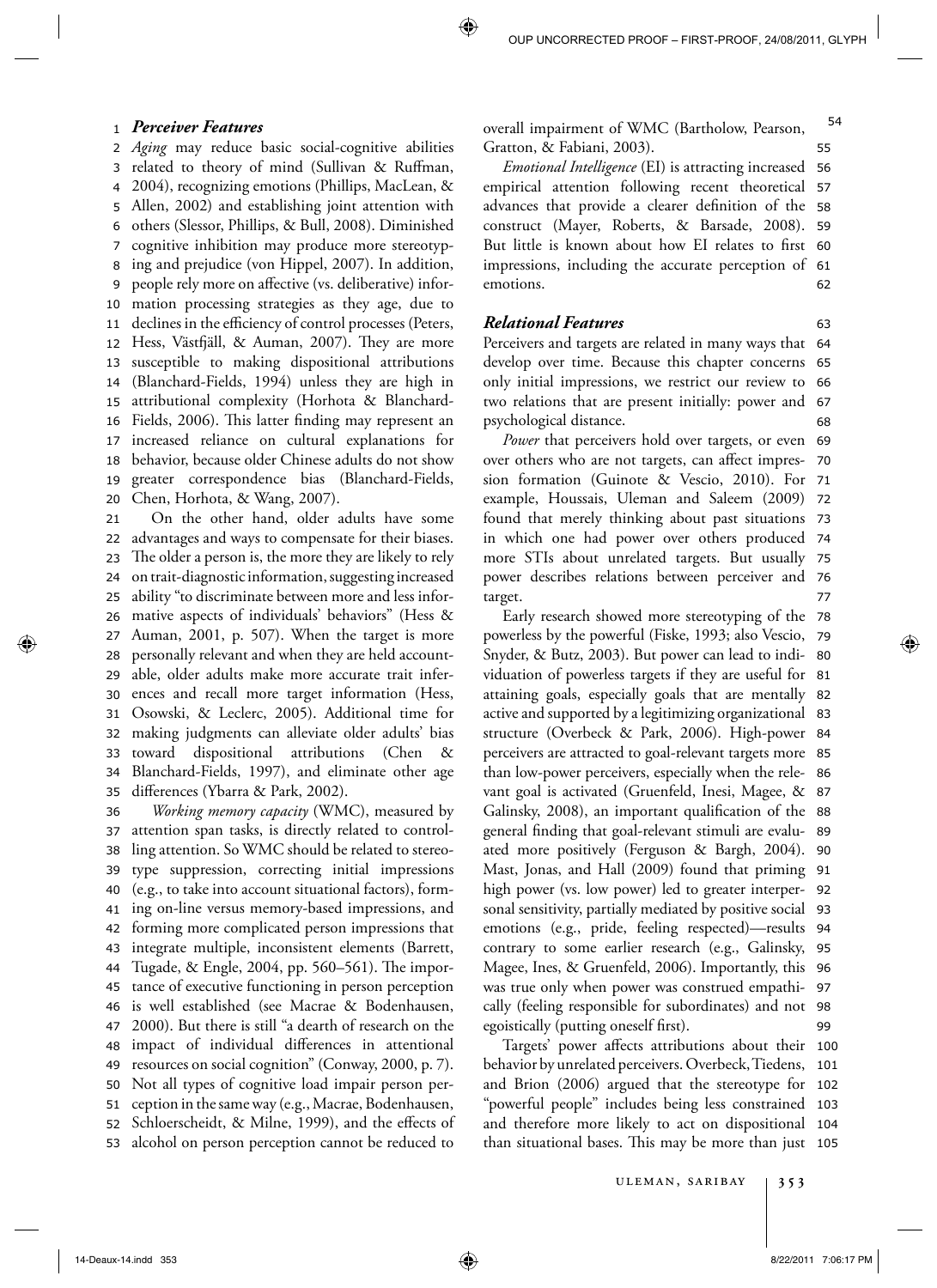### *Perceiver Features*

*Aging* may reduce basic social-cognitive abilities related to theory of mind (Sullivan & Ruffman, 2004), recognizing emotions (Phillips, MacLean, & Allen, 2002) and establishing joint attention with others (Slessor, Phillips, & Bull, 2008). Diminished cognitive inhibition may produce more stereotyping and prejudice (von Hippel, 2007). In addition, people rely more on affective (vs. deliberative) information processing strategies as they age, due to declines in the efficiency of control processes (Peters, Hess, Västfjäll, & Auman, 2007). They are more susceptible to making dispositional attributions (Blanchard-Fields, 1994) unless they are high in attributional complexity (Horhota & Blanchard-Fields, 2006). This latter finding may represent an increased reliance on cultural explanations for behavior, because older Chinese adults do not show greater correspondence bias (Blanchard-Fields, Chen, Horhota, & Wang, 2007).

On the other hand, older adults have some advantages and ways to compensate for their biases. The older a person is, the more they are likely to rely on trait-diagnostic information, suggesting increased ability "to discriminate between more and less informative aspects of individuals' behaviors" (Hess & Auman, 2001, p. 507). When the target is more personally relevant and when they are held accountable, older adults make more accurate trait inferences and recall more target information (Hess, Osowski, & Leclerc, 2005). Additional time for making judgments can alleviate older adults' bias toward dispositional attributions (Chen & Blanchard-Fields, 1997), and eliminate other age differences (Ybarra & Park, 2002).

*Working memory capacity* (WMC), measured by attention span tasks, is directly related to controlling attention. So WMC should be related to stereotype suppression, correcting initial impressions (e.g., to take into account situational factors), forming on-line versus memory-based impressions, and forming more complicated person impressions that integrate multiple, inconsistent elements (Barrett, Tugade, & Engle, 2004, pp. 560–561). The importance of executive functioning in person perception is well established (see Macrae & Bodenhausen, 2000). But there is still "a dearth of research on the impact of individual differences in attentional resources on social cognition" (Conway, 2000, p. 7). Not all types of cognitive load impair person perception in the same way (e.g., Macrae, Bodenhausen, Schloerscheidt, & Milne, 1999), and the effects of alcohol on person perception cannot be reduced to overall impairment of WMC (Bartholow, Pearson, Gratton, & Fabiani, 2003).

*Emotional Intelligence* (EI) is attracting increased empirical attention following recent theoretical advances that provide a clearer definition of the construct (Mayer, Roberts, & Barsade, 2008). But little is known about how EI relates to first impressions, including the accurate perception of emotions.

### *Relational Features*

Perceivers and targets are related in many ways that develop over time. Because this chapter concerns only initial impressions, we restrict our review to two relations that are present initially: power and psychological distance.

*Power* that perceivers hold over targets, or even over others who are not targets, can affect impression formation (Guinote & Vescio, 2010). For example, Houssais, Uleman and Saleem (2009) found that merely thinking about past situations in which one had power over others produced more STIs about unrelated targets. But usually power describes relations between perceiver and target.

Early research showed more stereotyping of the powerless by the powerful (Fiske, 1993; also Vescio, Snyder, & Butz, 2003). But power can lead to individuation of powerless targets if they are useful for attaining goals, especially goals that are mentally active and supported by a legitimizing organizational structure (Overbeck & Park, 2006). High-power perceivers are attracted to goal-relevant targets more than low-power perceivers, especially when the relevant goal is activated (Gruenfeld, Inesi, Magee, & Galinsky, 2008), an important qualification of the general finding that goal-relevant stimuli are evaluated more positively (Ferguson & Bargh, 2004). Mast, Jonas, and Hall (2009) found that priming high power (vs. low power) led to greater interpersonal sensitivity, partially mediated by positive social emotions (e.g., pride, feeling respected)—results contrary to some earlier research (e.g., Galinsky, Magee, Ines, & Gruenfeld, 2006). Importantly, this was true only when power was construed empathically (feeling responsible for subordinates) and not egoistically (putting oneself first).

Targets' power affects attributions about their behavior by unrelated perceivers. Overbeck, Tiedens, and Brion (2006) argued that the stereotype for "powerful people" includes being less constrained and therefore more likely to act on dispositional than situational bases. This may be more than just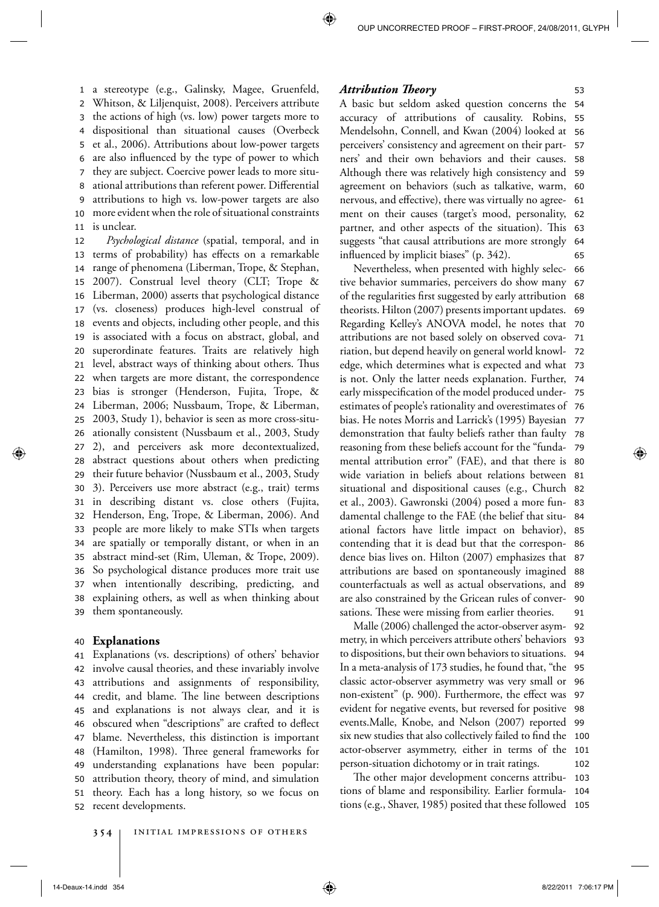a stereotype (e.g., Galinsky, Magee, Gruenfeld, Whitson, & Liljenquist, 2008). Perceivers attribute the actions of high (vs. low) power targets more to dispositional than situational causes (Overbeck et al., 2006). Attributions about low-power targets are also influenced by the type of power to which they are subject. Coercive power leads to more situational attributions than referent power. Differential attributions to high vs. low-power targets are also more evident when the role of situational constraints is unclear.

*Psychological distance* (spatial, temporal, and in terms of probability) has effects on a remarkable range of phenomena (Liberman, Trope, & Stephan, 2007). Construal level theory (CLT; Trope & Liberman, 2000) asserts that psychological distance (vs. closeness) produces high-level construal of events and objects, including other people, and this is associated with a focus on abstract, global, and superordinate features. Traits are relatively high level, abstract ways of thinking about others. Thus when targets are more distant, the correspondence bias is stronger (Henderson, Fujita, Trope, & Liberman, 2006; Nussbaum, Trope, & Liberman, 2003, Study 1), behavior is seen as more cross-situationally consistent (Nussbaum et al., 2003, Study 2), and perceivers ask more decontextualized, abstract questions about others when predicting their future behavior (Nussbaum et al., 2003, Study 3). Perceivers use more abstract (e.g., trait) terms in describing distant vs. close others (Fujita, Henderson, Eng, Trope, & Liberman, 2006). And people are more likely to make STIs when targets are spatially or temporally distant, or when in an abstract mind-set (Rim, Uleman, & Trope, 2009). So psychological distance produces more trait use when intentionally describing, predicting, and explaining others, as well as when thinking about them spontaneously.

## Explanations

Explanations (vs. descriptions) of others' behavior involve causal theories, and these invariably involve attributions and assignments of responsibility, credit, and blame. The line between descriptions and explanations is not always clear, and it is obscured when "descriptions" are crafted to deflect blame. Nevertheless, this distinction is important (Hamilton, 1998). Three general frameworks for understanding explanations have been popular: attribution theory, theory of mind, and simulation theory. Each has a long history, so we focus on recent developments.

### *Attribution Theory*

A basic but seldom asked question concerns the accuracy of attributions of causality. Robins, Mendelsohn, Connell, and Kwan (2004) looked at perceivers' consistency and agreement on their partners' and their own behaviors and their causes. Although there was relatively high consistency and agreement on behaviors (such as talkative, warm, nervous, and effective), there was virtually no agreement on their causes (target's mood, personality, partner, and other aspects of the situation). This suggests "that causal attributions are more strongly influenced by implicit biases" (p. 342).

Nevertheless, when presented with highly selective behavior summaries, perceivers do show many of the regularities first suggested by early attribution theorists. Hilton (2007) presents important updates. Regarding Kelley's ANOVA model, he notes that attributions are not based solely on observed covariation, but depend heavily on general world knowledge, which determines what is expected and what is not. Only the latter needs explanation. Further, early misspecification of the model produced underestimates of people's rationality and overestimates of bias. He notes Morris and Larrick's (1995) Bayesian demonstration that faulty beliefs rather than faulty reasoning from these beliefs account for the "fundamental attribution error" (FAE), and that there is wide variation in beliefs about relations between situational and dispositional causes (e.g., Church et al., 2003). Gawronski (2004) posed a more fundamental challenge to the FAE (the belief that situational factors have little impact on behavior), contending that it is dead but that the correspondence bias lives on. Hilton (2007) emphasizes that attributions are based on spontaneously imagined counterfactuals as well as actual observations, and are also constrained by the Gricean rules of conversations. These were missing from earlier theories.

Malle (2006) challenged the actor-observer asymmetry, in which perceivers attribute others' behaviors to dispositions, but their own behaviors to situations. In a meta-analysis of 173 studies, he found that, "the classic actor-observer asymmetry was very small or non-existent" (p. 900). Furthermore, the effect was evident for negative events, but reversed for positive events.Malle, Knobe, and Nelson (2007) reported six new studies that also collectively failed to find the actor-observer asymmetry, either in terms of the person-situation dichotomy or in trait ratings.

The other major development concerns attributions of blame and responsibility. Earlier formulations (e.g., Shaver, 1985) posited that these followed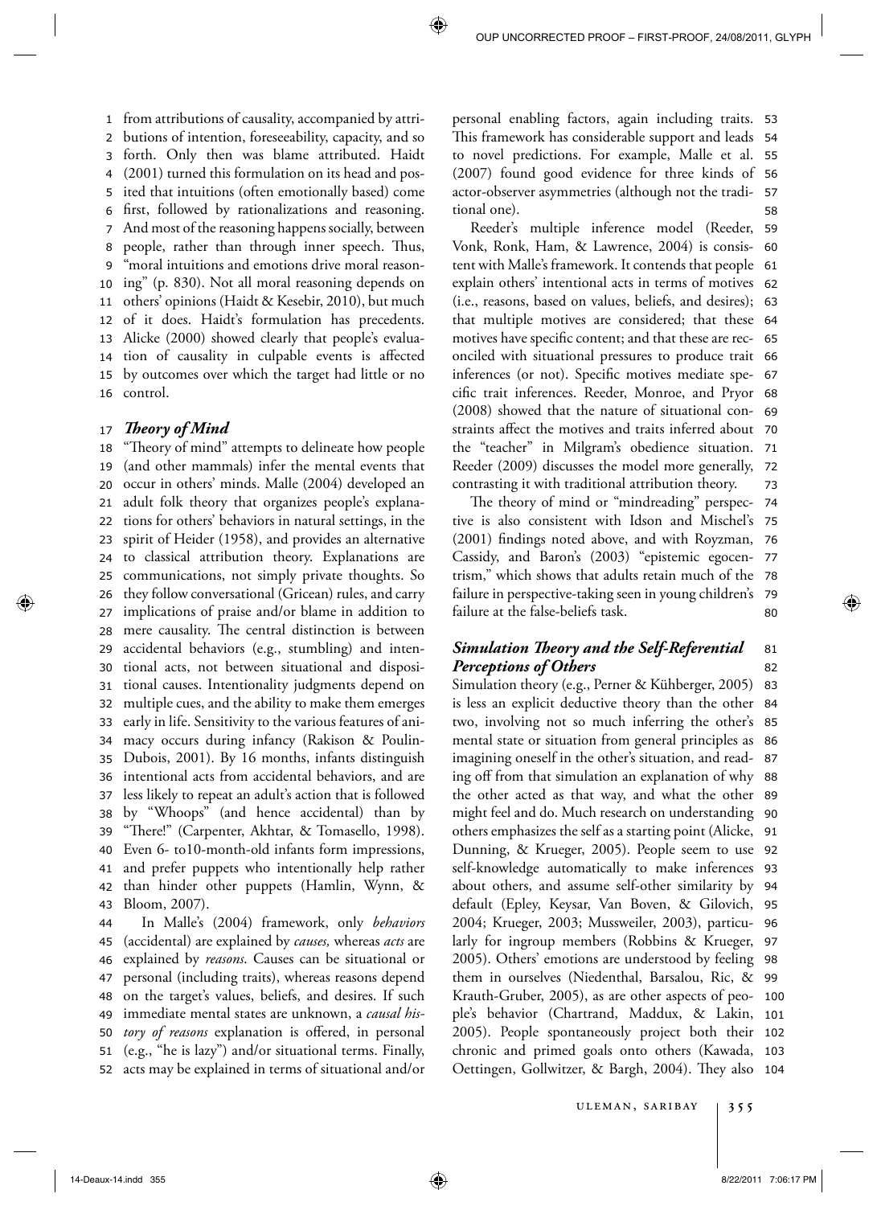from attributions of causality, accompanied by attributions of intention, foreseeability, capacity, and so forth. Only then was blame attributed. Haidt (2001) turned this formulation on its head and posited that intuitions (often emotionally based) come first, followed by rationalizations and reasoning. And most of the reasoning happens socially, between people, rather than through inner speech. Thus, "moral intuitions and emotions drive moral reasoning" (p. 830). Not all moral reasoning depends on others' opinions (Haidt & Kesebir, 2010), but much of it does. Haidt's formulation has precedents. Alicke (2000) showed clearly that people's evaluation of causality in culpable events is affected by outcomes over which the target had little or no control.

### *Theory of Mind*

"Theory of mind" attempts to delineate how people (and other mammals) infer the mental events that occur in others' minds. Malle (2004) developed an adult folk theory that organizes people's explanations for others' behaviors in natural settings, in the spirit of Heider (1958), and provides an alternative to classical attribution theory. Explanations are communications, not simply private thoughts. So they follow conversational (Gricean) rules, and carry implications of praise and/or blame in addition to mere causality. The central distinction is between accidental behaviors (e.g., stumbling) and intentional acts, not between situational and dispositional causes. Intentionality judgments depend on multiple cues, and the ability to make them emerges early in life. Sensitivity to the various features of animacy occurs during infancy (Rakison & Poulin-Dubois, 2001). By 16 months, infants distinguish intentional acts from accidental behaviors, and are less likely to repeat an adult's action that is followed by "Whoops" (and hence accidental) than by "There!" (Carpenter, Akhtar, & Tomasello, 1998). Even 6- to10-month-old infants form impressions, and prefer puppets who intentionally help rather than hinder other puppets (Hamlin, Wynn, & Bloom, 2007).

In Malle's (2004) framework, only *behaviors* (accidental) are explained by *causes,* whereas *acts* are explained by *reasons*. Causes can be situational or personal (including traits), whereas reasons depend on the target's values, beliefs, and desires. If such immediate mental states are unknown, a *causal history of reasons* explanation is offered, in personal (e.g., "he is lazy") and/or situational terms. Finally, acts may be explained in terms of situational and/or personal enabling factors, again including traits. This framework has considerable support and leads to novel predictions. For example, Malle et al. (2007) found good evidence for three kinds of actor-observer asymmetries (although not the traditional one).

Reeder's multiple inference model (Reeder, Vonk, Ronk, Ham, & Lawrence, 2004) is consistent with Malle's framework. It contends that people explain others' intentional acts in terms of motives (i.e., reasons, based on values, beliefs, and desires); that multiple motives are considered; that these motives have specific content; and that these are reconciled with situational pressures to produce trait inferences (or not). Specific motives mediate specific trait inferences. Reeder, Monroe, and Pryor (2008) showed that the nature of situational constraints affect the motives and traits inferred about the "teacher" in Milgram's obedience situation. Reeder (2009) discusses the model more generally, contrasting it with traditional attribution theory.

The theory of mind or "mindreading" perspective is also consistent with Idson and Mischel's (2001) findings noted above, and with Royzman, Cassidy, and Baron's (2003) "epistemic egocentrism," which shows that adults retain much of the failure in perspective-taking seen in young children's failure at the false-beliefs task.

### *Simulation Theory and the Self-Referential Perceptions of Others*

Simulation theory (e.g., Perner & Kühberger, 2005) is less an explicit deductive theory than the other two, involving not so much inferring the other's mental state or situation from general principles as imagining oneself in the other's situation, and reading off from that simulation an explanation of why the other acted as that way, and what the other might feel and do. Much research on understanding others emphasizes the self as a starting point (Alicke, Dunning, & Krueger, 2005). People seem to use self-knowledge automatically to make inferences about others, and assume self-other similarity by default (Epley, Keysar, Van Boven, & Gilovich, 2004; Krueger, 2003; Mussweiler, 2003), particularly for ingroup members (Robbins & Krueger, 2005). Others' emotions are understood by feeling them in ourselves (Niedenthal, Barsalou, Ric, & Krauth-Gruber, 2005), as are other aspects of people's behavior (Chartrand, Maddux, & Lakin, 2005). People spontaneously project both their chronic and primed goals onto others (Kawada, Oettingen, Gollwitzer, & Bargh, 2004). They also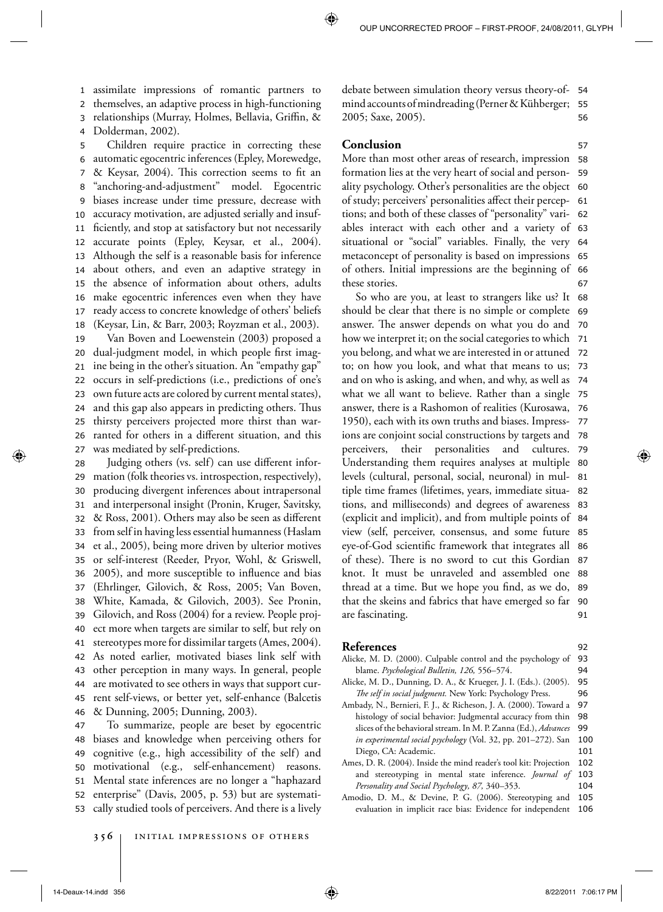assimilate impressions of romantic partners to themselves, an adaptive process in high-functioning relationships (Murray, Holmes, Bellavia, Griffin, & Dolderman, 2002).

Children require practice in correcting these automatic egocentric inferences (Epley, Morewedge, & Keysar, 2004). This correction seems to fit an "anchoring-and-adjustment" model. Egocentric biases increase under time pressure, decrease with accuracy motivation, are adjusted serially and insufficiently, and stop at satisfactory but not necessarily accurate points (Epley, Keysar, et al., 2004). Although the self is a reasonable basis for inference about others, and even an adaptive strategy in the absence of information about others, adults make egocentric inferences even when they have ready access to concrete knowledge of others' beliefs (Keysar, Lin, & Barr, 2003; Royzman et al., 2003).

Van Boven and Loewenstein (2003) proposed a dual-judgment model, in which people first imagine being in the other's situation. An "empathy gap" occurs in self-predictions (i.e., predictions of one's own future acts are colored by current mental states), and this gap also appears in predicting others. Thus thirsty perceivers projected more thirst than warranted for others in a different situation, and this was mediated by self-predictions.

Judging others (vs. self) can use different information (folk theories vs. introspection, respectively), producing divergent inferences about intrapersonal and interpersonal insight (Pronin, Kruger, Savitsky, & Ross, 2001). Others may also be seen as different from self in having less essential humanness (Haslam et al., 2005), being more driven by ulterior motives or self-interest (Reeder, Pryor, Wohl, & Griswell, 2005), and more susceptible to influence and bias (Ehrlinger, Gilovich, & Ross, 2005; Van Boven, White, Kamada, & Gilovich, 2003). See Pronin, Gilovich, and Ross (2004) for a review. People project more when targets are similar to self, but rely on stereotypes more for dissimilar targets (Ames, 2004). As noted earlier, motivated biases link self with other perception in many ways. In general, people are motivated to see others in ways that support current self-views, or better yet, self-enhance (Balcetis & Dunning, 2005; Dunning, 2003).

To summarize, people are beset by egocentric biases and knowledge when perceiving others for cognitive (e.g., high accessibility of the self) and motivational (e.g., self-enhancement) reasons. Mental state inferences are no longer a "haphazard enterprise" (Davis, 2005, p. 53) but are systematically studied tools of perceivers. And there is a lively debate between simulation theory versus theory-of-mind accounts of mindreading (Perner & Kühberger; 2005; Saxe, 2005).

## Conclusion

More than most other areas of research, impression formation lies at the very heart of social and personality psychology. Other's personalities are the object of study; perceivers' personalities affect their perceptions; and both of these classes of "personality" variables interact with each other and a variety of situational or "social" variables. Finally, the very metaconcept of personality is based on impressions of others. Initial impressions are the beginning of these stories.

So who are you, at least to strangers like us? It should be clear that there is no simple or complete answer. The answer depends on what you do and how we interpret it; on the social categories to which you belong, and what we are interested in or attuned to; on how you look, and what that means to us; and on who is asking, and when, and why, as well as what we all want to believe. Rather than a single answer, there is a Rashomon of realities (Kurosawa, 1950), each with its own truths and biases. Impressions are conjoint social constructions by targets and perceivers, their personalities and cultures. Understanding them requires analyses at multiple levels (cultural, personal, social, neuronal) in multiple time frames (lifetimes, years, immediate situations, and milliseconds) and degrees of awareness (explicit and implicit), and from multiple points of view (self, perceiver, consensus, and some future eye-of-God scientific framework that integrates all of these). There is no sword to cut this Gordian knot. It must be unraveled and assembled one thread at a time. But we hope you find, as we do, that the skeins and fabrics that have emerged so far are fascinating.

## References

Alicke, M. D. (2000). Culpable control and the psychology of blame. *Psychological Bulletin, 126,* 556–574.

Alicke, M. D., Dunning, D. A., & Krueger, J. I. (Eds.). (2005). *The self in social judgment.* New York: Psychology Press.

Ambady, N., Bernieri, F. J., & Richeson, J. A. (2000). Toward a histology of social behavior: Judgmental accuracy from thin slices of the behavioral stream. In M. P. Zanna (Ed.), *Advances in experimental social psychology* (Vol. 32, pp. 201–272). San Diego, CA: Academic.

Ames, D. R. (2004). Inside the mind reader's tool kit: Projection and stereotyping in mental state inference. *Journal of Personality and Social Psychology, 87,* 340–353.

Amodio, D. M., & Devine, P. G. (2006). Stereotyping and evaluation in implicit race bias: Evidence for independent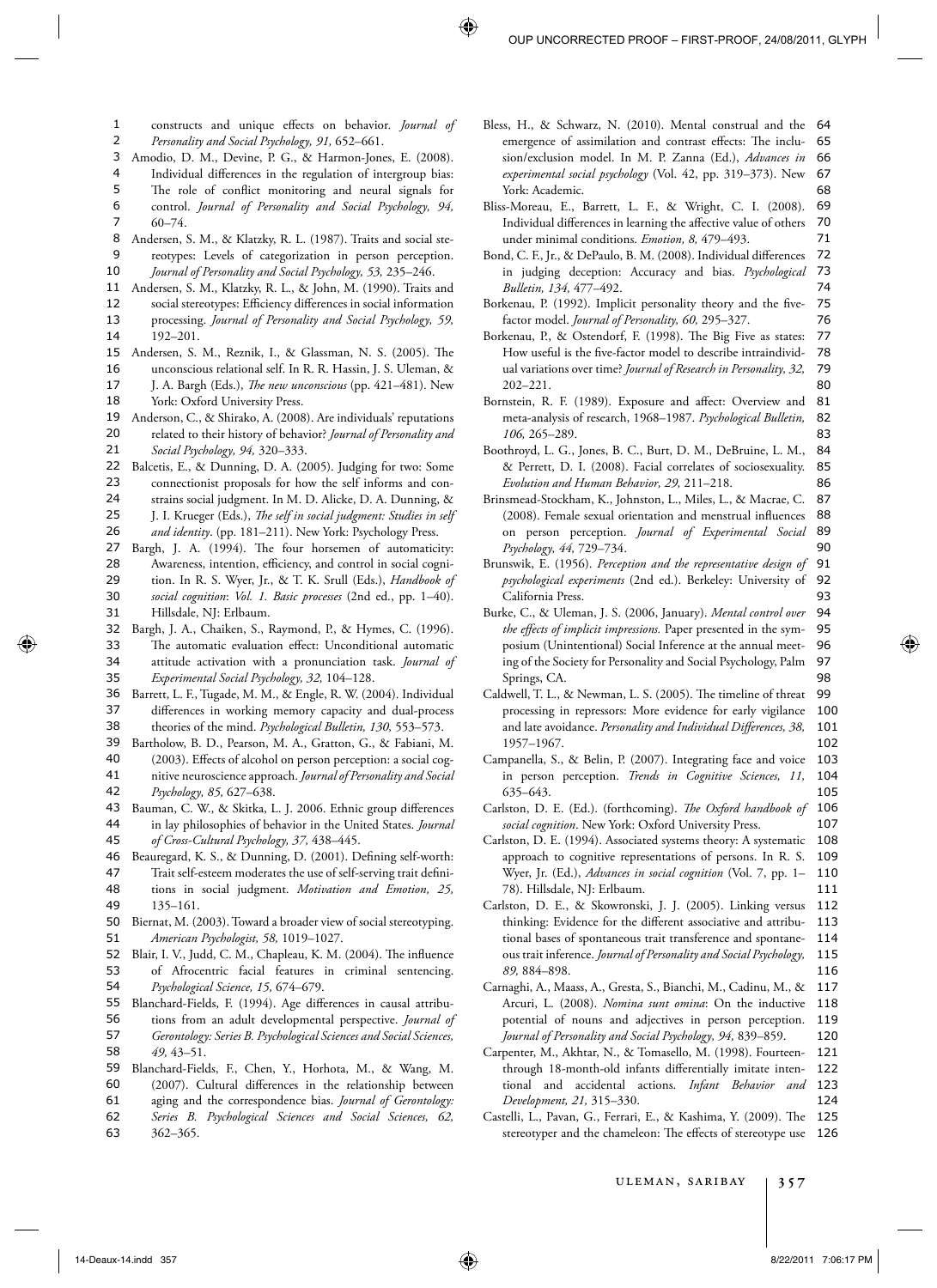constructs and unique effects on behavior. *Journal of Personality and Social Psychology, 91,* 652–661.

Amodio, D. M., Devine, P. G., & Harmon-Jones, E. (2008). Individual differences in the regulation of intergroup bias: The role of conflict monitoring and neural signals for control. *Journal of Personality and Social Psychology, 94,* 60–74.

Andersen, S. M., & Klatzky, R. L. (1987). Traits and social stereotypes: Levels of categorization in person perception. *Journal of Personality and Social Psychology, 53,* 235–246.

Andersen, S. M., Klatzky, R. L., & John, M. (1990). Traits and social stereotypes: Efficiency differences in social information processing. *Journal of Personality and Social Psychology, 59,* 192–201.

Andersen, S. M., Reznik, I., & Glassman, N. S. (2005). The unconscious relational self. In R. R. Hassin, J. S. Uleman, & J. A. Bargh (Eds.), *The new unconscious* (pp. 421–481). New York: Oxford University Press.

Anderson, C., & Shirako, A. (2008). Are individuals' reputations related to their history of behavior? *Journal of Personality and Social Psychology, 94,* 320–333.

Balcetis, E., & Dunning, D. A. (2005). Judging for two: Some connectionist proposals for how the self informs and constrains social judgment. In M. D. Alicke, D. A. Dunning, & J. I. Krueger (Eds.), *The self in social judgment: Studies in self and identity*. (pp. 181–211). New York: Psychology Press.

Bargh, J. A. (1994). The four horsemen of automaticity: Awareness, intention, efficiency, and control in social cognition. In R. S. Wyer, Jr., & T. K. Srull (Eds.), *Handbook of social cognition*: *Vol. 1. Basic processes* (2nd ed., pp. 1–40). Hillsdale, NJ: Erlbaum.

Bargh, J. A., Chaiken, S., Raymond, P., & Hymes, C. (1996). The automatic evaluation effect: Unconditional automatic attitude activation with a pronunciation task. *Journal of Experimental Social Psychology, 32,* 104–128.

Barrett, L. F., Tugade, M. M., & Engle, R. W. (2004). Individual differences in working memory capacity and dual-process theories of the mind. *Psychological Bulletin, 130,* 553–573.

Bartholow, B. D., Pearson, M. A., Gratton, G., & Fabiani, M. (2003). Effects of alcohol on person perception: a social cognitive neuroscience approach. *Journal of Personality and Social Psychology, 85,* 627–638.

Bauman, C. W., & Skitka, L. J. 2006. Ethnic group differences in lay philosophies of behavior in the United States. *Journal of Cross-Cultural Psychology, 37,* 438–445.

Beauregard, K. S., & Dunning, D. (2001). Defining self-worth: Trait self-esteem moderates the use of self-serving trait definitions in social judgment. *Motivation and Emotion, 25,* 135–161.

Biernat, M. (2003). Toward a broader view of social stereotyping. *American Psychologist, 58,* 1019–1027.

Blair, I. V., Judd, C. M., Chapleau, K. M. (2004). The influence of Afrocentric facial features in criminal sentencing. *Psychological Science, 15,* 674–679.

Blanchard-Fields, F. (1994). Age differences in causal attributions from an adult developmental perspective. *Journal of Gerontology: Series B. Psychological Sciences and Social Sciences, 49,* 43–51.

Blanchard-Fields, F., Chen, Y., Horhota, M., & Wang, M. (2007). Cultural differences in the relationship between aging and the correspondence bias. *Journal of Gerontology: Series B. Psychological Sciences and Social Sciences, 62,* 362–365.

Bless, H., & Schwarz, N. (2010). Mental construal and the emergence of assimilation and contrast effects: The inclusion/exclusion model. In M. P. Zanna (Ed.), *Advances in experimental social psychology* (Vol. 42, pp. 319–373). New York: Academic.

Bliss-Moreau, E., Barrett, L. F., & Wright, C. I. (2008). Individual differences in learning the affective value of others under minimal conditions. *Emotion, 8,* 479–493.

Bond, C. F., Jr., & DePaulo, B. M. (2008). Individual differences in judging deception: Accuracy and bias. *Psychological Bulletin, 134,* 477–492.

Borkenau, P. (1992). Implicit personality theory and the five-factor model. *Journal of Personality, 60,* 295–327.

Borkenau, P., & Ostendorf, F. (1998). The Big Five as states: How useful is the five-factor model to describe intraindividual variations over time? *Journal of Research in Personality, 32,* 202–221.

Bornstein, R. F. (1989). Exposure and affect: Overview and meta-analysis of research, 1968–1987. *Psychological Bulletin, 106,* 265–289.

Boothroyd, L. G., Jones, B. C., Burt, D. M., DeBruine, L. M., & Perrett, D. I. (2008). Facial correlates of sociosexuality. *Evolution and Human Behavior, 29,* 211–218.

Brinsmead-Stockham, K., Johnston, L., Miles, L., & Macrae, C. (2008). Female sexual orientation and menstrual influences on person perception. *Journal of Experimental Social Psychology, 44,* 729–734.

Brunswik, E. (1956). *Perception and the representative design of psychological experiments* (2nd ed.). Berkeley: University of California Press.

Burke, C., & Uleman, J. S. (2006, January). *Mental control over the effects of implicit impressions.* Paper presented in the symposium (Unintentional) Social Inference at the annual meeting of the Society for Personality and Social Psychology, Palm Springs, CA.

Caldwell, T. L., & Newman, L. S. (2005). The timeline of threat processing in repressors: More evidence for early vigilance and late avoidance. *Personality and Individual Differences, 38,* 1957–1967.

Campanella, S., & Belin, P. (2007). Integrating face and voice in person perception. *Trends in Cognitive Sciences, 11,* 635–643.

Carlston, D. E. (Ed.). (forthcoming). *The Oxford handbook of social cognition*. New York: Oxford University Press.

Carlston, D. E. (1994). Associated systems theory: A systematic approach to cognitive representations of persons. In R. S. Wyer, Jr. (Ed.), *Advances in social cognition* (Vol. 7, pp. 1–78). Hillsdale, NJ: Erlbaum.

Carlston, D. E., & Skowronski, J. J. (2005). Linking versus thinking: Evidence for the different associative and attributional bases of spontaneous trait transference and spontaneous trait inference. *Journal of Personality and Social Psychology, 89,* 884–898.

Carnaghi, A., Maass, A., Gresta, S., Bianchi, M., Cadinu, M., & Arcuri, L. (2008). *Nomina sunt omina*: On the inductive potential of nouns and adjectives in person perception. *Journal of Personality and Social Psychology, 94,* 839–859.

Carpenter, M., Akhtar, N., & Tomasello, M. (1998). Fourteen-through 18-month-old infants differentially imitate intentional and accidental actions. *Infant Behavior and Development, 21,* 315–330.

Castelli, L., Pavan, G., Ferrari, E., & Kashima, Y. (2009). The stereotyper and the chameleon: The effects of stereotype use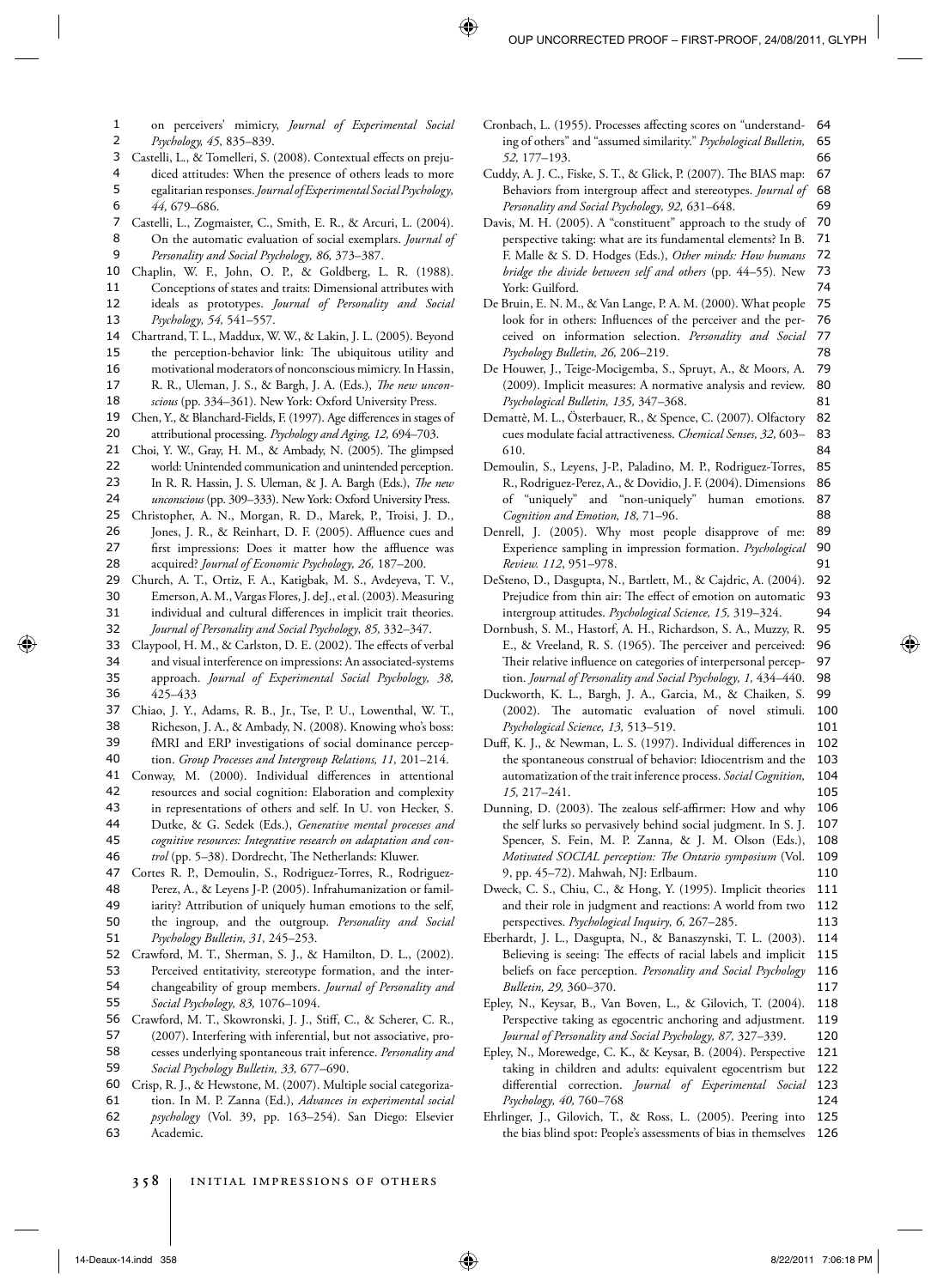on perceivers' mimicry, *Journal of Experimental Social Psychology, 45,* 835–839.

Castelli, L., & Tomelleri, S. (2008). Contextual effects on prejudiced attitudes: When the presence of others leads to more egalitarian responses. *Journal of Experimental Social Psychology, 44,* 679–686.

Castelli, L., Zogmaister, C., Smith, E. R., & Arcuri, L. (2004). On the automatic evaluation of social exemplars. *Journal of Personality and Social Psychology, 86,* 373–387.

Chaplin, W. F., John, O. P., & Goldberg, L. R. (1988). Conceptions of states and traits: Dimensional attributes with ideals as prototypes. *Journal of Personality and Social Psychology, 54,* 541–557.

Chartrand, T. L., Maddux, W. W., & Lakin, J. L. (2005). Beyond the perception-behavior link: The ubiquitous utility and motivational moderators of nonconscious mimicry. In Hassin, R. R., Uleman, J. S., & Bargh, J. A. (Eds.), *The new unconscious* (pp. 334–361). New York: Oxford University Press.

Chen, Y., & Blanchard-Fields, F. (1997). Age differences in stages of attributional processing. *Psychology and Aging, 12,* 694–703.

Choi, Y. W., Gray, H. M., & Ambady, N. (2005). The glimpsed world: Unintended communication and unintended perception. In R. R. Hassin, J. S. Uleman, & J. A. Bargh (Eds.), *The new unconscious* (pp. 309–333). New York: Oxford University Press.

Christopher, A. N., Morgan, R. D., Marek, P., Troisi, J. D., Jones, J. R., & Reinhart, D. F. (2005). Affluence cues and first impressions: Does it matter how the affluence was acquired? *Journal of Economic Psychology, 26,* 187–200.

Church, A. T., Ortiz, F. A., Katigbak, M. S., Avdeyeva, T. V., Emerson, A. M., Vargas Flores, J. deJ., et al. (2003). Measuring individual and cultural differences in implicit trait theories. *Journal of Personality and Social Psychology, 85,* 332–347.

Claypool, H. M., & Carlston, D. E. (2002). The effects of verbal and visual interference on impressions: An associated-systems approach. *Journal of Experimental Social Psychology, 38,* 425–433

Chiao, J. Y., Adams, R. B., Jr., Tse, P. U., Lowenthal, W. T., Richeson, J. A., & Ambady, N. (2008). Knowing who's boss: fMRI and ERP investigations of social dominance perception. *Group Processes and Intergroup Relations, 11,* 201–214.

Conway, M. (2000). Individual differences in attentional resources and social cognition: Elaboration and complexity in representations of others and self. In U. von Hecker, S. Dutke, & G. Sedek (Eds.), *Generative mental processes and cognitive resources: Integrative research on adaptation and control* (pp. 5–38). Dordrecht, The Netherlands: Kluwer.

Cortes R. P., Demoulin, S., Rodriguez-Torres, R., Rodriguez-Perez, A., & Leyens J-P. (2005). Infrahumanization or familiarity? Attribution of uniquely human emotions to the self, the ingroup, and the outgroup. *Personality and Social Psychology Bulletin, 31,* 245–253.

Crawford, M. T., Sherman, S. J., & Hamilton, D. L., (2002). Perceived entitativity, stereotype formation, and the interchangeability of group members. *Journal of Personality and Social Psychology, 83,* 1076–1094.

Crawford, M. T., Skowronski, J. J., Stiff, C., & Scherer, C. R., (2007). Interfering with inferential, but not associative, processes underlying spontaneous trait inference. *Personality and Social Psychology Bulletin, 33,* 677–690.

Crisp, R. J., & Hewstone, M. (2007). Multiple social categorization. In M. P. Zanna (Ed.), *Advances in experimental social psychology* (Vol. 39, pp. 163–254). San Diego: Elsevier Academic.

Cronbach, L. (1955). Processes affecting scores on "understanding of others" and "assumed similarity." *Psychological Bulletin, 52,* 177–193.

Cuddy, A. J. C., Fiske, S. T., & Glick, P. (2007). The BIAS map: Behaviors from intergroup affect and stereotypes. *Journal of Personality and Social Psychology, 92,* 631–648.

Davis, M. H. (2005). A "constituent" approach to the study of perspective taking: what are its fundamental elements? In B. F. Malle & S. D. Hodges (Eds.), *Other minds: How humans bridge the divide between self and others* (pp. 44–55). New York: Guilford.

De Bruin, E. N. M., & Van Lange, P. A. M. (2000). What people look for in others: Influences of the perceiver and the perceived on information selection. *Personality and Social Psychology Bulletin, 26,* 206–219.

De Houwer, J., Teige-Mocigemba, S., Spruyt, A., & Moors, A. (2009). Implicit measures: A normative analysis and review. *Psychological Bulletin, 135,* 347–368.

Demattè, M. L., Österbauer, R., & Spence, C. (2007). Olfactory cues modulate facial attractiveness. *Chemical Senses, 32,* 603–610.

Demoulin, S., Leyens, J-P., Paladino, M. P., Rodriguez-Torres, R., Rodriguez-Perez, A., & Dovidio, J. F. (2004). Dimensions of "uniquely" and "non-uniquely" human emotions. *Cognition and Emotion, 18,* 71–96.

Denrell, J. (2005). Why most people disapprove of me: Experience sampling in impression formation. *Psychological Review. 112*, 951–978.

DeSteno, D., Dasgupta, N., Bartlett, M., & Cajdric, A. (2004). Prejudice from thin air: The effect of emotion on automatic intergroup attitudes. *Psychological Science, 15,* 319–324.

Dornbush, S. M., Hastorf, A. H., Richardson, S. A., Muzzy, R. E., & Vreeland, R. S. (1965). The perceiver and perceived: Their relative influence on categories of interpersonal perception. *Journal of Personality and Social Psychology, 1,* 434–440.

Duckworth, K. L., Bargh, J. A., Garcia, M., & Chaiken, S. (2002). The automatic evaluation of novel stimuli. *Psychological Science, 13,* 513–519.

Duff, K. J., & Newman, L. S. (1997). Individual differences in the spontaneous construal of behavior: Idiocentrism and the automatization of the trait inference process. *Social Cognition, 15,* 217–241.

Dunning, D. (2003). The zealous self-affirmer: How and why the self lurks so pervasively behind social judgment. In S. J. Spencer, S. Fein, M. P. Zanna, & J. M. Olson (Eds.), *Motivated SOCIAL perception: The Ontario symposium* (Vol. 9, pp. 45–72). Mahwah, NJ: Erlbaum.

Dweck, C. S., Chiu, C., & Hong, Y. (1995). Implicit theories and their role in judgment and reactions: A world from two perspectives. *Psychological Inquiry, 6,* 267–285.

Eberhardt, J. L., Dasgupta, N., & Banaszynski, T. L. (2003). Believing is seeing: The effects of racial labels and implicit beliefs on face perception. *Personality and Social Psychology Bulletin, 29,* 360–370.

Epley, N., Keysar, B., Van Boven, L., & Gilovich, T. (2004). Perspective taking as egocentric anchoring and adjustment. *Journal of Personality and Social Psychology, 87,* 327–339.

Epley, N., Morewedge, C. K., & Keysar, B. (2004). Perspective taking in children and adults: equivalent egocentrism but differential correction. *Journal of Experimental Social Psychology, 40,* 760–768

Ehrlinger, J., Gilovich, T., & Ross, L. (2005). Peering into the bias blind spot: People's assessments of bias in themselves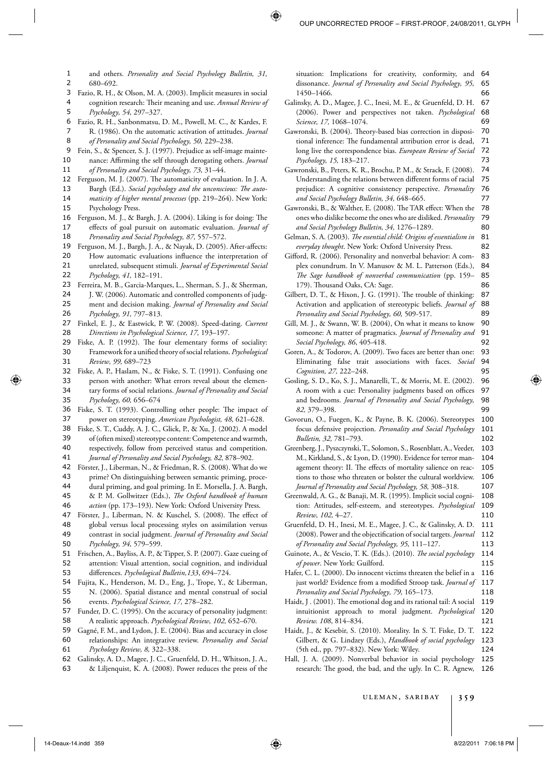and others. *Personality and Social Psychology Bulletin, 31,* 680–692.

Fazio, R. H., & Olson, M. A. (2003). Implicit measures in social cognition research: Their meaning and use. *Annual Review of Psychology, 54,* 297–327.

Fazio, R. H., Sanbonmatsu, D. M., Powell, M. C., & Kardes, F. R. (1986). On the automatic activation of attitudes. *Journal of Personality and Social Psychology, 50,* 229–238.

Fein, S., & Spencer, S. J. (1997). Prejudice as self-image maintenance: Affirming the self through derogating others. *Journal of Personality and Social Psychology, 73,* 31–44.

Ferguson, M. J. (2007). The automaticity of evaluation. In J. A. Bargh (Ed.). *Social psychology and the unconscious: The automaticity of higher mental processes* (pp. 219–264). New York: Psychology Press.

Ferguson, M. J., & Bargh, J. A. (2004). Liking is for doing: The effects of goal pursuit on automatic evaluation. *Journal of Personality and Social Psychology, 87,* 557–572.

Ferguson, M. J., Bargh, J. A., & Nayak, D. (2005). After-affects: How automatic evaluations influence the interpretation of unrelated, subsequent stimuli. *Journal of Experimental Social Psychology, 41,* 182–191.

Ferreira, M. B., Garcia-Marques, L., Sherman, S. J., & Sherman, J. W. (2006). Automatic and controlled components of judgment and decision making. *Journal of Personality and Social Psychology, 91,* 797–813.

Finkel, E. J., & Eastwick, P. W. (2008). Speed-dating. *Current Directions in Psychological Science, 17,* 193–197.

Fiske, A. P. (1992). The four elementary forms of sociality: Framework for a unified theory of social relations. *Psychological Review, 99,* 689–723

Fiske, A. P., Haslam, N., & Fiske, S. T. (1991). Confusing one person with another: What errors reveal about the elementary forms of social relations. *Journal of Personality and Social Psychology, 60,* 656–674

Fiske, S. T. (1993). Controlling other people: The impact of power on stereotyping. *American Psychologist, 48,* 621–628.

Fiske, S. T., Cuddy, A. J. C., Glick, P., & Xu, J. (2002). A model of (often mixed) stereotype content: Competence and warmth, respectively, follow from perceived status and competition. *Journal of Personality and Social Psychology, 82,* 878–902.

Förster, J., Liberman, N., & Friedman, R. S. (2008). What do we prime? On distinguishing between semantic priming, procedural priming, and goal priming. In E. Morsella, J. A. Bargh, & P. M. Gollwitzer (Eds.), *The Oxford handbook of human action* (pp. 173–193). New York: Oxford University Press.

Förster, J., Liberman, N. & Kuschel, S. (2008). The effect of global versus local processing styles on assimilation versus contrast in social judgment. *Journal of Personality and Social Psychology, 94,* 579–599.

Frischen, A., Bayliss, A. P., & Tipper, S. P. (2007). Gaze cueing of attention: Visual attention, social cognition, and individual differences. *Psychological Bulletin,133,* 694–724.

Fujita, K., Henderson, M. D., Eng, J., Trope, Y., & Liberman, N. (2006). Spatial distance and mental construal of social events. *Psychological Science, 17,* 278–282.

Funder, D. C. (1995). On the accuracy of personality judgment: A realistic approach. *Psychological Review, 102,* 652–670.

Gagné, F. M., and Lydon, J. E. (2004). Bias and accuracy in close relationships: An integrative review. *Personality and Social Psychology Review, 8,* 322–338.

Galinsky, A. D., Magee, J. C., Gruenfeld, D. H., Whitson, J. A., & Liljenquist, K. A. (2008). Power reduces the press of the situation: Implications for creativity, conformity, and dissonance. *Journal of Personality and Social Psychology, 95,* 1450–1466.

Galinsky, A. D., Magee, J. C., Inesi, M. E., & Gruenfeld, D. H. (2006). Power and perspectives not taken. *Psychological Science, 17,* 1068–1074.

Gawronski, B. (2004). Theory-based bias correction in dispositional inference: The fundamental attribution error is dead, long live the correspondence bias. *European Review of Social Psychology, 15,* 183–217.

Gawronski, B., Peters, K. R., Brochu, P. M., & Strack, F. (2008). Understanding the relations between different forms of racial prejudice: A cognitive consistency perspective. *Personality and Social Psychology Bulletin, 34,* 648–665.

Gawronski, B., & Walther, E. (2008). The TAR effect: When the ones who dislike become the ones who are disliked. *Personality and Social Psychology Bulletin, 34,* 1276–1289.

Gelman, S. A. (2003). *The essential child: Origins of essentialism in everyday thought*. New York: Oxford University Press.

Gifford, R. (2006). Personality and nonverbal behavior: A complex conundrum. In V. Manusov & M. L. Patterson (Eds.), *The Sage handbook of nonverbal communication* (pp. 159–179). Thousand Oaks, CA: Sage.

Gilbert, D. T., & Hixon, J. G. (1991). The trouble of thinking: Activation and application of stereotypic beliefs. *Journal of Personality and Social Psychology, 60,* 509-517.

Gill, M. J., & Swann, W. B. (2004), On what it means to know someone: A matter of pragmatics. *Journal of Personality and Social Psychology, 86*, 405-418.

Goren, A., & Todorov, A. (2009). Two faces are better than one: Eliminating false trait associations with faces. *Social Cognition, 27,* 222–248.

Gosling, S. D., Ko, S. J., Manarelli, T., & Morris, M. E. (2002). A room with a cue: Personality judgments based on offices and bedrooms. *Journal of Personality and Social Psychology, 82,* 379–398.

Govorun, O., Fuegen, K., & Payne, B. K. (2006). Stereotypes focus defensive projection. *Personality and Social Psychology Bulletin, 32,* 781–793.

Greenberg, J., Pyszczynski, T., Solomon, S., Rosenblatt, A., Veeder, M., Kirkland, S., & Lyon, D. (1990). Evidence for terror management theory: II. The effects of mortality salience on reactions to those who threaten or bolster the cultural worldview. *Journal of Personality and Social Psychology, 58,* 308–318.

Greenwald, A. G., & Banaji, M. R. (1995). Implicit social cognition: Attitudes, self-esteem, and stereotypes. *Psychological Review, 102,* 4–27.

Gruenfeld, D. H., Inesi, M. E., Magee, J. C., & Galinsky, A. D. (2008). Power and the objectification of social targets. *Journal of Personality and Social Psychology, 95,* 111–127.

Guinote, A., & Vescio, T. K. (Eds.). (2010). *The social psychology of power*. New York: Guilford.

Hafer, C. L. (2000). Do innocent victims threaten the belief in a just world? Evidence from a modified Stroop task. *Journal of Personality and Social Psychology, 79,* 165–173.

Haidt, J . (2001). The emotional dog and its rational tail: A social intuitionist approach to moral judgment. *Psychological Review. 108*, 814–834.

Haidt, J., & Kesebir, S. (2010). Morality. In S. T. Fiske, D. T. Gilbert, & G. Lindzey (Eds.), *Handbook of social psychology* (5th ed., pp. 797–832). New York: Wiley.

Hall, J. A. (2009). Nonverbal behavior in social psychology research: The good, the bad, and the ugly. In C. R. Agnew,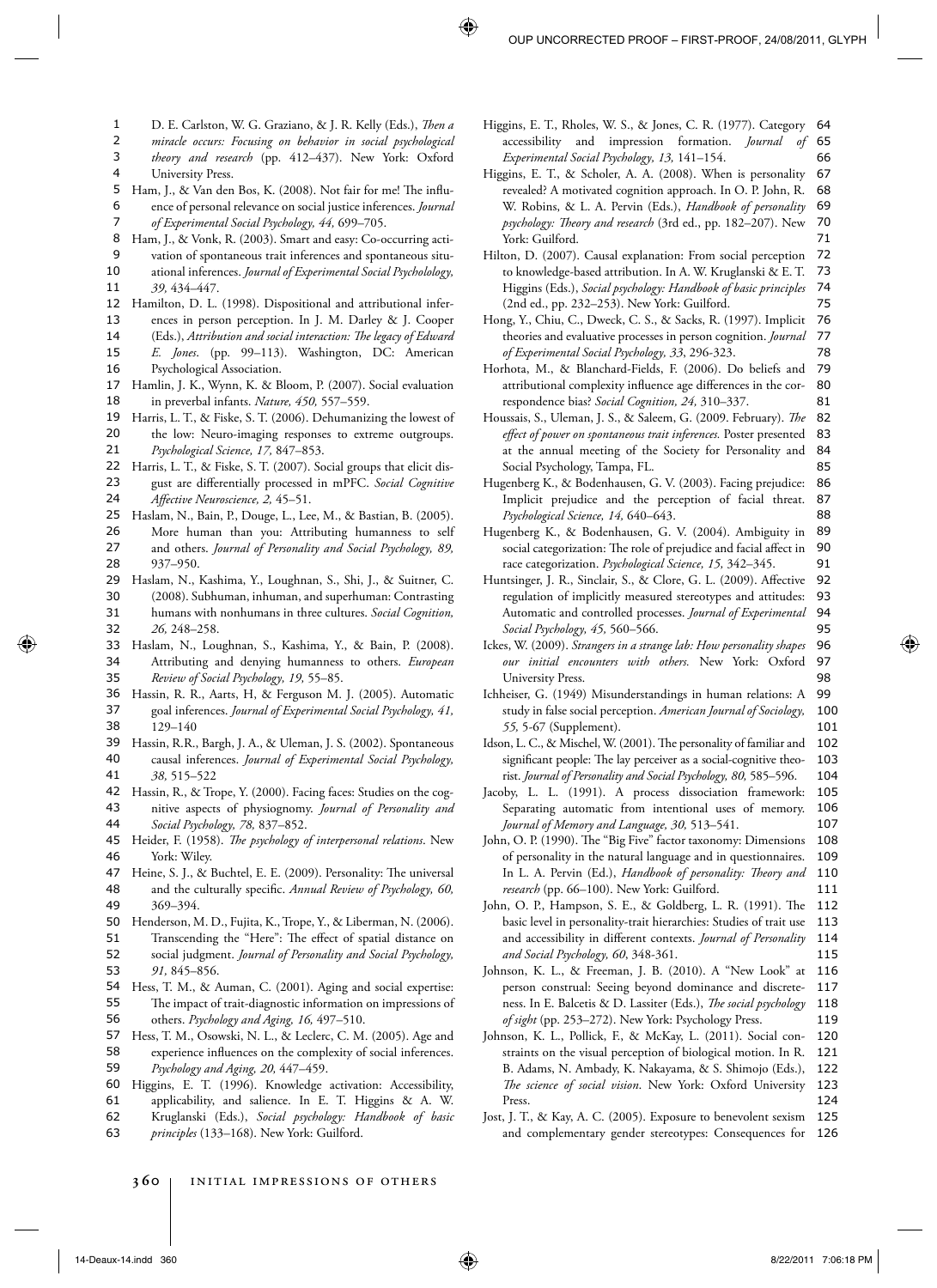D. E. Carlston, W. G. Graziano, & J. R. Kelly (Eds.), *Then a miracle occurs: Focusing on behavior in social psychological theory and research* (pp. 412–437). New York: Oxford University Press.

Ham, J., & Van den Bos, K. (2008). Not fair for me! The influence of personal relevance on social justice inferences. *Journal of Experimental Social Psychology, 44,* 699–705.

Ham, J., & Vonk, R. (2003). Smart and easy: Co-occurring activation of spontaneous trait inferences and spontaneous situational inferences. *Journal of Experimental Social Psycholology, 39,* 434–447.

Hamilton, D. L. (1998). Dispositional and attributional inferences in person perception. In J. M. Darley & J. Cooper (Eds.), *Attribution and social interaction: The legacy of Edward E. Jones*. (pp. 99–113). Washington, DC: American Psychological Association.

Hamlin, J. K., Wynn, K. & Bloom, P. (2007). Social evaluation in preverbal infants. *Nature, 450,* 557–559.

Harris, L. T., & Fiske, S. T. (2006). Dehumanizing the lowest of the low: Neuro-imaging responses to extreme outgroups. *Psychological Science, 17,* 847–853.

Harris, L. T., & Fiske, S. T. (2007). Social groups that elicit disgust are differentially processed in mPFC. *Social Cognitive Affective Neuroscience, 2,* 45–51.

Haslam, N., Bain, P., Douge, L., Lee, M., & Bastian, B. (2005). More human than you: Attributing humanness to self and others. *Journal of Personality and Social Psychology, 89,* 937–950.

Haslam, N., Kashima, Y., Loughnan, S., Shi, J., & Suitner, C. (2008). Subhuman, inhuman, and superhuman: Contrasting humans with nonhumans in three cultures. *Social Cognition, 26,* 248–258.

Haslam, N., Loughnan, S., Kashima, Y., & Bain, P. (2008). Attributing and denying humanness to others. *European Review of Social Psychology, 19,* 55–85.

Hassin, R. R., Aarts, H, & Ferguson M. J. (2005). Automatic goal inferences. *Journal of Experimental Social Psychology, 41,* 129–140

Hassin, R.R., Bargh, J. A., & Uleman, J. S. (2002). Spontaneous causal inferences. *Journal of Experimental Social Psychology, 38,* 515–522

Hassin, R., & Trope, Y. (2000). Facing faces: Studies on the cognitive aspects of physiognomy. *Journal of Personality and Social Psychology, 78,* 837–852.

Heider, F. (1958). *The psychology of interpersonal relations*. New York: Wiley.

Heine, S. J., & Buchtel, E. E. (2009). Personality: The universal and the culturally specific. *Annual Review of Psychology, 60,* 369–394.

Henderson, M. D., Fujita, K., Trope, Y., & Liberman, N. (2006). Transcending the "Here": The effect of spatial distance on social judgment. *Journal of Personality and Social Psychology, 91,* 845–856.

Hess, T. M., & Auman, C. (2001). Aging and social expertise: The impact of trait-diagnostic information on impressions of others. *Psychology and Aging, 16,* 497–510.

Hess, T. M., Osowski, N. L., & Leclerc, C. M. (2005). Age and experience influences on the complexity of social inferences. *Psychology and Aging, 20,* 447–459.

Higgins, E. T. (1996). Knowledge activation: Accessibility, applicability, and salience. In E. T. Higgins & A. W. Kruglanski (Eds.), *Social psychology: Handbook of basic principles* (133–168). New York: Guilford.

Higgins, E. T., Rholes, W. S., & Jones, C. R. (1977). Category accessibility and impression formation. *Journal of Experimental Social Psychology, 13,* 141–154.

Higgins, E. T., & Scholer, A. A. (2008). When is personality revealed? A motivated cognition approach. In O. P. John, R. W. Robins, & L. A. Pervin (Eds.), *Handbook of personality psychology: Theory and research* (3rd ed., pp. 182–207). New York: Guilford.

Hilton, D. (2007). Causal explanation: From social perception to knowledge-based attribution. In A. W. Kruglanski & E. T. Higgins (Eds.), *Social psychology: Handbook of basic principles* (2nd ed., pp. 232–253). New York: Guilford.

Hong, Y., Chiu, C., Dweck, C. S., & Sacks, R. (1997). Implicit theories and evaluative processes in person cognition. *Journal of Experimental Social Psychology, 33*, 296-323.

Horhota, M., & Blanchard-Fields, F. (2006). Do beliefs and attributional complexity influence age differences in the correspondence bias? *Social Cognition, 24,* 310–337.

Houssais, S., Uleman, J. S., & Saleem, G. (2009. February). *The effect of power on spontaneous trait inferences.* Poster presented at the annual meeting of the Society for Personality and Social Psychology, Tampa, FL.

Hugenberg K., & Bodenhausen, G. V. (2003). Facing prejudice: Implicit prejudice and the perception of facial threat. *Psychological Science, 14,* 640–643.

Hugenberg K., & Bodenhausen, G. V. (2004). Ambiguity in social categorization: The role of prejudice and facial affect in race categorization. *Psychological Science, 15,* 342–345.

Huntsinger, J. R., Sinclair, S., & Clore, G. L. (2009). Affective regulation of implicitly measured stereotypes and attitudes: Automatic and controlled processes. *Journal of Experimental Social Psychology, 45,* 560–566.

Ickes, W. (2009). *Strangers in a strange lab: How personality shapes our initial encounters with others.* New York: Oxford University Press.

Ichheiser, G. (1949) Misunderstandings in human relations: A study in false social perception. *American Journal of Sociology, 55,* 5-67 (Supplement).

Idson, L. C., & Mischel, W. (2001). The personality of familiar and significant people: The lay perceiver as a social-cognitive theorist. *Journal of Personality and Social Psychology, 80,* 585–596.

Jacoby, L. L. (1991). A process dissociation framework: Separating automatic from intentional uses of memory. *Journal of Memory and Language, 30,* 513–541.

John, O. P. (1990). The "Big Five" factor taxonomy: Dimensions of personality in the natural language and in questionnaires. In L. A. Pervin (Ed.), *Handbook of personality: Theory and research* (pp. 66–100). New York: Guilford.

John, O. P., Hampson, S. E., & Goldberg, L. R. (1991). The basic level in personality-trait hierarchies: Studies of trait use and accessibility in different contexts. *Journal of Personality and Social Psychology, 60*, 348-361.

Johnson, K. L., & Freeman, J. B. (2010). A "New Look" at person construal: Seeing beyond dominance and discreteness. In E. Balcetis & D. Lassiter (Eds.), *The social psychology of sight* (pp. 253–272). New York: Psychology Press.

Johnson, K. L., Pollick, F., & McKay, L. (2011). Social constraints on the visual perception of biological motion. In R. B. Adams, N. Ambady, K. Nakayama, & S. Shimojo (Eds.), *The science of social vision*. New York: Oxford University Press.

Jost, J. T., & Kay, A. C. (2005). Exposure to benevolent sexism and complementary gender stereotypes: Consequences for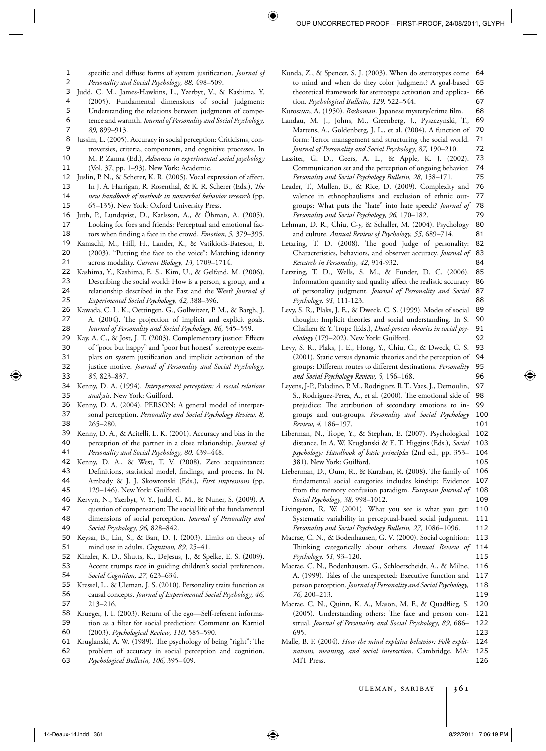specific and diffuse forms of system justification. *Journal of Personality and Social Psychology, 88,* 498–509.

Judd, C. M., James-Hawkins, L., Yzerbyt, V., & Kashima, Y. (2005). Fundamental dimensions of social judgment: Understanding the relations between judgments of competence and warmth. *Journal of Personality and Social Psychology, 89,* 899–913.

Jussim, L. (2005). Accuracy in social perception: Criticisms, controversies, criteria, components, and cognitive processes. In M. P. Zanna (Ed.), *Advances in experimental social psychology* (Vol. 37, pp. 1–93). New York: Academic.

Juslin, P. N., & Scherer, K. R. (2005). Vocal expression of affect. In J. A. Harrigan, R. Rosenthal, & K. R. Scherer (Eds.), *The new handbook of methods in nonverbal behavior research* (pp. 65–135). New York: Oxford University Press.

Juth, P., Lundqvist, D., Karlsson, A., & Öhman, A. (2005). Looking for foes and friends: Perceptual and emotional factors when finding a face in the crowd. *Emotion, 5,* 379–395.

Kamachi, M., Hill, H., Lander, K., & Vatikiotis-Bateson, E. (2003). "Putting the face to the voice": Matching identity across modality. *Current Biology, 13,* 1709–1714.

Kashima, Y., Kashima, E. S., Kim, U., & Gelfand, M. (2006). Describing the social world: How is a person, a group, and a relationship described in the East and the West? *Journal of Experimental Social Psychology, 42,* 388–396.

Kawada, C. L. K., Oettingen, G., Gollwitzer, P. M., & Bargh, J. A. (2004). The projection of implicit and explicit goals. *Journal of Personality and Social Psychology, 86,* 545–559.

Kay, A. C., & Jost, J. T. (2003). Complementary justice: Effects of "poor but happy" and "poor but honest" stereotype exemplars on system justification and implicit activation of the justice motive. *Journal of Personality and Social Psychology, 85,* 823–837.

Kenny, D. A. (1994). *Interpersonal perception: A social relations analysis.* New York: Guilford.

Kenny, D. A. (2004). PERSON: A general model of interpersonal perception. *Personality and Social Psychology Review, 8,* 265–280.

Kenny, D. A., & Acitelli, L. K. (2001). Accuracy and bias in the perception of the partner in a close relationship. *Journal of Personality and Social Psychology, 80,* 439–448.

Kenny, D. A., & West, T. V. (2008). Zero acquaintance: Definitions, statistical model, findings, and process. In N. Ambady & J. J. Skowronski (Eds.), *First impressions* (pp. 129–146). New York: Guilford.

Kervyn, N., Yzerbyt, V. Y., Judd, C. M., & Nuner, S. (2009). A question of compensation: The social life of the fundamental dimensions of social perception. *Journal of Personality and Social Psychology, 96,* 828–842.

Keysar, B., Lin, S., & Barr, D. J. (2003). Limits on theory of mind use in adults. *Cognition, 89,* 25–41.

Kinzler, K. D., Shutts, K., DeJesus, J., & Spelke, E. S. (2009). Accent trumps race in guiding children's social preferences. *Social Cognition, 27,* 623–634.

Kressel, L., & Uleman, J. S. (2010). Personality traits function as causal concepts. *Journal of Experimental Social Psychology, 46,* 213–216.

Krueger, J. I. (2003). Return of the ego—Self-referent information as a filter for social prediction: Comment on Karniol (2003). *Psychological Review, 110,* 585–590.

Kruglanski, A. W. (1989). The psychology of being "right": The problem of accuracy in social perception and cognition. *Psychological Bulletin, 106,* 395–409.

Kunda, Z., & Spencer, S. J. (2003). When do stereotypes come to mind and when do they color judgment? A goal-based theoretical framework for stereotype activation and application. *Psychological Bulletin, 129,* 522–544.

Kurosawa, A. (1950). *Rashoman*. Japanese mystery/crime film.

Landau, M. J., Johns, M., Greenberg, J., Pyszczynski, T., Martens, A., Goldenberg, J. L., et al. (2004). A function of form: Terror management and structuring the social world. *Journal of Personality and Social Psychology, 87,* 190–210.

Lassiter, G. D., Geers, A. L., & Apple, K. J. (2002). Communication set and the perception of ongoing behavior. *Personality and Social Psychology Bulletin, 28,* 158–171.

Leader, T., Mullen, B., & Rice, D. (2009). Complexity and valence in ethnophaulisms and exclusion of ethnic outgroups: What puts the "hate" into hate speech? *Journal of Personality and Social Psychology, 96,* 170–182.

Lehman, D. R., Chiu, C-y, & Schaller, M. (2004). Psychology and culture. *Annual Review of Psychology, 55,* 689–714.

Letzring, T. D. (2008). The good judge of personality: Characteristics, behaviors, and observer accuracy. *Journal of Research in Personality, 42*, 914-932.

Letzring, T. D., Wells, S. M., & Funder, D. C. (2006). Information quantity and quality affect the realistic accuracy of personality judgment. *Journal of Personality and Social Psychology, 91,* 111-123.

Levy, S. R., Plaks, J. E., & Dweck, C. S. (1999). Modes of social thought: Implicit theories and social understanding. In S. Chaiken & Y. Trope (Eds.), *Dual-process theories in social psychology* (179–202). New York: Guilford.

Levy, S. R., Plaks, J. E., Hong, Y., Chiu, C., & Dweck, C. S. (2001). Static versus dynamic theories and the perception of groups: Different routes to different destinations. *Personality and Social Psychology Review, 5,* 156–168.

Leyens, J-P., Paladino, P. M., Rodriguez, R.T., Vaes, J., Demoulin, S., Rodriguez-Perez, A., et al. (2000). The emotional side of prejudice: The attribution of secondary emotions to ingroups and out-groups. *Personality and Social Psychology Review, 4,* 186–197.

Liberman, N., Trope, Y., & Stephan, E. (2007). Psychological distance. In A. W. Kruglanski & E. T. Higgins (Eds.), *Social psychology: Handbook of basic principles* (2nd ed., pp. 353–381). New York: Guilford.

Lieberman, D., Oum, R., & Kurzban, R. (2008). The family of fundamental social categories includes kinship: Evidence from the memory confusion paradigm. *European Journal of Social Psychology, 38,* 998–1012.

Livingston, R. W. (2001). What you see is what you get: Systematic variability in perceptual-based social judgment. *Personality and Social Psychology Bulletin, 27,* 1086–1096.

Macrae, C. N., & Bodenhausen, G. V. (2000). Social cognition: Thinking categorically about others. *Annual Review of Psychology, 51,* 93–120.

Macrae, C. N., Bodenhausen, G., Schloerscheidt, A., & Milne, A. (1999). Tales of the unexpected: Executive function and person perception. *Journal of Personality and Social Psychology, 76,* 200–213.

Macrae, C. N., Quinn, K. A., Mason, M. F., & Quadflieg, S. (2005). Understanding others: The face and person construal. *Journal of Personality and Social Psychology, 89,* 686–695.

Malle, B. F. (2004). *How the mind explains behavior: Folk explanations, meaning, and social interaction*. Cambridge, MA: MIT Press.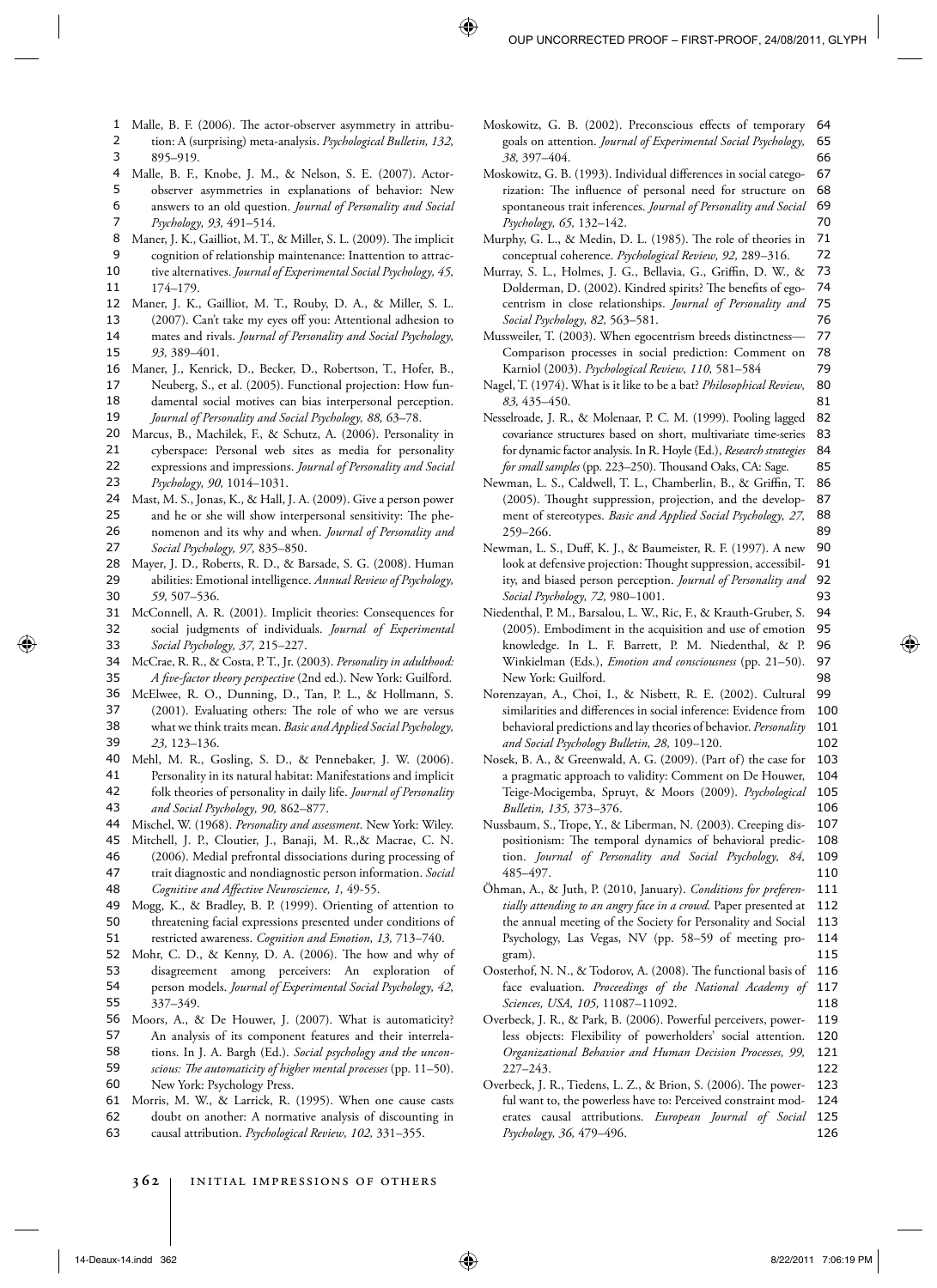Malle, B. F. (2006). The actor-observer asymmetry in attribution: A (surprising) meta-analysis. *Psychological Bulletin, 132,* 895–919.

Malle, B. F., Knobe, J. M., & Nelson, S. E. (2007). Actor-observer asymmetries in explanations of behavior: New answers to an old question. *Journal of Personality and Social Psychology, 93,* 491–514.

Maner, J. K., Gailliot, M. T., & Miller, S. L. (2009). The implicit cognition of relationship maintenance: Inattention to attractive alternatives. *Journal of Experimental Social Psychology, 45,* 174–179.

Maner, J. K., Gailliot, M. T., Rouby, D. A., & Miller, S. L. (2007). Can't take my eyes off you: Attentional adhesion to mates and rivals. *Journal of Personality and Social Psychology, 93,* 389–401.

Maner, J., Kenrick, D., Becker, D., Robertson, T., Hofer, B., Neuberg, S., et al. (2005). Functional projection: How fundamental social motives can bias interpersonal perception. *Journal of Personality and Social Psychology, 88,* 63–78.

Marcus, B., Machilek, F., & Schutz, A. (2006). Personality in cyberspace: Personal web sites as media for personality expressions and impressions. *Journal of Personality and Social Psychology, 90,* 1014–1031.

Mast, M. S., Jonas, K., & Hall, J. A. (2009). Give a person power and he or she will show interpersonal sensitivity: The phenomenon and its why and when. *Journal of Personality and Social Psychology, 97,* 835–850.

Mayer, J. D., Roberts, R. D., & Barsade, S. G. (2008). Human abilities: Emotional intelligence. *Annual Review of Psychology, 59,* 507–536.

McConnell, A. R. (2001). Implicit theories: Consequences for social judgments of individuals. *Journal of Experimental Social Psychology, 37,* 215–227.

McCrae, R. R., & Costa, P. T., Jr. (2003). *Personality in adulthood: A five-factor theory perspective* (2nd ed.). New York: Guilford.

McElwee, R. O., Dunning, D., Tan, P. L., & Hollmann, S. (2001). Evaluating others: The role of who we are versus what we think traits mean. *Basic and Applied Social Psychology, 23,* 123–136.

Mehl, M. R., Gosling, S. D., & Pennebaker, J. W. (2006). Personality in its natural habitat: Manifestations and implicit folk theories of personality in daily life. *Journal of Personality and Social Psychology, 90,* 862–877.

Mischel, W. (1968). *Personality and assessment*. New York: Wiley.

Mitchell, J. P., Cloutier, J., Banaji, M. R.,& Macrae, C. N. (2006). Medial prefrontal dissociations during processing of trait diagnostic and nondiagnostic person information. *Social Cognitive and Affective Neuroscience, 1,* 49-55.

Mogg, K., & Bradley, B. P. (1999). Orienting of attention to threatening facial expressions presented under conditions of restricted awareness. *Cognition and Emotion, 13,* 713–740.

Mohr, C. D., & Kenny, D. A. (2006). The how and why of disagreement among perceivers: An exploration of person models. *Journal of Experimental Social Psychology, 42,* 337–349.

Moors, A., & De Houwer, J. (2007). What is automaticity? An analysis of its component features and their interrelations. In J. A. Bargh (Ed.). *Social psychology and the unconscious: The automaticity of higher mental processes* (pp. 11–50). New York: Psychology Press.

Morris, M. W., & Larrick, R. (1995). When one cause casts doubt on another: A normative analysis of discounting in causal attribution. *Psychological Review, 102,* 331–355.

Moskowitz, G. B. (2002). Preconscious effects of temporary goals on attention. *Journal of Experimental Social Psychology, 38,* 397–404.

Moskowitz, G. B. (1993). Individual differences in social categorization: The influence of personal need for structure on spontaneous trait inferences. *Journal of Personality and Social Psychology, 65,* 132–142.

Murphy, G. L., & Medin, D. L. (1985). The role of theories in conceptual coherence. *Psychological Review, 92,* 289–316.

Murray, S. L., Holmes, J. G., Bellavia, G., Griffin, D. W., & Dolderman, D. (2002). Kindred spirits? The benefits of egocentrism in close relationships. *Journal of Personality and Social Psychology, 82,* 563–581.

Mussweiler, T. (2003). When egocentrism breeds distinctness—Comparison processes in social prediction: Comment on Karniol (2003). *Psychological Review, 110,* 581–584

Nagel, T. (1974). What is it like to be a bat? *Philosophical Review, 83,* 435–450.

Nesselroade, J. R., & Molenaar, P. C. M. (1999). Pooling lagged covariance structures based on short, multivariate time-series for dynamic factor analysis. In R. Hoyle (Ed.), *Research strategies for small samples* (pp. 223–250). Thousand Oaks, CA: Sage.

Newman, L. S., Caldwell, T. L., Chamberlin, B., & Griffin, T. (2005). Thought suppression, projection, and the development of stereotypes. *Basic and Applied Social Psychology, 27,* 259–266.

Newman, L. S., Duff, K. J., & Baumeister, R. F. (1997). A new look at defensive projection: Thought suppression, accessibility, and biased person perception. *Journal of Personality and Social Psychology, 72,* 980–1001.

Niedenthal, P. M., Barsalou, L. W., Ric, F., & Krauth-Gruber, S. (2005). Embodiment in the acquisition and use of emotion knowledge. In L. F. Barrett, P. M. Niedenthal, & P. Winkielman (Eds.), *Emotion and consciousness* (pp. 21–50). New York: Guilford.

Norenzayan, A., Choi, I., & Nisbett, R. E. (2002). Cultural similarities and differences in social inference: Evidence from behavioral predictions and lay theories of behavior. *Personality and Social Psychology Bulletin, 28,* 109–120.

Nosek, B. A., & Greenwald, A. G. (2009). (Part of) the case for a pragmatic approach to validity: Comment on De Houwer, Teige-Mocigemba, Spruyt, & Moors (2009). *Psychological Bulletin, 135,* 373–376.

Nussbaum, S., Trope, Y., & Liberman, N. (2003). Creeping dispositionism: The temporal dynamics of behavioral prediction. *Journal of Personality and Social Psychology, 84,* 485–497.

Öhman, A., & Juth, P. (2010, January). *Conditions for preferentially attending to an angry face in a crowd.* Paper presented at the annual meeting of the Society for Personality and Social Psychology, Las Vegas, NV (pp. 58–59 of meeting program).

Oosterhof, N. N., & Todorov, A. (2008). The functional basis of face evaluation. *Proceedings of the National Academy of Sciences, USA, 105,* 11087–11092.

Overbeck, J. R., & Park, B. (2006). Powerful perceivers, powerless objects: Flexibility of powerholders' social attention. *Organizational Behavior and Human Decision Processes, 99,* 227–243.

Overbeck, J. R., Tiedens, L. Z., & Brion, S. (2006). The powerful want to, the powerless have to: Perceived constraint moderates causal attributions. *European Journal of Social Psychology, 36,* 479–496.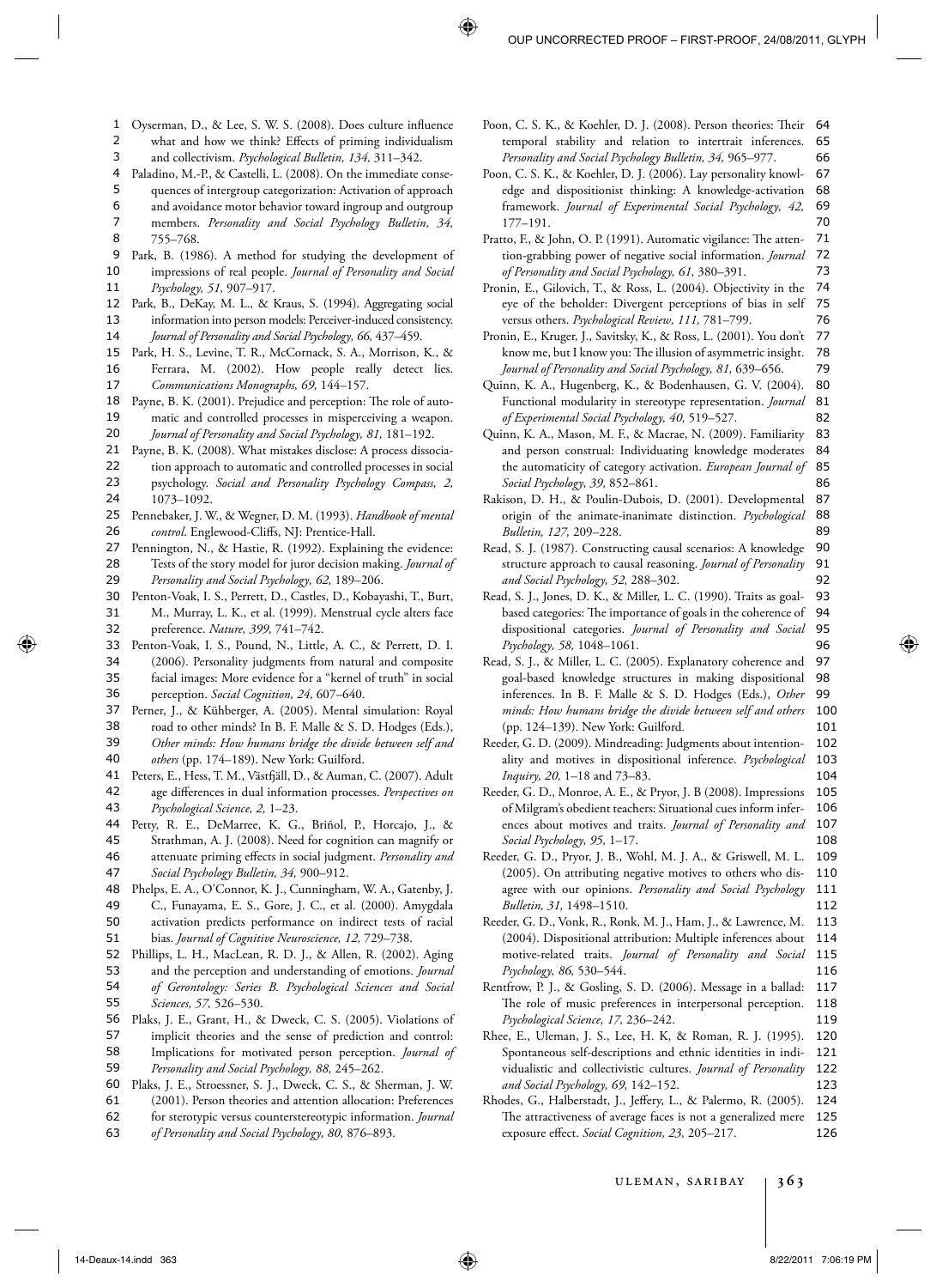Oyserman, D., & Lee, S. W. S. (2008). Does culture influence what and how we think? Effects of priming individualism and collectivism. *Psychological Bulletin, 134,* 311–342.

Paladino, M.-P., & Castelli, L. (2008). On the immediate consequences of intergroup categorization: Activation of approach and avoidance motor behavior toward ingroup and outgroup members. *Personality and Social Psychology Bulletin, 34,* 755–768.

Park, B. (1986). A method for studying the development of impressions of real people. *Journal of Personality and Social Psychology, 51,* 907–917.

Park, B., DeKay, M. L., & Kraus, S. (1994). Aggregating social information into person models: Perceiver-induced consistency. *Journal of Personality and Social Psychology, 66,* 437–459.

Park, H. S., Levine, T. R., McCornack, S. A., Morrison, K., & Ferrara, M. (2002). How people really detect lies. *Communications Monographs, 69,* 144–157.

Payne, B. K. (2001). Prejudice and perception: The role of automatic and controlled processes in misperceiving a weapon. *Journal of Personality and Social Psychology, 81,* 181–192.

Payne, B. K. (2008). What mistakes disclose: A process dissociation approach to automatic and controlled processes in social psychology. *Social and Personality Psychology Compass, 2,* 1073–1092.

Pennebaker, J. W., & Wegner, D. M. (1993). *Handbook of mental control*. Englewood-Cliffs, NJ: Prentice-Hall.

Pennington, N., & Hastie, R. (1992). Explaining the evidence: Tests of the story model for juror decision making. *Journal of Personality and Social Psychology, 62,* 189–206.

Penton-Voak, I. S., Perrett, D., Castles, D., Kobayashi, T., Burt, M., Murray, L. K., et al. (1999). Menstrual cycle alters face preference. *Nature, 399,* 741–742.

Penton-Voak, I. S., Pound, N., Little, A. C., & Perrett, D. I. (2006). Personality judgments from natural and composite facial images: More evidence for a "kernel of truth" in social perception. *Social Cognition, 24,* 607–640.

Perner, J., & Kühberger, A. (2005). Mental simulation: Royal road to other minds? In B. F. Malle & S. D. Hodges (Eds.), *Other minds: How humans bridge the divide between self and others* (pp. 174–189). New York: Guilford.

Peters, E., Hess, T. M., Västfjäll, D., & Auman, C. (2007). Adult age differences in dual information processes. *Perspectives on Psychological Science, 2,* 1–23.

Petty, R. E., DeMarree, K. G., Briñol, P., Horcajo, J., & Strathman, A. J. (2008). Need for cognition can magnify or attenuate priming effects in social judgment. *Personality and Social Psychology Bulletin, 34,* 900–912.

Phelps, E. A., O'Connor, K. J., Cunningham, W. A., Gatenby, J. C., Funayama, E. S., Gore, J. C., et al. (2000). Amygdala activation predicts performance on indirect tests of racial bias. *Journal of Cognitive Neuroscience, 12,* 729–738.

Phillips, L. H., MacLean, R. D. J., & Allen, R. (2002). Aging and the perception and understanding of emotions. *Journal of Gerontology: Series B. Psychological Sciences and Social Sciences, 57,* 526–530.

Plaks, J. E., Grant, H., & Dweck, C. S. (2005). Violations of implicit theories and the sense of prediction and control: Implications for motivated person perception. *Journal of Personality and Social Psychology, 88,* 245–262.

Plaks, J. E., Stroessner, S. J., Dweck, C. S., & Sherman, J. W. (2001). Person theories and attention allocation: Preferences for sterotypic versus counterstereotypic information. *Journal of Personality and Social Psychology, 80,* 876–893.

Poon, C. S. K., & Koehler, D. J. (2008). Person theories: Their temporal stability and relation to intertrait inferences. *Personality and Social Psychology Bulletin, 34,* 965–977.

Poon, C. S. K., & Koehler, D. J. (2006). Lay personality knowledge and dispositionist thinking: A knowledge-activation framework. *Journal of Experimental Social Psychology, 42,* 177–191.

Pratto, F., & John, O. P. (1991). Automatic vigilance: The attention-grabbing power of negative social information. *Journal of Personality and Social Psychology, 61,* 380–391.

Pronin, E., Gilovich, T., & Ross, L. (2004). Objectivity in the eye of the beholder: Divergent perceptions of bias in self versus others. *Psychological Review, 111,* 781–799.

Pronin, E., Kruger, J., Savitsky, K., & Ross, L. (2001). You don't know me, but I know you: The illusion of asymmetric insight. *Journal of Personality and Social Psychology, 81,* 639–656.

Quinn, K. A., Hugenberg, K., & Bodenhausen, G. V. (2004). Functional modularity in stereotype representation. *Journal of Experimental Social Psychology, 40,* 519–527.

Quinn, K. A., Mason, M. F., & Macrae, N. (2009). Familiarity and person construal: Individuating knowledge moderates the automaticity of category activation. *European Journal of Social Psychology, 39,* 852–861.

Rakison, D. H., & Poulin-Dubois, D. (2001). Developmental origin of the animate-inanimate distinction. *Psychological Bulletin, 127,* 209–228.

Read, S. J. (1987). Constructing causal scenarios: A knowledge structure approach to causal reasoning. *Journal of Personality and Social Psychology, 52,* 288–302.

Read, S. J., Jones, D. K., & Miller, L. C. (1990). Traits as goal-based categories: The importance of goals in the coherence of dispositional categories. *Journal of Personality and Social Psychology, 58,* 1048–1061.

Read, S. J., & Miller, L. C. (2005). Explanatory coherence and goal-based knowledge structures in making dispositional inferences. In B. F. Malle & S. D. Hodges (Eds.), *Other minds: How humans bridge the divide between self and others* (pp. 124–139). New York: Guilford.

Reeder, G. D. (2009). Mindreading: Judgments about intentionality and motives in dispositional inference. *Psychological Inquiry, 20,* 1–18 and 73–83.

Reeder, G. D., Monroe, A. E., & Pryor, J. B (2008). Impressions of Milgram's obedient teachers: Situational cues inform inferences about motives and traits. *Journal of Personality and Social Psychology, 95,* 1–17.

Reeder, G. D., Pryor, J. B., Wohl, M. J. A., & Griswell, M. L. (2005). On attributing negative motives to others who disagree with our opinions. *Personality and Social Psychology Bulletin, 31,* 1498–1510.

Reeder, G. D., Vonk, R., Ronk, M. J., Ham, J., & Lawrence, M. (2004). Dispositional attribution: Multiple inferences about motive-related traits. *Journal of Personality and Social Psychology, 86,* 530–544.

Rentfrow, P. J., & Gosling, S. D. (2006). Message in a ballad: The role of music preferences in interpersonal perception. *Psychological Science, 17,* 236–242.

Rhee, E., Uleman, J. S., Lee, H. K, & Roman, R. J. (1995). Spontaneous self-descriptions and ethnic identities in individualistic and collectivistic cultures. *Journal of Personality and Social Psychology, 69,* 142–152.

Rhodes, G., Halberstadt, J., Jeffery, L., & Palermo, R. (2005). The attractiveness of average faces is not a generalized mere exposure effect. *Social Cognition, 23,* 205–217.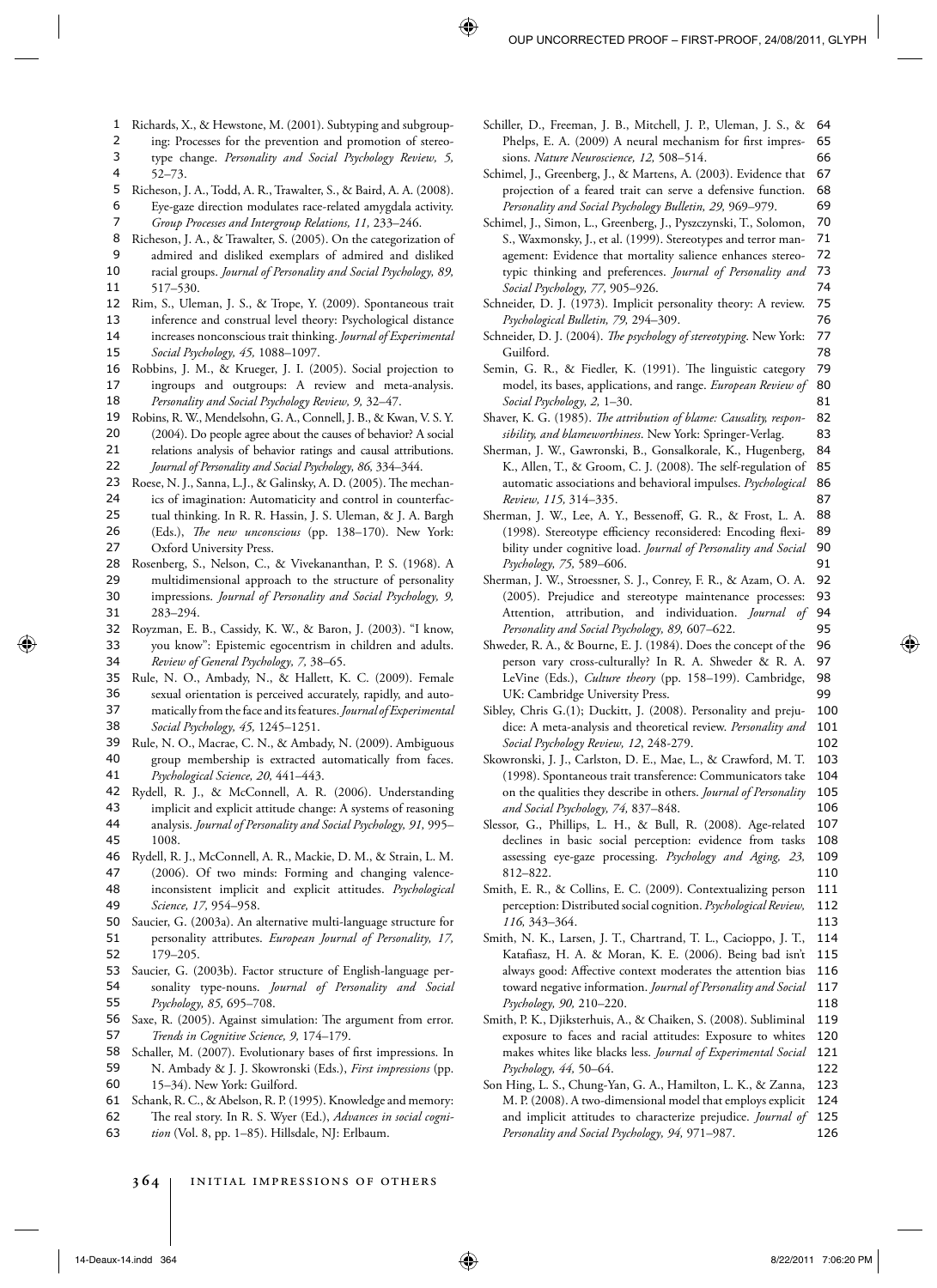Richards, X., & Hewstone, M. (2001). Subtyping and subgrouping: Processes for the prevention and promotion of stereotype change. *Personality and Social Psychology Review, 5,* 52–73.

Richeson, J. A., Todd, A. R., Trawalter, S., & Baird, A. A. (2008). Eye-gaze direction modulates race-related amygdala activity. *Group Processes and Intergroup Relations, 11,* 233–246.

Richeson, J. A., & Trawalter, S. (2005). On the categorization of admired and disliked exemplars of admired and disliked racial groups. *Journal of Personality and Social Psychology, 89,* 517–530.

Rim, S., Uleman, J. S., & Trope, Y. (2009). Spontaneous trait inference and construal level theory: Psychological distance increases nonconscious trait thinking. *Journal of Experimental Social Psychology, 45,* 1088–1097.

Robbins, J. M., & Krueger, J. I. (2005). Social projection to ingroups and outgroups: A review and meta-analysis. *Personality and Social Psychology Review, 9,* 32–47.

Robins, R. W., Mendelsohn, G. A., Connell, J. B., & Kwan, V. S. Y. (2004). Do people agree about the causes of behavior? A social relations analysis of behavior ratings and causal attributions. *Journal of Personality and Social Psychology, 86,* 334–344.

Roese, N. J., Sanna, L.J., & Galinsky, A. D. (2005). The mechanics of imagination: Automaticity and control in counterfactual thinking. In R. R. Hassin, J. S. Uleman, & J. A. Bargh (Eds.), *The new unconscious* (pp. 138–170). New York: Oxford University Press.

Rosenberg, S., Nelson, C., & Vivekananthan, P. S. (1968). A multidimensional approach to the structure of personality impressions. *Journal of Personality and Social Psychology, 9,* 283–294.

Royzman, E. B., Cassidy, K. W., & Baron, J. (2003). "I know, you know": Epistemic egocentrism in children and adults. *Review of General Psychology, 7,* 38–65.

Rule, N. O., Ambady, N., & Hallett, K. C. (2009). Female sexual orientation is perceived accurately, rapidly, and automatically from the face and its features. *Journal of Experimental Social Psychology, 45,* 1245–1251.

Rule, N. O., Macrae, C. N., & Ambady, N. (2009). Ambiguous group membership is extracted automatically from faces. *Psychological Science, 20,* 441–443.

Rydell, R. J., & McConnell, A. R. (2006). Understanding implicit and explicit attitude change: A systems of reasoning analysis. *Journal of Personality and Social Psychology, 91,* 995–1008.

Rydell, R. J., McConnell, A. R., Mackie, D. M., & Strain, L. M. (2006). Of two minds: Forming and changing valence-inconsistent implicit and explicit attitudes. *Psychological Science, 17,* 954–958.

Saucier, G. (2003a). An alternative multi-language structure for personality attributes. *European Journal of Personality, 17,* 179–205.

Saucier, G. (2003b). Factor structure of English-language personality type-nouns. *Journal of Personality and Social Psychology, 85,* 695–708.

Saxe, R. (2005). Against simulation: The argument from error. *Trends in Cognitive Science, 9,* 174–179.

Schaller, M. (2007). Evolutionary bases of first impressions. In N. Ambady & J. J. Skowronski (Eds.), *First impressions* (pp. 15–34). New York: Guilford.

Schank, R. C., & Abelson, R. P. (1995). Knowledge and memory: The real story. In R. S. Wyer (Ed.), *Advances in social cognition* (Vol. 8, pp. 1–85). Hillsdale, NJ: Erlbaum.

Schiller, D., Freeman, J. B., Mitchell, J. P., Uleman, J. S., & Phelps, E. A. (2009) A neural mechanism for first impressions. *Nature Neuroscience, 12,* 508–514.

Schimel, J., Greenberg, J., & Martens, A. (2003). Evidence that projection of a feared trait can serve a defensive function. *Personality and Social Psychology Bulletin, 29,* 969–979.

Schimel, J., Simon, L., Greenberg, J., Pyszczynski, T., Solomon, S., Waxmonsky, J., et al. (1999). Stereotypes and terror management: Evidence that mortality salience enhances stereotypic thinking and preferences. *Journal of Personality and Social Psychology, 77,* 905–926.

Schneider, D. J. (1973). Implicit personality theory: A review. *Psychological Bulletin, 79,* 294–309.

Schneider, D. J. (2004). *The psychology of stereotyping*. New York: Guilford.

Semin, G. R., & Fiedler, K. (1991). The linguistic category model, its bases, applications, and range. *European Review of Social Psychology, 2,* 1–30.

Shaver, K. G. (1985). *The attribution of blame: Causality, responsibility, and blameworthiness*. New York: Springer-Verlag.

Sherman, J. W., Gawronski, B., Gonsalkorale, K., Hugenberg, K., Allen, T., & Groom, C. J. (2008). The self-regulation of automatic associations and behavioral impulses. *Psychological Review, 115,* 314–335.

Sherman, J. W., Lee, A. Y., Bessenoff, G. R., & Frost, L. A. (1998). Stereotype efficiency reconsidered: Encoding flexibility under cognitive load. *Journal of Personality and Social Psychology, 75,* 589–606.

Sherman, J. W., Stroessner, S. J., Conrey, F. R., & Azam, O. A. (2005). Prejudice and stereotype maintenance processes: Attention, attribution, and individuation. *Journal of Personality and Social Psychology, 89,* 607–622.

Shweder, R. A., & Bourne, E. J. (1984). Does the concept of the person vary cross-culturally? In R. A. Shweder & R. A. LeVine (Eds.), *Culture theory* (pp. 158–199). Cambridge, UK: Cambridge University Press.

Sibley, Chris G.(1); Duckitt, J. (2008). Personality and prejudice: A meta-analysis and theoretical review. *Personality and Social Psychology Review, 12*, 248-279.

Skowronski, J. J., Carlston, D. E., Mae, L., & Crawford, M. T. (1998). Spontaneous trait transference: Communicators take on the qualities they describe in others. *Journal of Personality and Social Psychology, 74,* 837–848.

Slessor, G., Phillips, L. H., & Bull, R. (2008). Age-related declines in basic social perception: evidence from tasks assessing eye-gaze processing. *Psychology and Aging, 23,* 812–822.

Smith, E. R., & Collins, E. C. (2009). Contextualizing person perception: Distributed social cognition. *Psychological Review, 116,* 343–364.

Smith, N. K., Larsen, J. T., Chartrand, T. L., Cacioppo, J. T., Katafiasz, H. A. & Moran, K. E. (2006). Being bad isn't always good: Affective context moderates the attention bias toward negative information. *Journal of Personality and Social Psychology, 90,* 210–220.

Smith, P. K., Djiksterhuis, A., & Chaiken, S. (2008). Subliminal exposure to faces and racial attitudes: Exposure to whites makes whites like blacks less. *Journal of Experimental Social Psychology, 44,* 50–64.

Son Hing, L. S., Chung-Yan, G. A., Hamilton, L. K., & Zanna, M. P. (2008). A two-dimensional model that employs explicit and implicit attitudes to characterize prejudice. *Journal of Personality and Social Psychology, 94,* 971–987.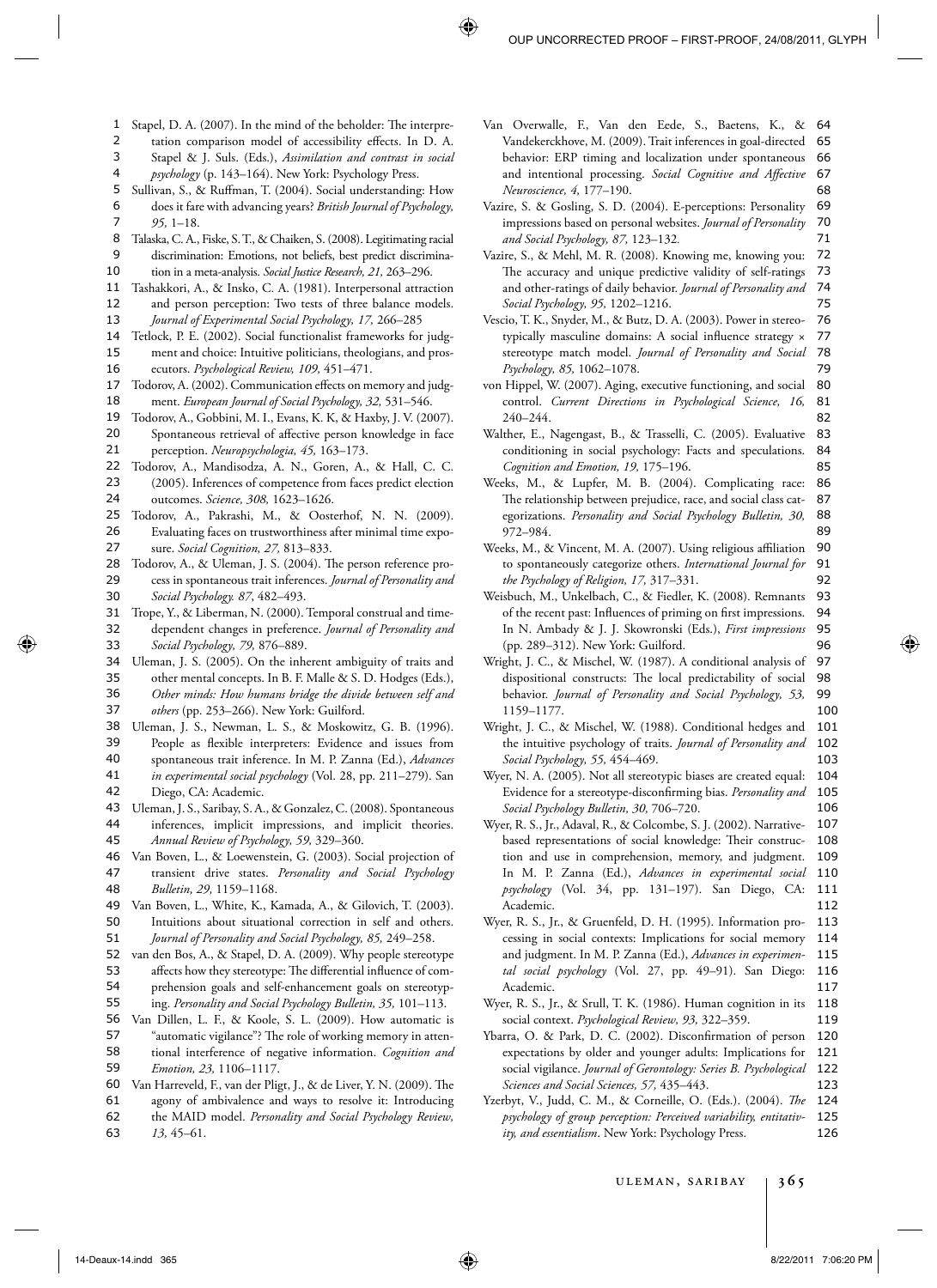Stapel, D. A. (2007). In the mind of the beholder: The interpretation comparison model of accessibility effects. In D. A. Stapel & J. Suls. (Eds.), *Assimilation and contrast in social psychology* (p. 143–164). New York: Psychology Press.

Sullivan, S., & Ruffman, T. (2004). Social understanding: How does it fare with advancing years? *British Journal of Psychology, 95,* 1–18.

Talaska, C. A., Fiske, S. T., & Chaiken, S. (2008). Legitimating racial discrimination: Emotions, not beliefs, best predict discrimination in a meta-analysis. *Social Justice Research, 21,* 263–296.

Tashakkori, A., & Insko, C. A. (1981). Interpersonal attraction and person perception: Two tests of three balance models. *Journal of Experimental Social Psychology, 17,* 266–285

Tetlock, P. E. (2002). Social functionalist frameworks for judgment and choice: Intuitive politicians, theologians, and prosecutors. *Psychological Review, 109,* 451–471.

Todorov, A. (2002). Communication effects on memory and judgment. *European Journal of Social Psychology, 32,* 531–546.

Todorov, A., Gobbini, M. I., Evans, K. K., & Haxby, J. V. (2007). Spontaneous retrieval of affective person knowledge in face perception. *Neuropsychologia, 45,* 163–173.

Todorov, A., Mandisodza, A. N., Goren, A., & Hall, C. C. (2005). Inferences of competence from faces predict election outcomes. *Science, 308,* 1623–1626.

Todorov, A., Pakrashi, M., & Oosterhof, N. N. (2009). Evaluating faces on trustworthiness after minimal time exposure. *Social Cognition, 27,* 813–833.

Todorov, A., & Uleman, J. S. (2004). The person reference process in spontaneous trait inferences. *Journal of Personality and Social Psychology. 87,* 482–493.

Trope, Y., & Liberman, N. (2000). Temporal construal and time-dependent changes in preference. *Journal of Personality and Social Psychology, 79,* 876–889.

Uleman, J. S. (2005). On the inherent ambiguity of traits and other mental concepts. In B. F. Malle & S. D. Hodges (Eds.), *Other minds: How humans bridge the divide between self and others* (pp. 253–266). New York: Guilford.

Uleman, J. S., Newman, L. S., & Moskowitz, G. B. (1996). People as flexible interpreters: Evidence and issues from spontaneous trait inference. In M. P. Zanna (Ed.), *Advances in experimental social psychology* (Vol. 28, pp. 211–279). San Diego, CA: Academic.

Uleman, J. S., Saribay, S. A., & Gonzalez, C. (2008). Spontaneous inferences, implicit impressions, and implicit theories. *Annual Review of Psychology, 59,* 329–360.

Van Boven, L., & Loewenstein, G. (2003). Social projection of transient drive states. *Personality and Social Psychology Bulletin, 29,* 1159–1168.

Van Boven, L., White, K., Kamada, A., & Gilovich, T. (2003). Intuitions about situational correction in self and others. *Journal of Personality and Social Psychology, 85,* 249–258.

van den Bos, A., & Stapel, D. A. (2009). Why people stereotype affects how they stereotype: The differential influence of comprehension goals and self-enhancement goals on stereotyping. *Personality and Social Psychology Bulletin, 35,* 101–113.

Van Dillen, L. F., & Koole, S. L. (2009). How automatic is "automatic vigilance"? The role of working memory in attentional interference of negative information. *Cognition and Emotion, 23,* 1106–1117.

Van Harreveld, F., van der Pligt, J., & de Liver, Y. N. (2009). The agony of ambivalence and ways to resolve it: Introducing the MAID model. *Personality and Social Psychology Review, 13,* 45–61.

Van Overwalle, F., Van den Eede, S., Baetens, K., & Vandekerckhove, M. (2009). Trait inferences in goal-directed behavior: ERP timing and localization under spontaneous and intentional processing. *Social Cognitive and Affective Neuroscience, 4,* 177–190.

Vazire, S. & Gosling, S. D. (2004). E-perceptions: Personality impressions based on personal websites. *Journal of Personality and Social Psychology, 87,* 123–132.

Vazire, S., & Mehl, M. R. (2008). Knowing me, knowing you: The accuracy and unique predictive validity of self-ratings and other-ratings of daily behavior. *Journal of Personality and Social Psychology, 95,* 1202–1216.

Vescio, T. K., Snyder, M., & Butz, D. A. (2003). Power in stereotypically masculine domains: A social influence strategy × stereotype match model. *Journal of Personality and Social Psychology, 85,* 1062–1078.

von Hippel, W. (2007). Aging, executive functioning, and social control. *Current Directions in Psychological Science, 16,* 240–244.

Walther, E., Nagengast, B., & Trasselli, C. (2005). Evaluative conditioning in social psychology: Facts and speculations. *Cognition and Emotion, 19,* 175–196.

Weeks, M., & Lupfer, M. B. (2004). Complicating race: The relationship between prejudice, race, and social class categorizations. *Personality and Social Psychology Bulletin, 30,* 972–984.

Weeks, M., & Vincent, M. A. (2007). Using religious affiliation to spontaneously categorize others. *International Journal for the Psychology of Religion, 17,* 317–331.

Weisbuch, M., Unkelbach, C., & Fiedler, K. (2008). Remnants of the recent past: Influences of priming on first impressions. In N. Ambady & J. J. Skowronski (Eds.), *First impressions* (pp. 289–312). New York: Guilford.

Wright, J. C., & Mischel, W. (1987). A conditional analysis of dispositional constructs: The local predictability of social behavior. *Journal of Personality and Social Psychology, 53,* 1159–1177.

Wright, J. C., & Mischel, W. (1988). Conditional hedges and the intuitive psychology of traits. *Journal of Personality and Social Psychology, 55,* 454–469.

Wyer, N. A. (2005). Not all stereotypic biases are created equal: Evidence for a stereotype-disconfirming bias. *Personality and Social Psychology Bulletin, 30,* 706–720.

Wyer, R. S., Jr., Adaval, R., & Colcombe, S. J. (2002). Narrative-based representations of social knowledge: Their construction and use in comprehension, memory, and judgment. In M. P. Zanna (Ed.), *Advances in experimental social psychology* (Vol. 34, pp. 131–197). San Diego, CA: Academic.

Wyer, R. S., Jr., & Gruenfeld, D. H. (1995). Information processing in social contexts: Implications for social memory and judgment. In M. P. Zanna (Ed.), *Advances in experimental social psychology* (Vol. 27, pp. 49–91). San Diego: Academic.

Wyer, R. S., Jr., & Srull, T. K. (1986). Human cognition in its social context. *Psychological Review, 93,* 322–359.

Ybarra, O. & Park, D. C. (2002). Disconfirmation of person expectations by older and younger adults: Implications for social vigilance. *Journal of Gerontology: Series B. Psychological Sciences and Social Sciences, 57,* 435–443.

Yzerbyt, V., Judd, C. M., & Corneille, O. (Eds.). (2004). *The psychology of group perception: Perceived variability, entitativity, and essentialism*. New York: Psychology Press.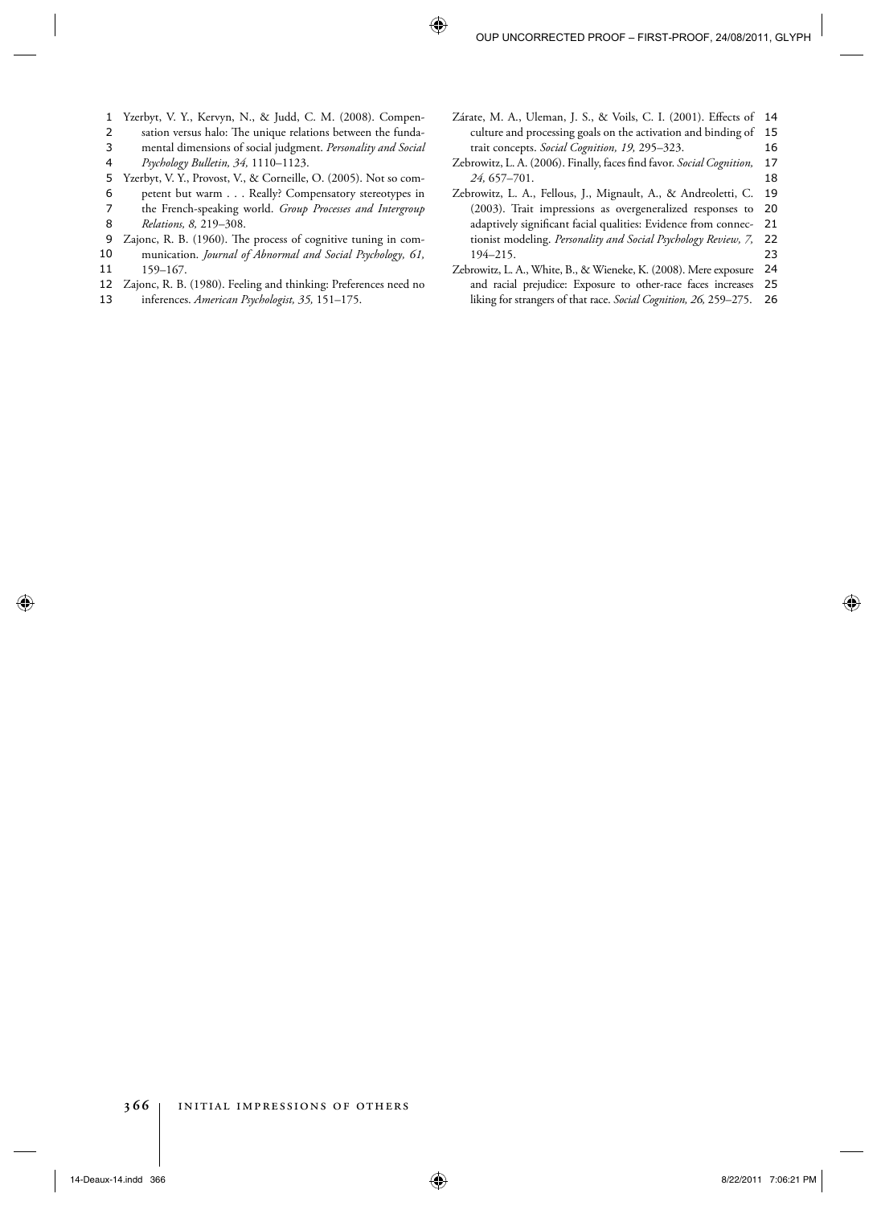Yzerbyt, V. Y., Kervyn, N., & Judd, C. M. (2008). Compensation versus halo: The unique relations between the fundamental dimensions of social judgment. *Personality and Social Psychology Bulletin, 34,* 1110–1123.

Yzerbyt, V. Y., Provost, V., & Corneille, O. (2005). Not so competent but warm . . . Really? Compensatory stereotypes in the French-speaking world. *Group Processes and Intergroup Relations, 8,* 219–308.

Zajonc, R. B. (1960). The process of cognitive tuning in communication. *Journal of Abnormal and Social Psychology, 61,* 159–167.

Zajonc, R. B. (1980). Feeling and thinking: Preferences need no inferences. *American Psychologist, 35,* 151–175.

Zárate, M. A., Uleman, J. S., & Voils, C. I. (2001). Effects of culture and processing goals on the activation and binding of trait concepts. *Social Cognition, 19,* 295–323.

Zebrowitz, L. A. (2006). Finally, faces find favor. *Social Cognition, 24,* 657–701.

Zebrowitz, L. A., Fellous, J., Mignault, A., & Andreoletti, C. (2003). Trait impressions as overgeneralized responses to adaptively significant facial qualities: Evidence from connectionist modeling. *Personality and Social Psychology Review, 7,* 194–215.

Zebrowitz, L. A., White, B., & Wieneke, K. (2008). Mere exposure and racial prejudice: Exposure to other-race faces increases liking for strangers of that race. *Social Cognition, 26,* 259–275.